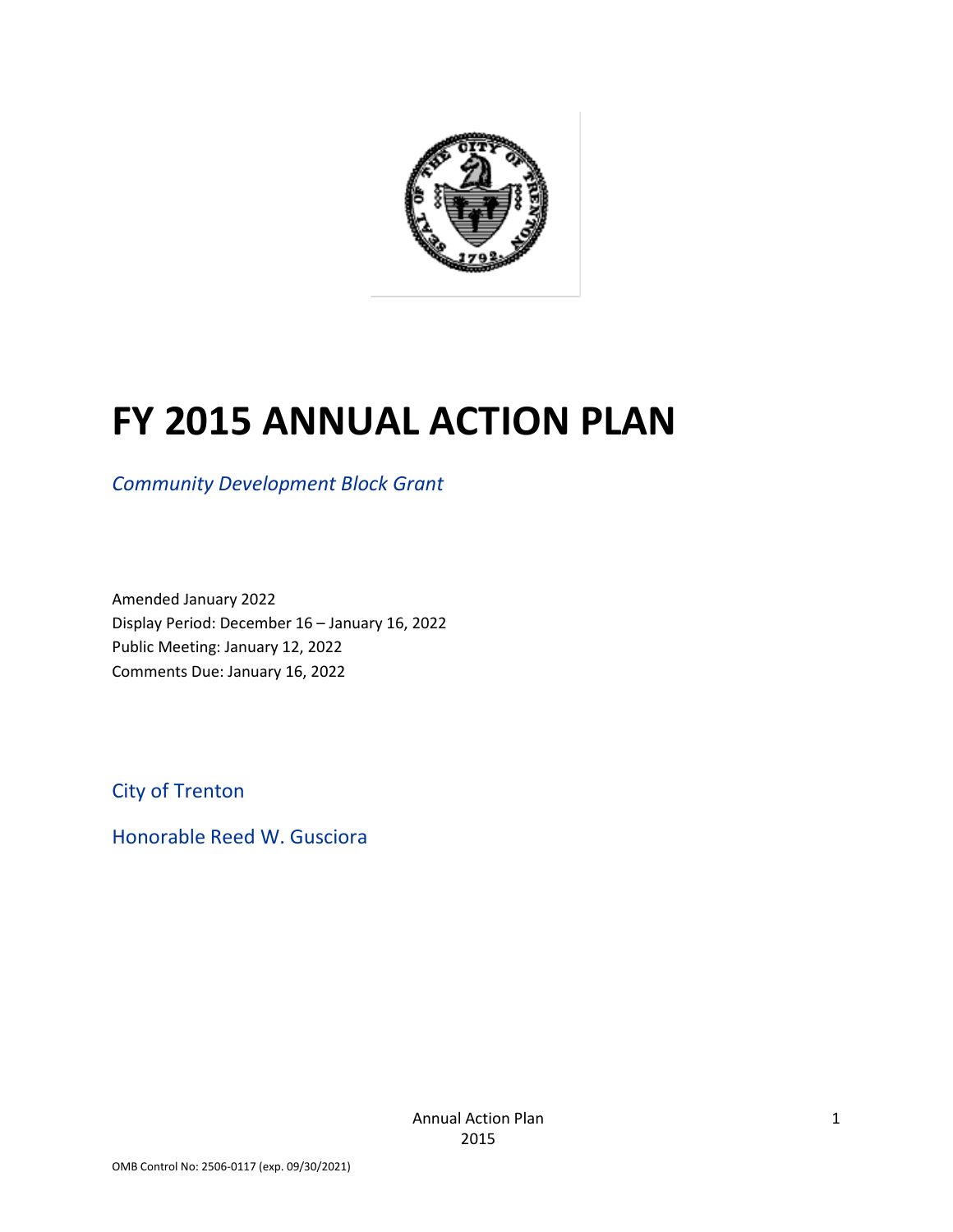# FY 2015 ANNUAL ACTION PLAN

*Community Development Block Grant*

Amended January 2022
Display Period: December 16 – January 16, 2022
Public Meeting: January 12, 2022
Comments Due: January 16, 2022

City of Trenton

Honorable Reed W. Gusciora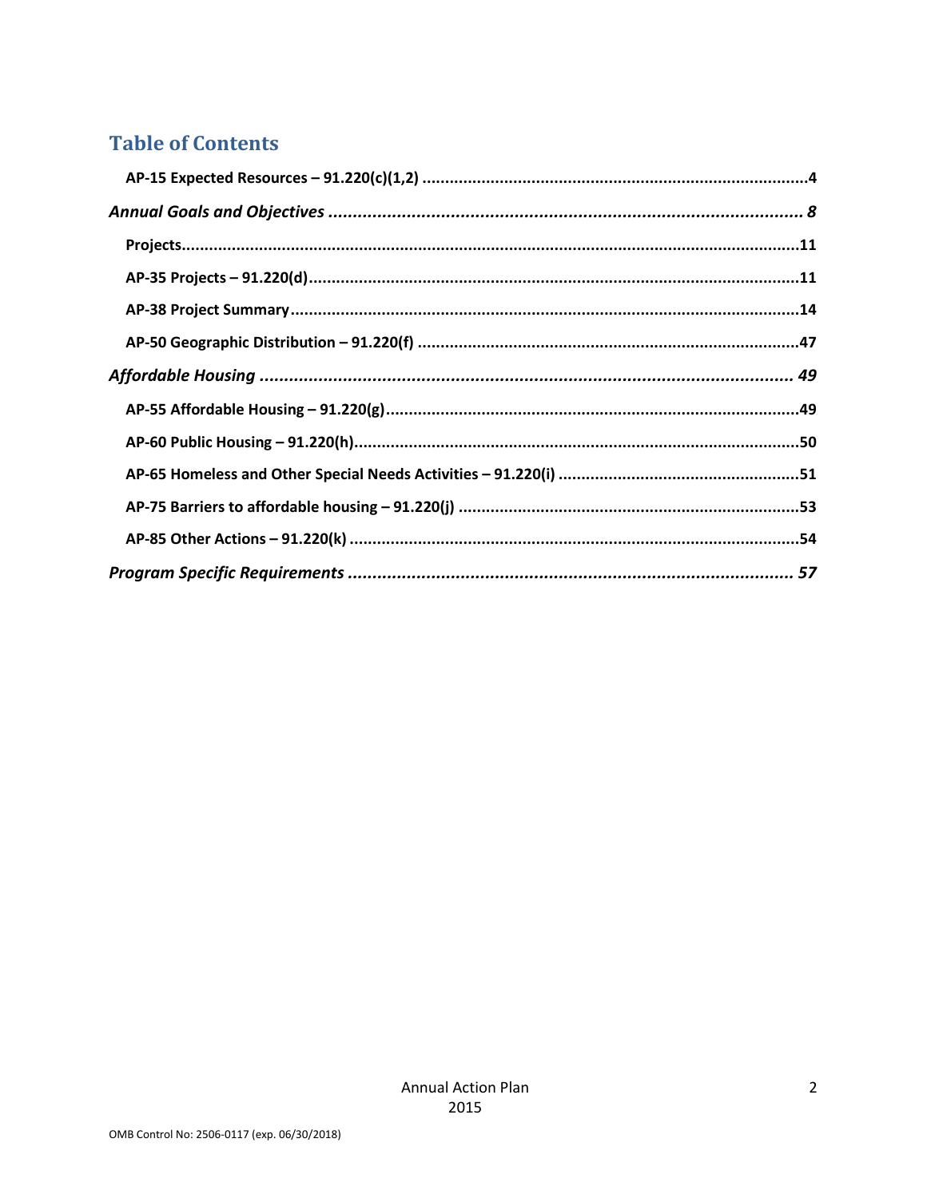## Table of Contents

**AP-15 Expected Resources – 91.220(c)(1,2) ....................................................................................4**

***Annual Goals and Objectives ................................................................................................ 8***

**Projects.......................................................................................................................................11**

**AP-35 Projects – 91.220(d)..........................................................................................................11**

**AP-38 Project Summary...............................................................................................................14**

**AP-50 Geographic Distribution – 91.220(f) ...................................................................................47**

***Affordable Housing ............................................................................................................ 49***

**AP-55 Affordable Housing – 91.220(g)..........................................................................................49**

**AP-60 Public Housing – 91.220(h).................................................................................................50**

**AP-65 Homeless and Other Special Needs Activities – 91.220(i) ....................................................51**

**AP-75 Barriers to affordable housing – 91.220(j) ..........................................................................53**

**AP-85 Other Actions – 91.220(k) .................................................................................................54**

***Program Specific Requirements .......................................................................................... 57***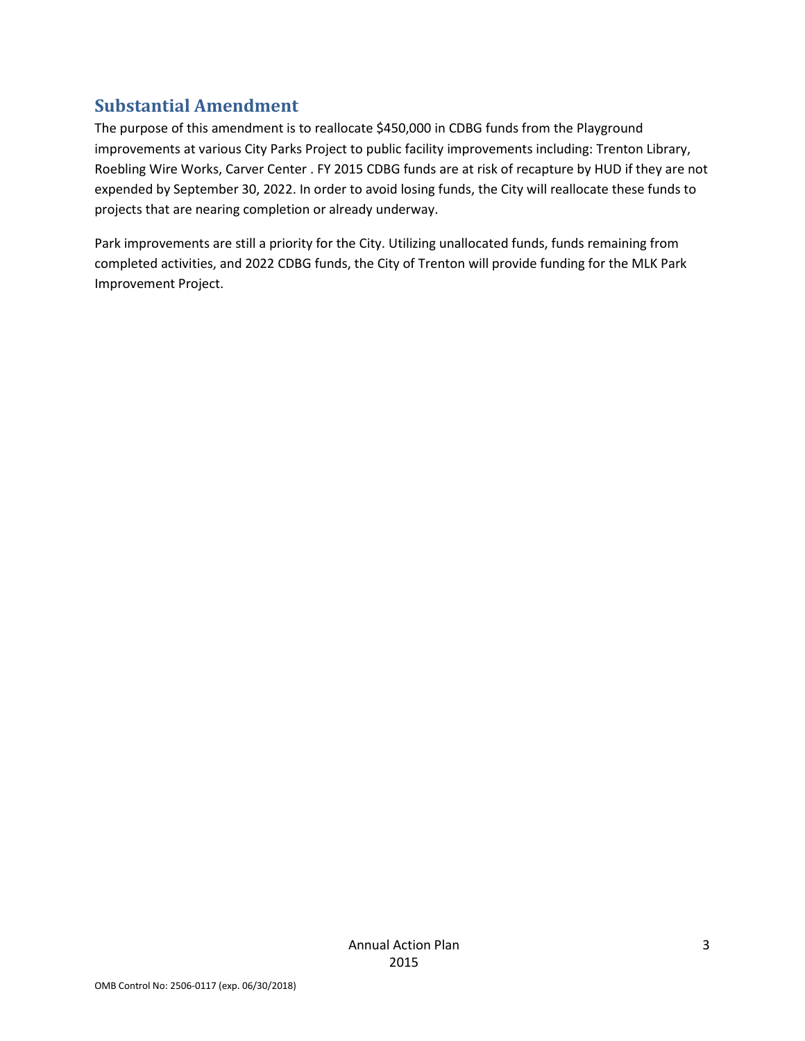## Substantial Amendment

The purpose of this amendment is to reallocate $450,000 in CDBG funds from the Playground improvements at various City Parks Project to public facility improvements including: Trenton Library, Roebling Wire Works, Carver Center . FY 2015 CDBG funds are at risk of recapture by HUD if they are not expended by September 30, 2022. In order to avoid losing funds, the City will reallocate these funds to projects that are nearing completion or already underway.

Park improvements are still a priority for the City. Utilizing unallocated funds, funds remaining from completed activities, and 2022 CDBG funds, the City of Trenton will provide funding for the MLK Park Improvement Project.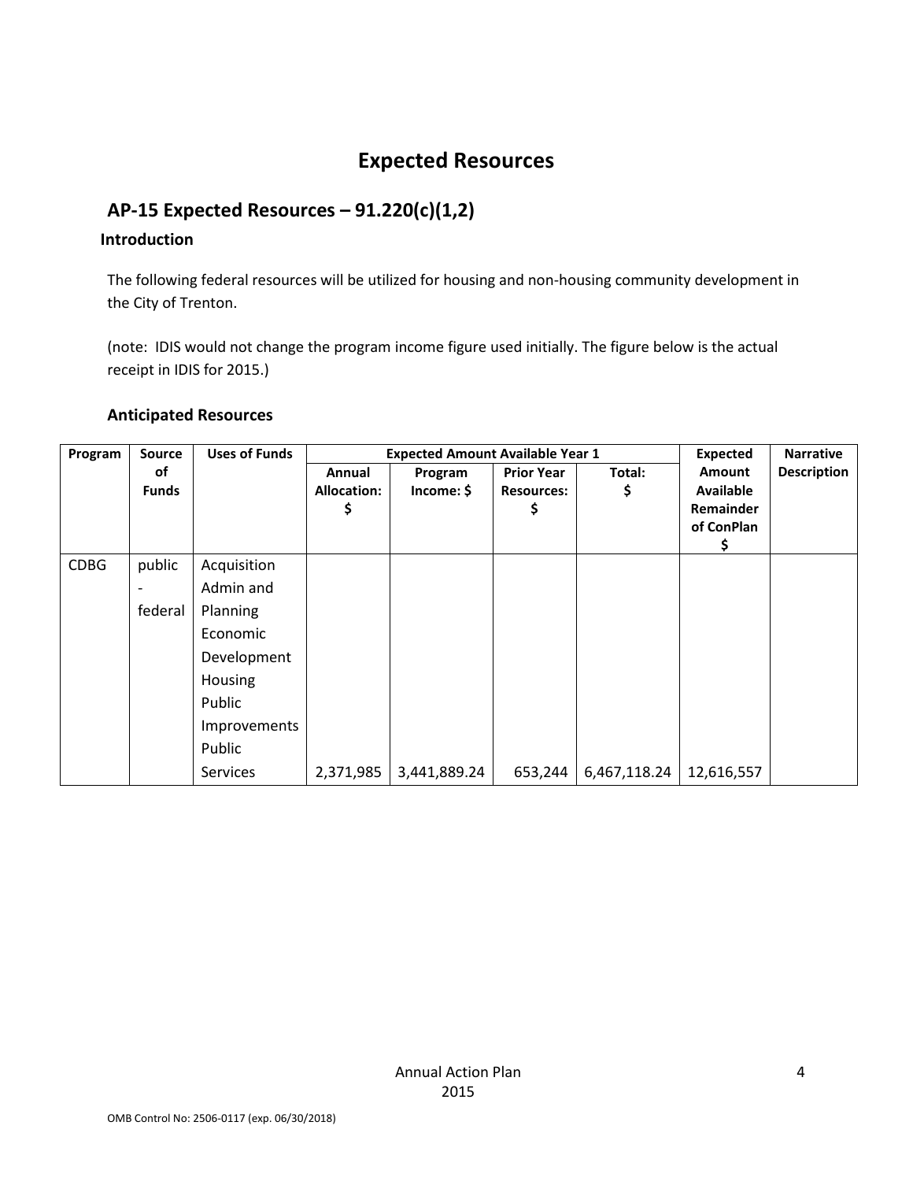# Expected Resources

## AP-15 Expected Resources – 91.220(c)(1,2)

### Introduction

The following federal resources will be utilized for housing and non-housing community development in the City of Trenton.

(note: IDIS would not change the program income figure used initially. The figure below is the actual receipt in IDIS for 2015.)

### Anticipated Resources

| Program | Source of Funds | Uses of Funds | Expected Amount Available Year 1 | | | | Expected Amount Available Remainder of ConPlan $ | Narrative Description |
|---|---|---|---|---|---|---|---|---|
| | | | Annual Allocation: $ | Program Income: $ | Prior Year Resources: $ | Total: $ | | |
| CDBG | public - federal | Acquisition<br>Admin and Planning<br>Economic Development<br>Housing<br>Public Improvements<br>Public Services | 2,371,985 | 3,441,889.24 | 653,244 | 6,467,118.24 | 12,616,557 | |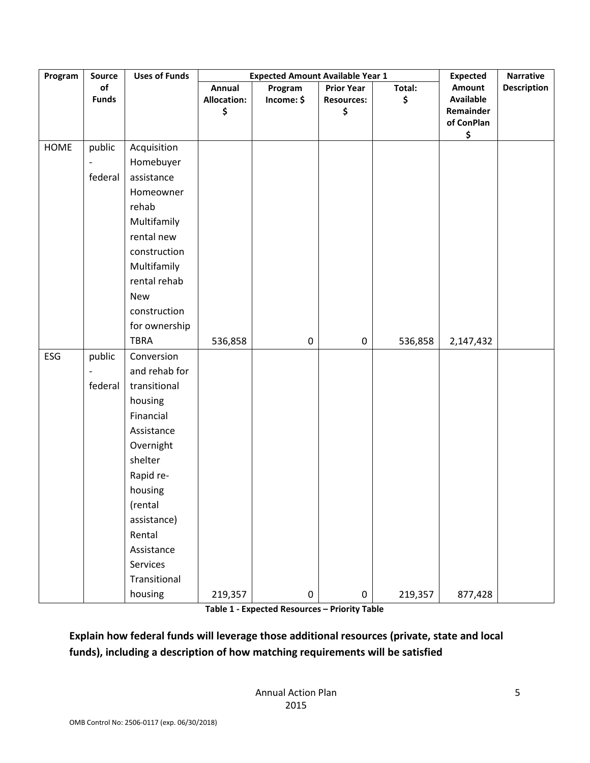| Program | Source of Funds | Uses of Funds | Expected Amount Available Year 1 | | | | Expected Amount Available Remainder of ConPlan $ | Narrative Description |
|---|---|---|---|---|---|---|---|---|
| | | | Annual Allocation: $ | Program Income: $ | Prior Year Resources: $ | Total: $ | | |
| HOME | public - federal | Acquisition Homebuyer assistance Homeowner rehab Multifamily rental new construction Multifamily rental rehab New construction for ownership TBRA | 536,858 | 0 | 0 | 536,858 | 2,147,432 | |
| ESG | public - federal | Conversion and rehab for transitional housing Financial Assistance Overnight shelter Rapid re-housing (rental assistance) Rental Assistance Services Transitional housing | 219,357 | 0 | 0 | 219,357 | 877,428 | |

**Table 1 - Expected Resources – Priority Table**

**Explain how federal funds will leverage those additional resources (private, state and local funds), including a description of how matching requirements will be satisfied**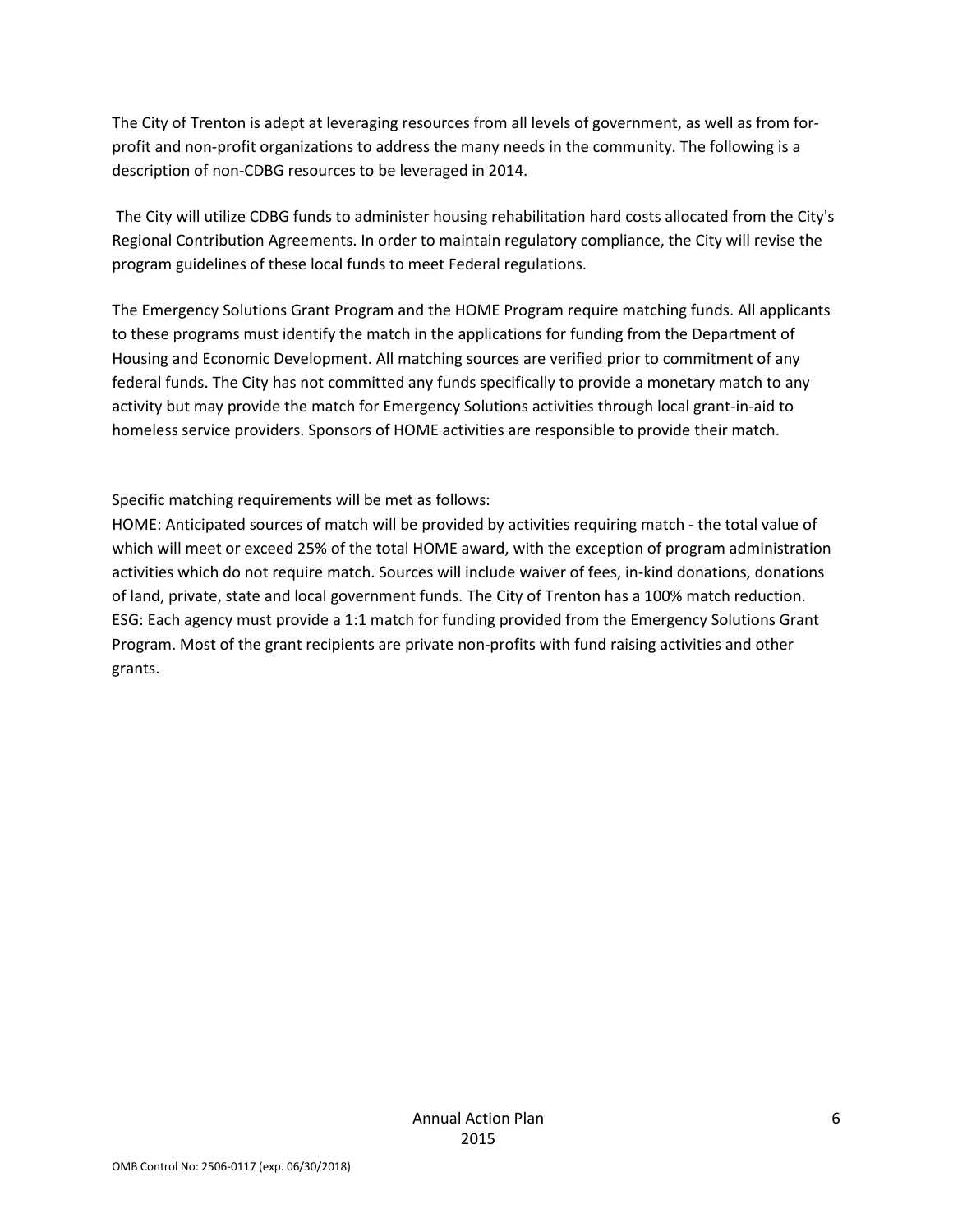The City of Trenton is adept at leveraging resources from all levels of government, as well as from for-profit and non-profit organizations to address the many needs in the community. The following is a description of non-CDBG resources to be leveraged in 2014.

The City will utilize CDBG funds to administer housing rehabilitation hard costs allocated from the City's Regional Contribution Agreements. In order to maintain regulatory compliance, the City will revise the program guidelines of these local funds to meet Federal regulations.

The Emergency Solutions Grant Program and the HOME Program require matching funds. All applicants to these programs must identify the match in the applications for funding from the Department of Housing and Economic Development. All matching sources are verified prior to commitment of any federal funds. The City has not committed any funds specifically to provide a monetary match to any activity but may provide the match for Emergency Solutions activities through local grant-in-aid to homeless service providers. Sponsors of HOME activities are responsible to provide their match.

Specific matching requirements will be met as follows:

HOME: Anticipated sources of match will be provided by activities requiring match - the total value of which will meet or exceed 25% of the total HOME award, with the exception of program administration activities which do not require match. Sources will include waiver of fees, in-kind donations, donations of land, private, state and local government funds. The City of Trenton has a 100% match reduction.

ESG: Each agency must provide a 1:1 match for funding provided from the Emergency Solutions Grant Program. Most of the grant recipients are private non-profits with fund raising activities and other grants.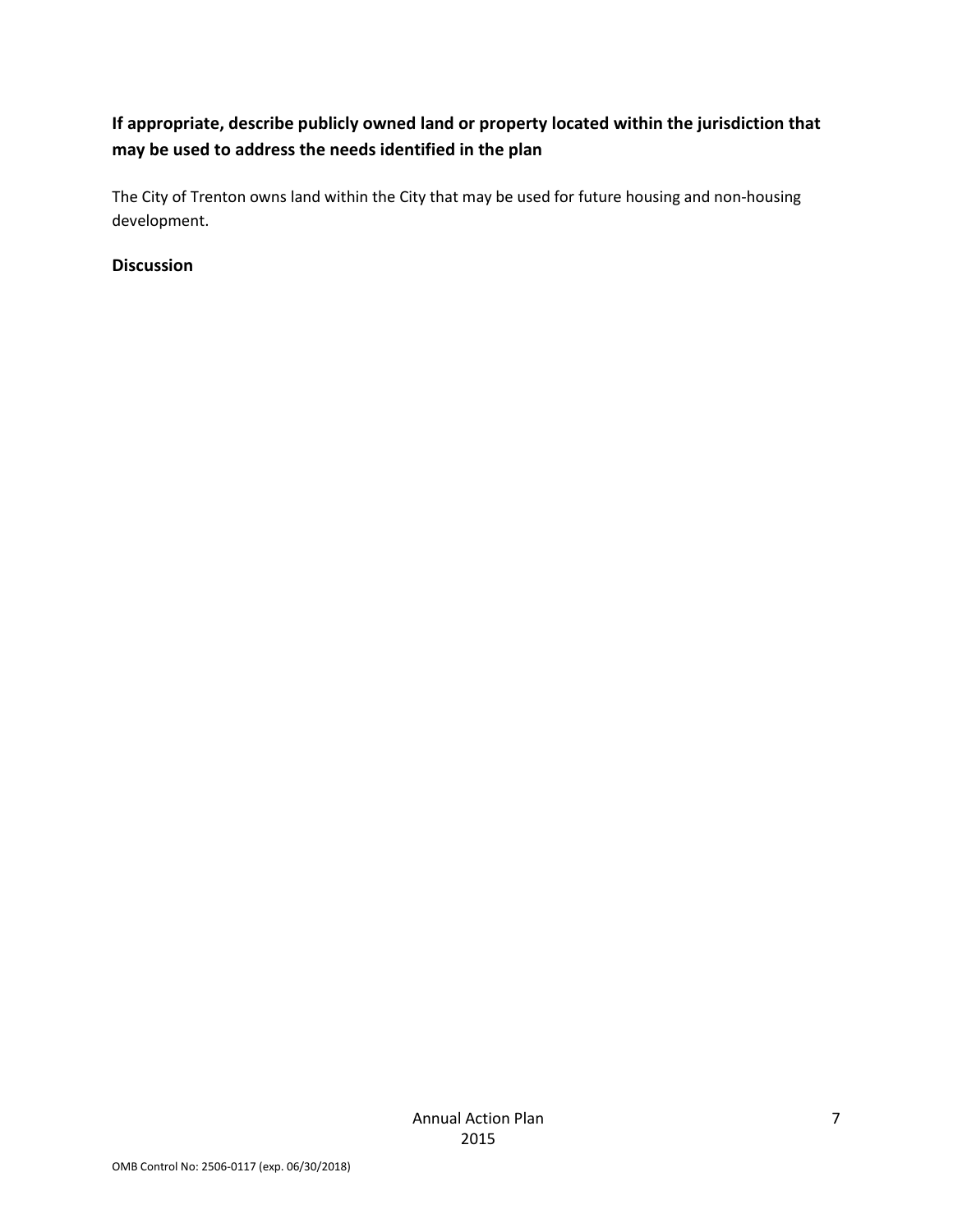**If appropriate, describe publicly owned land or property located within the jurisdiction that may be used to address the needs identified in the plan**

The City of Trenton owns land within the City that may be used for future housing and non-housing development.

**Discussion**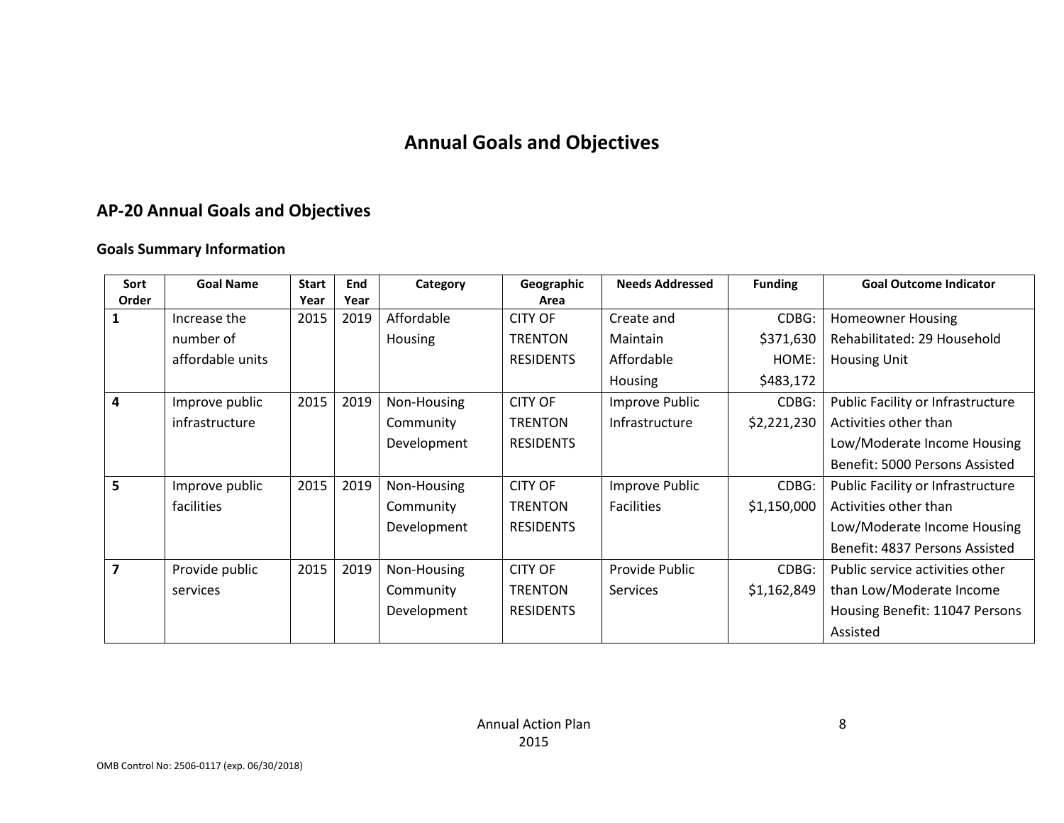# Annual Goals and Objectives

## AP-20 Annual Goals and Objectives

### Goals Summary Information

| Sort Order | Goal Name | Start Year | End Year | Category | Geographic Area | Needs Addressed | Funding | Goal Outcome Indicator |
|---|---|---|---|---|---|---|---|---|
| 1 | Increase the number of affordable units | 2015 | 2019 | Affordable Housing | CITY OF TRENTON RESIDENTS | Create and Maintain Affordable Housing | CDBG: $371,630 HOME: $483,172 | Homeowner Housing Rehabilitated: 29 Household Housing Unit |
| 4 | Improve public infrastructure | 2015 | 2019 | Non-Housing Community Development | CITY OF TRENTON RESIDENTS | Improve Public Infrastructure | CDBG: $2,221,230 | Public Facility or Infrastructure Activities other than Low/Moderate Income Housing Benefit: 5000 Persons Assisted |
| 5 | Improve public facilities | 2015 | 2019 | Non-Housing Community Development | CITY OF TRENTON RESIDENTS | Improve Public Facilities | CDBG: $1,150,000 | Public Facility or Infrastructure Activities other than Low/Moderate Income Housing Benefit: 4837 Persons Assisted |
| 7 | Provide public services | 2015 | 2019 | Non-Housing Community Development | CITY OF TRENTON RESIDENTS | Provide Public Services | CDBG: $1,162,849 | Public service activities other than Low/Moderate Income Housing Benefit: 11047 Persons Assisted |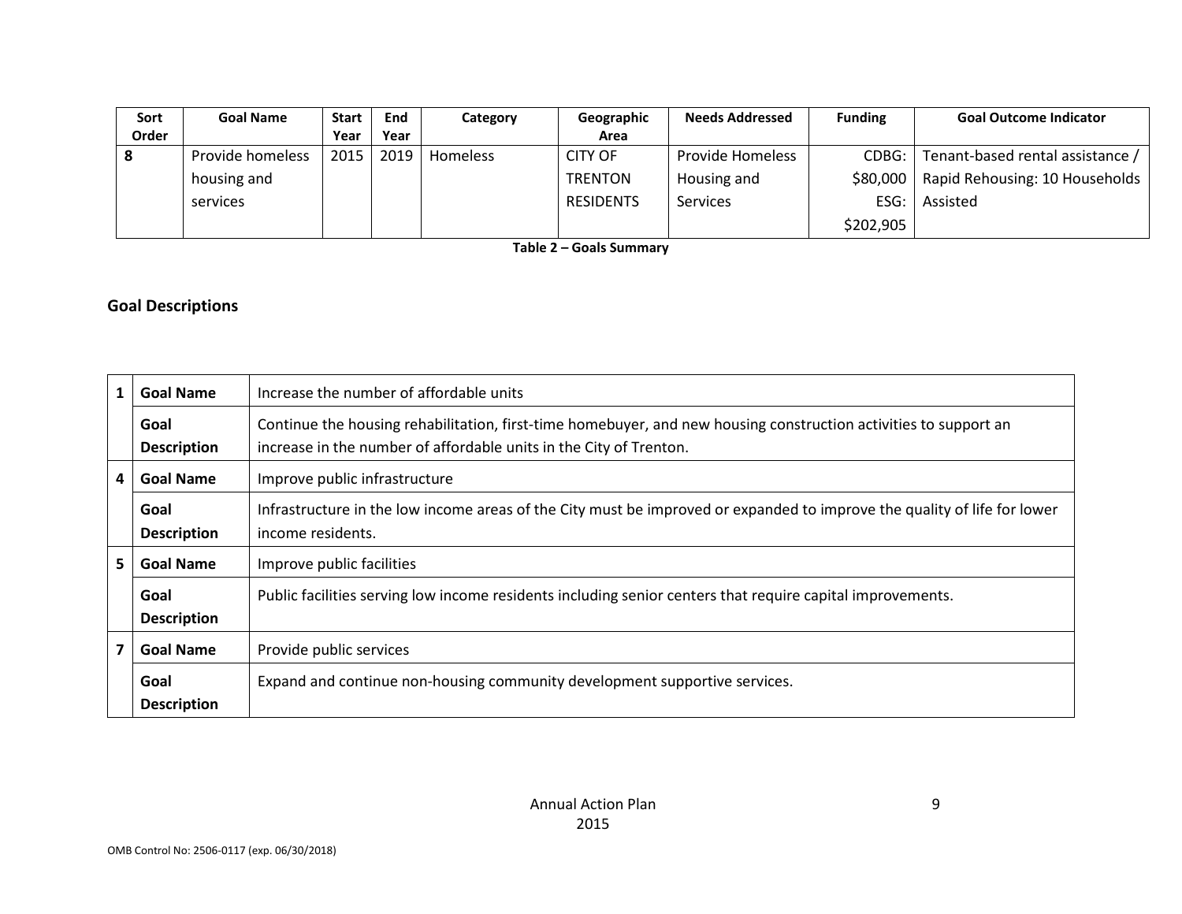| Sort Order | Goal Name | Start Year | End Year | Category | Geographic Area | Needs Addressed | Funding | Goal Outcome Indicator |
|---|---|---|---|---|---|---|---|---|
| 8 | Provide homeless housing and services | 2015 | 2019 | Homeless | CITY OF TRENTON RESIDENTS | Provide Homeless Housing and Services | CDBG: $80,000 ESG: $202,905 | Tenant-based rental assistance / Rapid Rehousing: 10 Households Assisted |

**Table 2 – Goals Summary**

## Goal Descriptions

| | | |
|---|---|---|
| 1 | **Goal Name** | Increase the number of affordable units |
| | **Goal Description** | Continue the housing rehabilitation, first-time homebuyer, and new housing construction activities to support an increase in the number of affordable units in the City of Trenton. |
| 4 | **Goal Name** | Improve public infrastructure |
| | **Goal Description** | Infrastructure in the low income areas of the City must be improved or expanded to improve the quality of life for lower income residents. |
| 5 | **Goal Name** | Improve public facilities |
| | **Goal Description** | Public facilities serving low income residents including senior centers that require capital improvements. |
| 7 | **Goal Name** | Provide public services |
| | **Goal Description** | Expand and continue non-housing community development supportive services. |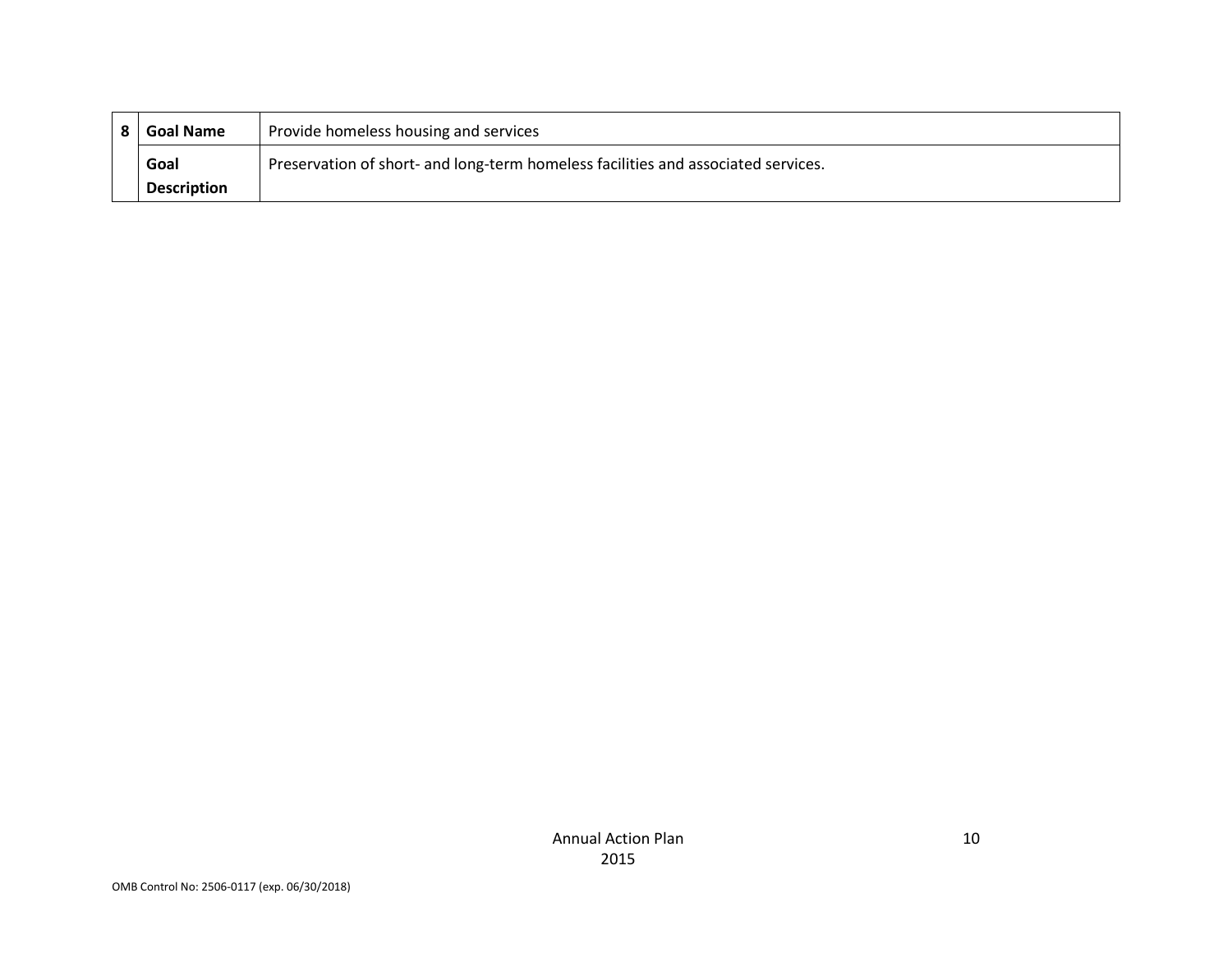| 8 | **Goal Name** | Provide homeless housing and services |
|---|---|---|
| | **Goal Description** | Preservation of short- and long-term homeless facilities and associated services. |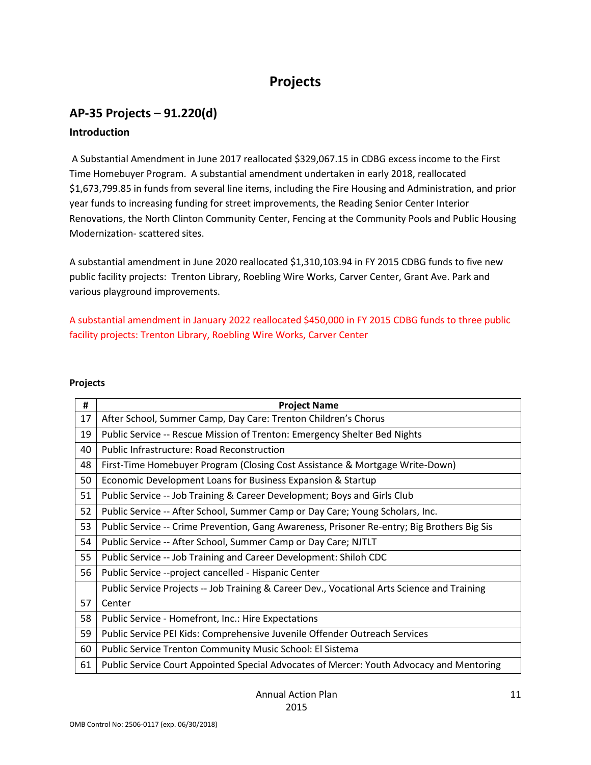# Projects

## AP-35 Projects – 91.220(d)

### Introduction

A Substantial Amendment in June 2017 reallocated $329,067.15 in CDBG excess income to the First Time Homebuyer Program. A substantial amendment undertaken in early 2018, reallocated $1,673,799.85 in funds from several line items, including the Fire Housing and Administration, and prior year funds to increasing funding for street improvements, the Reading Senior Center Interior Renovations, the North Clinton Community Center, Fencing at the Community Pools and Public Housing Modernization- scattered sites.

A substantial amendment in June 2020 reallocated $1,310,103.94 in FY 2015 CDBG funds to five new public facility projects: Trenton Library, Roebling Wire Works, Carver Center, Grant Ave. Park and various playground improvements.

A substantial amendment in January 2022 reallocated $450,000 in FY 2015 CDBG funds to three public facility projects: Trenton Library, Roebling Wire Works, Carver Center

**Projects**

| # | Project Name |
|---|---|
| 17 | After School, Summer Camp, Day Care: Trenton Children's Chorus |
| 19 | Public Service -- Rescue Mission of Trenton: Emergency Shelter Bed Nights |
| 40 | Public Infrastructure: Road Reconstruction |
| 48 | First-Time Homebuyer Program (Closing Cost Assistance & Mortgage Write-Down) |
| 50 | Economic Development Loans for Business Expansion & Startup |
| 51 | Public Service -- Job Training & Career Development; Boys and Girls Club |
| 52 | Public Service -- After School, Summer Camp or Day Care; Young Scholars, Inc. |
| 53 | Public Service -- Crime Prevention, Gang Awareness, Prisoner Re-entry; Big Brothers Big Sis |
| 54 | Public Service -- After School, Summer Camp or Day Care; NJTLT |
| 55 | Public Service -- Job Training and Career Development: Shiloh CDC |
| 56 | Public Service --project cancelled - Hispanic Center |
| 57 | Public Service Projects -- Job Training & Career Dev., Vocational Arts Science and Training Center |
| 58 | Public Service - Homefront, Inc.: Hire Expectations |
| 59 | Public Service PEI Kids: Comprehensive Juvenile Offender Outreach Services |
| 60 | Public Service Trenton Community Music School: El Sistema |
| 61 | Public Service Court Appointed Special Advocates of Mercer: Youth Advocacy and Mentoring |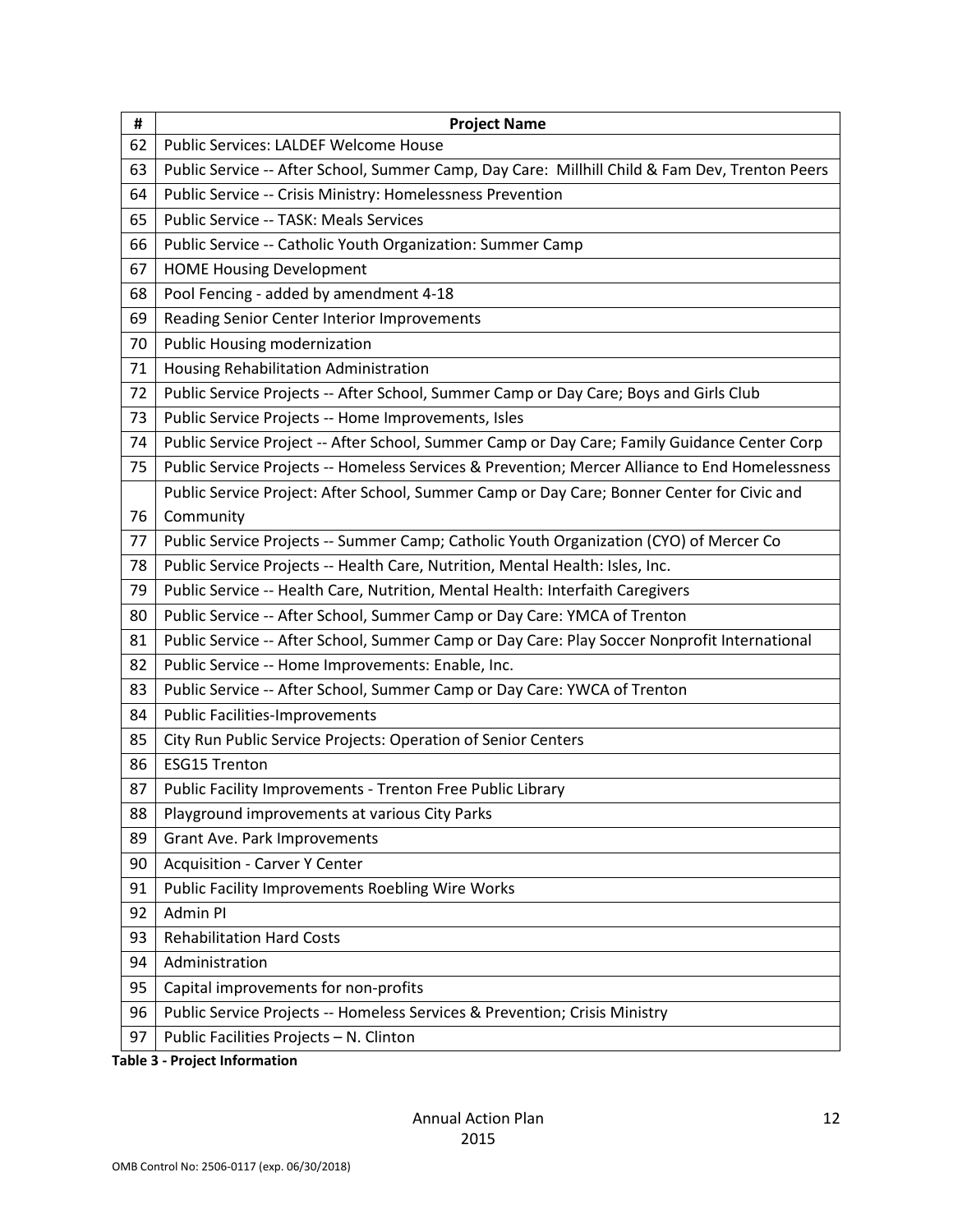| # | Project Name |
|---|---|
| 62 | Public Services: LALDEF Welcome House |
| 63 | Public Service -- After School, Summer Camp, Day Care: Millhill Child & Fam Dev, Trenton Peers |
| 64 | Public Service -- Crisis Ministry: Homelessness Prevention |
| 65 | Public Service -- TASK: Meals Services |
| 66 | Public Service -- Catholic Youth Organization: Summer Camp |
| 67 | HOME Housing Development |
| 68 | Pool Fencing - added by amendment 4-18 |
| 69 | Reading Senior Center Interior Improvements |
| 70 | Public Housing modernization |
| 71 | Housing Rehabilitation Administration |
| 72 | Public Service Projects -- After School, Summer Camp or Day Care; Boys and Girls Club |
| 73 | Public Service Projects -- Home Improvements, Isles |
| 74 | Public Service Project -- After School, Summer Camp or Day Care; Family Guidance Center Corp |
| 75 | Public Service Projects -- Homeless Services & Prevention; Mercer Alliance to End Homelessness |
| 76 | Public Service Project: After School, Summer Camp or Day Care; Bonner Center for Civic and Community |
| 77 | Public Service Projects -- Summer Camp; Catholic Youth Organization (CYO) of Mercer Co |
| 78 | Public Service Projects -- Health Care, Nutrition, Mental Health: Isles, Inc. |
| 79 | Public Service -- Health Care, Nutrition, Mental Health: Interfaith Caregivers |
| 80 | Public Service -- After School, Summer Camp or Day Care: YMCA of Trenton |
| 81 | Public Service -- After School, Summer Camp or Day Care: Play Soccer Nonprofit International |
| 82 | Public Service -- Home Improvements: Enable, Inc. |
| 83 | Public Service -- After School, Summer Camp or Day Care: YWCA of Trenton |
| 84 | Public Facilities-Improvements |
| 85 | City Run Public Service Projects: Operation of Senior Centers |
| 86 | ESG15 Trenton |
| 87 | Public Facility Improvements - Trenton Free Public Library |
| 88 | Playground improvements at various City Parks |
| 89 | Grant Ave. Park Improvements |
| 90 | Acquisition - Carver Y Center |
| 91 | Public Facility Improvements Roebling Wire Works |
| 92 | Admin PI |
| 93 | Rehabilitation Hard Costs |
| 94 | Administration |
| 95 | Capital improvements for non-profits |
| 96 | Public Service Projects -- Homeless Services & Prevention; Crisis Ministry |
| 97 | Public Facilities Projects – N. Clinton |

**Table 3 - Project Information**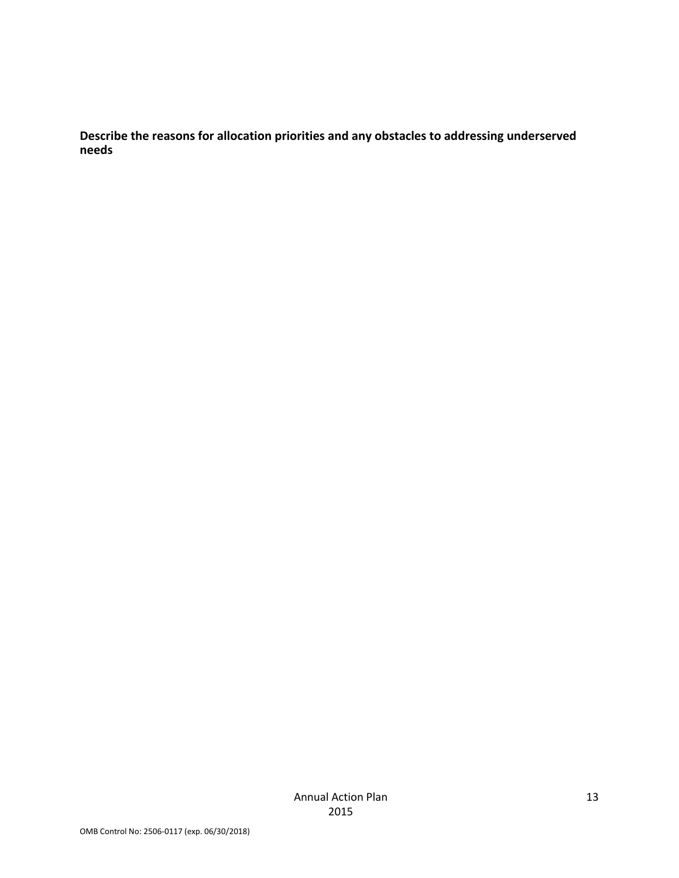**Describe the reasons for allocation priorities and any obstacles to addressing underserved needs**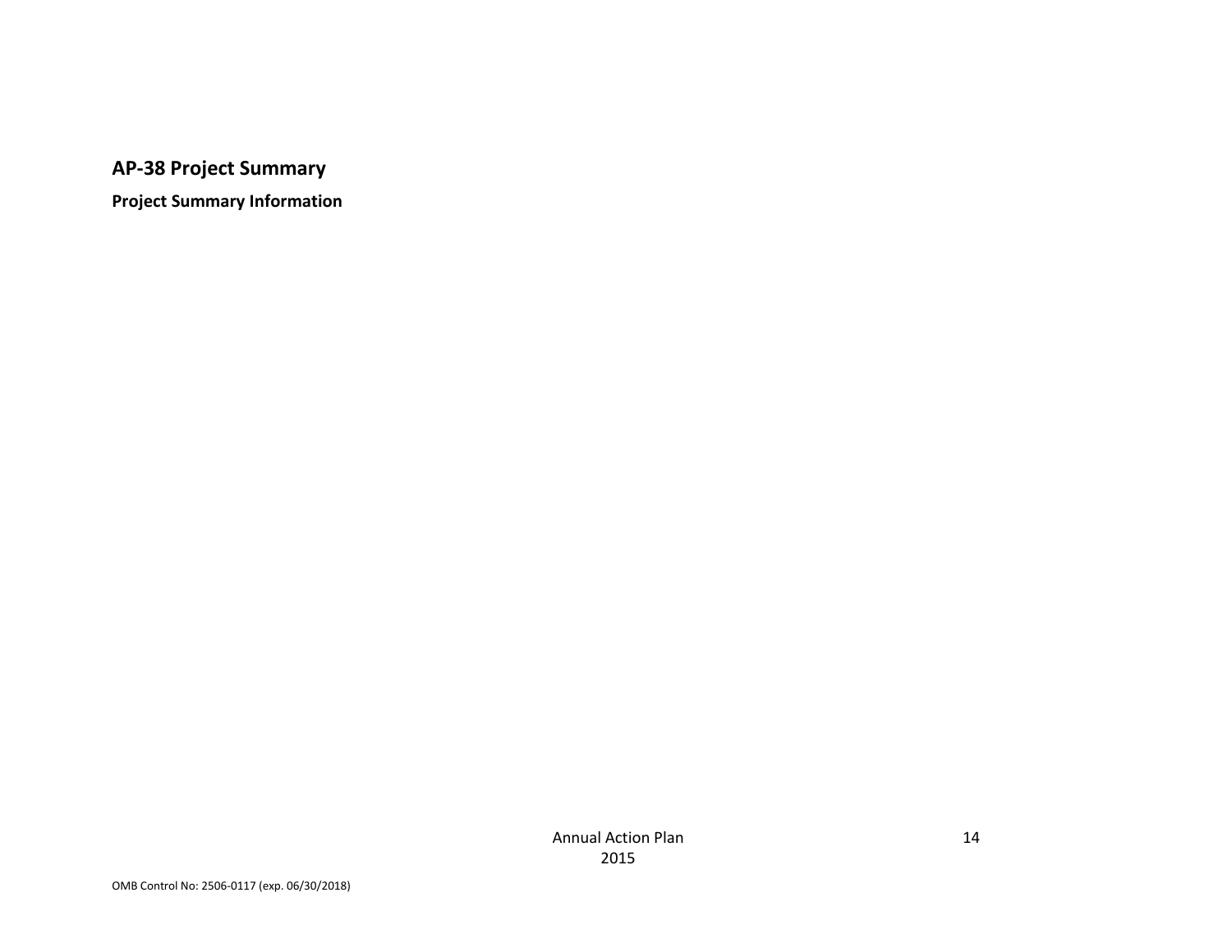## AP-38 Project Summary

### Project Summary Information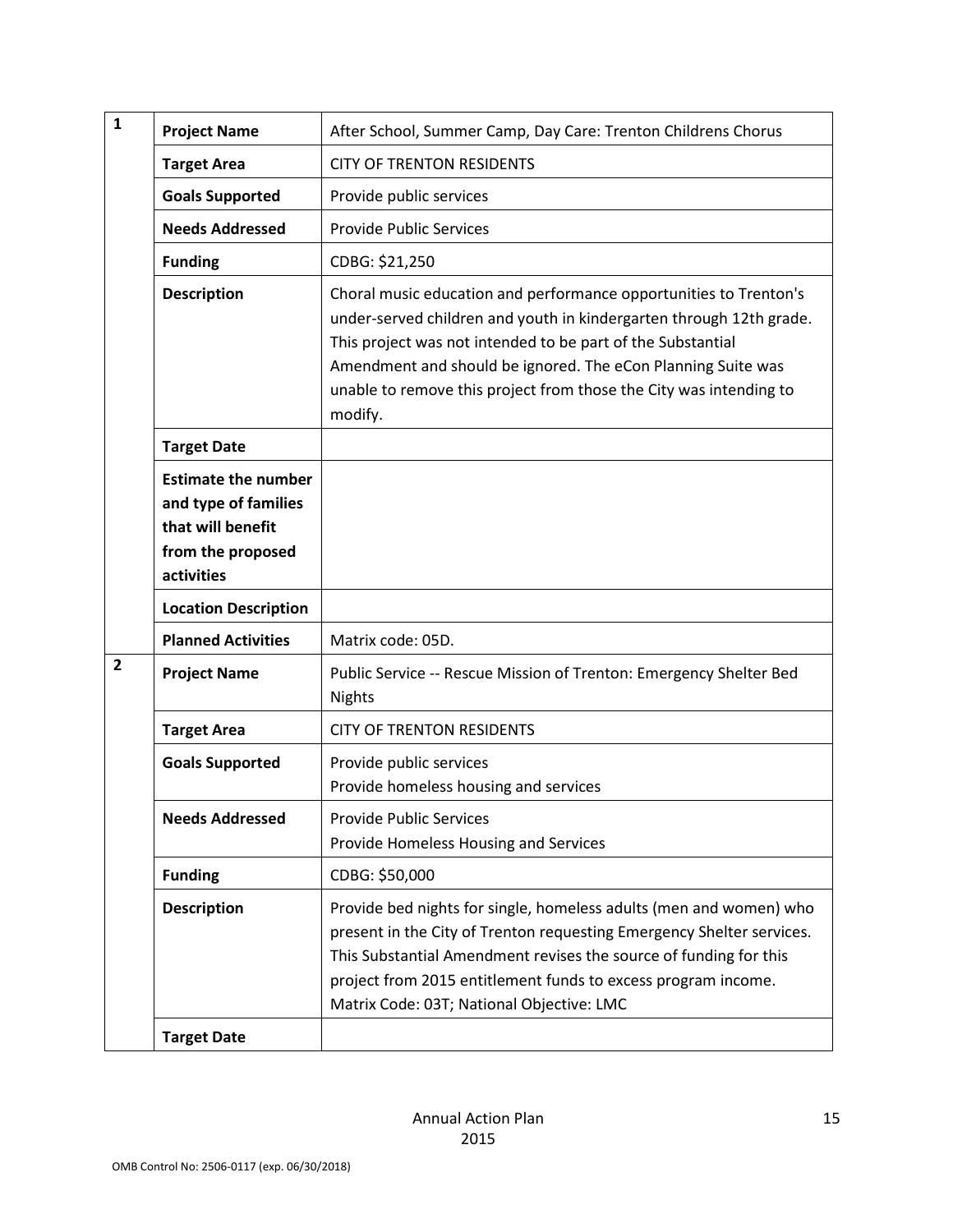| | | |
|---|---|---|
| **1** | **Project Name** | After School, Summer Camp, Day Care: Trenton Childrens Chorus |
| | **Target Area** | CITY OF TRENTON RESIDENTS |
| | **Goals Supported** | Provide public services |
| | **Needs Addressed** | Provide Public Services |
| | **Funding** | CDBG: $21,250 |
| | **Description** | Choral music education and performance opportunities to Trenton's under-served children and youth in kindergarten through 12th grade. This project was not intended to be part of the Substantial Amendment and should be ignored. The eCon Planning Suite was unable to remove this project from those the City was intending to modify. |
| | **Target Date** | |
| | **Estimate the number and type of families that will benefit from the proposed activities** | |
| | **Location Description** | |
| | **Planned Activities** | Matrix code: 05D. |
| **2** | **Project Name** | Public Service -- Rescue Mission of Trenton: Emergency Shelter Bed Nights |
| | **Target Area** | CITY OF TRENTON RESIDENTS |
| | **Goals Supported** | Provide public services<br>Provide homeless housing and services |
| | **Needs Addressed** | Provide Public Services<br>Provide Homeless Housing and Services |
| | **Funding** | CDBG: $50,000 |
| | **Description** | Provide bed nights for single, homeless adults (men and women) who present in the City of Trenton requesting Emergency Shelter services. This Substantial Amendment revises the source of funding for this project from 2015 entitlement funds to excess program income. Matrix Code: 03T; National Objective: LMC |
| | **Target Date** | |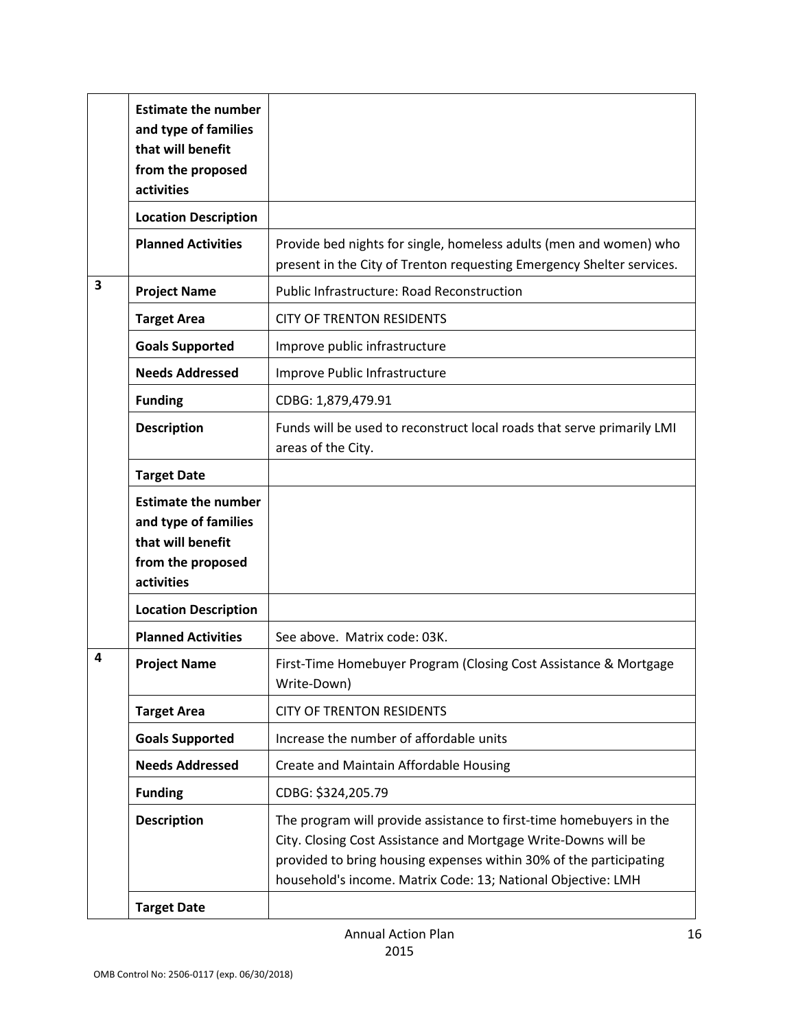| | | |
|---|---|---|
| | **Estimate the number and type of families that will benefit from the proposed activities** | |
| | **Location Description** | |
| | **Planned Activities** | Provide bed nights for single, homeless adults (men and women) who present in the City of Trenton requesting Emergency Shelter services. |
| **3** | **Project Name** | Public Infrastructure: Road Reconstruction |
| | **Target Area** | CITY OF TRENTON RESIDENTS |
| | **Goals Supported** | Improve public infrastructure |
| | **Needs Addressed** | Improve Public Infrastructure |
| | **Funding** | CDBG: 1,879,479.91 |
| | **Description** | Funds will be used to reconstruct local roads that serve primarily LMI areas of the City. |
| | **Target Date** | |
| | **Estimate the number and type of families that will benefit from the proposed activities** | |
| | **Location Description** | |
| | **Planned Activities** | See above. Matrix code: 03K. |
| **4** | **Project Name** | First-Time Homebuyer Program (Closing Cost Assistance & Mortgage Write-Down) |
| | **Target Area** | CITY OF TRENTON RESIDENTS |
| | **Goals Supported** | Increase the number of affordable units |
| | **Needs Addressed** | Create and Maintain Affordable Housing |
| | **Funding** | CDBG: $324,205.79 |
| | **Description** | The program will provide assistance to first-time homebuyers in the City. Closing Cost Assistance and Mortgage Write-Downs will be provided to bring housing expenses within 30% of the participating household's income. Matrix Code: 13; National Objective: LMH |
| | **Target Date** | |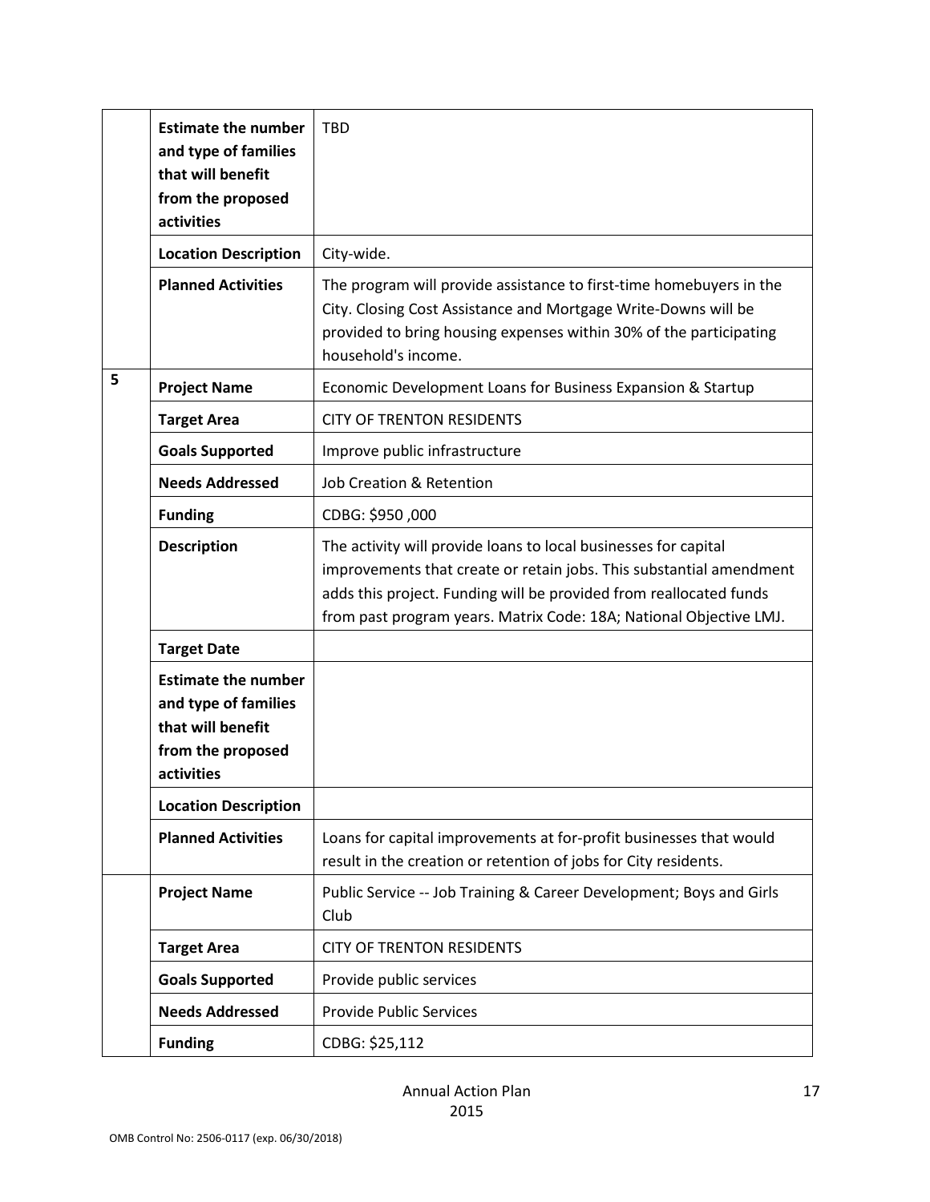| | | |
|---|---|---|
| | **Estimate the number and type of families that will benefit from the proposed activities** | TBD |
| | **Location Description** | City-wide. |
| | **Planned Activities** | The program will provide assistance to first-time homebuyers in the City. Closing Cost Assistance and Mortgage Write-Downs will be provided to bring housing expenses within 30% of the participating household's income. |
| 5 | **Project Name** | Economic Development Loans for Business Expansion & Startup |
| | **Target Area** | CITY OF TRENTON RESIDENTS |
| | **Goals Supported** | Improve public infrastructure |
| | **Needs Addressed** | Job Creation & Retention |
| | **Funding** | CDBG: $950 ,000 |
| | **Description** | The activity will provide loans to local businesses for capital improvements that create or retain jobs. This substantial amendment adds this project. Funding will be provided from reallocated funds from past program years. Matrix Code: 18A; National Objective LMJ. |
| | **Target Date** | |
| | **Estimate the number and type of families that will benefit from the proposed activities** | |
| | **Location Description** | |
| | **Planned Activities** | Loans for capital improvements at for-profit businesses that would result in the creation or retention of jobs for City residents. |
| | **Project Name** | Public Service -- Job Training & Career Development; Boys and Girls Club |
| | **Target Area** | CITY OF TRENTON RESIDENTS |
| | **Goals Supported** | Provide public services |
| | **Needs Addressed** | Provide Public Services |
| | **Funding** | CDBG: $25,112 |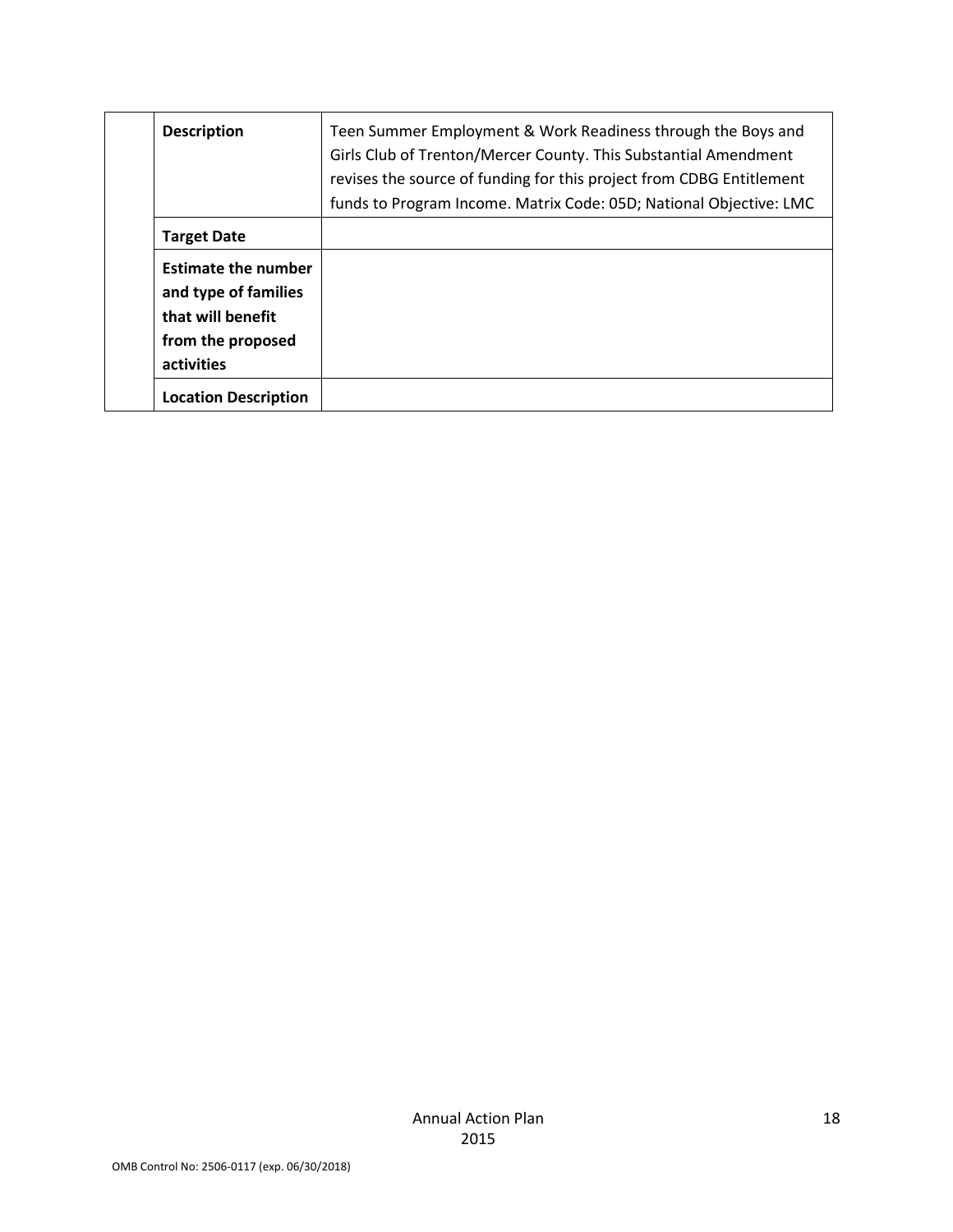| | | |
|---|---|---|
| | **Description** | Teen Summer Employment & Work Readiness through the Boys and Girls Club of Trenton/Mercer County. This Substantial Amendment revises the source of funding for this project from CDBG Entitlement funds to Program Income. Matrix Code: 05D; National Objective: LMC |
| | **Target Date** | |
| | **Estimate the number and type of families that will benefit from the proposed activities** | |
| | **Location Description** | |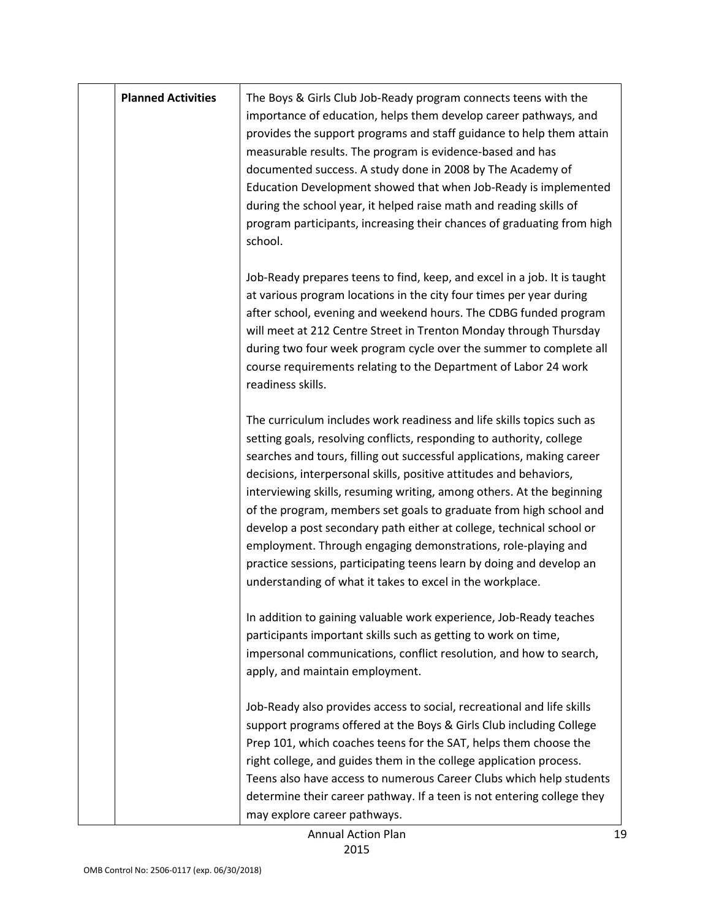|  | **Planned Activities** | The Boys & Girls Club Job-Ready program connects teens with the importance of education, helps them develop career pathways, and provides the support programs and staff guidance to help them attain measurable results. The program is evidence-based and has documented success. A study done in 2008 by The Academy of Education Development showed that when Job-Ready is implemented during the school year, it helped raise math and reading skills of program participants, increasing their chances of graduating from high school.<br><br>Job-Ready prepares teens to find, keep, and excel in a job. It is taught at various program locations in the city four times per year during after school, evening and weekend hours. The CDBG funded program will meet at 212 Centre Street in Trenton Monday through Thursday during two four week program cycle over the summer to complete all course requirements relating to the Department of Labor 24 work readiness skills.<br><br>The curriculum includes work readiness and life skills topics such as setting goals, resolving conflicts, responding to authority, college searches and tours, filling out successful applications, making career decisions, interpersonal skills, positive attitudes and behaviors, interviewing skills, resuming writing, among others. At the beginning of the program, members set goals to graduate from high school and develop a post secondary path either at college, technical school or employment. Through engaging demonstrations, role-playing and practice sessions, participating teens learn by doing and develop an understanding of what it takes to excel in the workplace.<br><br>In addition to gaining valuable work experience, Job-Ready teaches participants important skills such as getting to work on time, impersonal communications, conflict resolution, and how to search, apply, and maintain employment.<br><br>Job-Ready also provides access to social, recreational and life skills support programs offered at the Boys & Girls Club including College Prep 101, which coaches teens for the SAT, helps them choose the right college, and guides them in the college application process. Teens also have access to numerous Career Clubs which help students determine their career pathway. If a teen is not entering college they may explore career pathways. |
|---|---|---|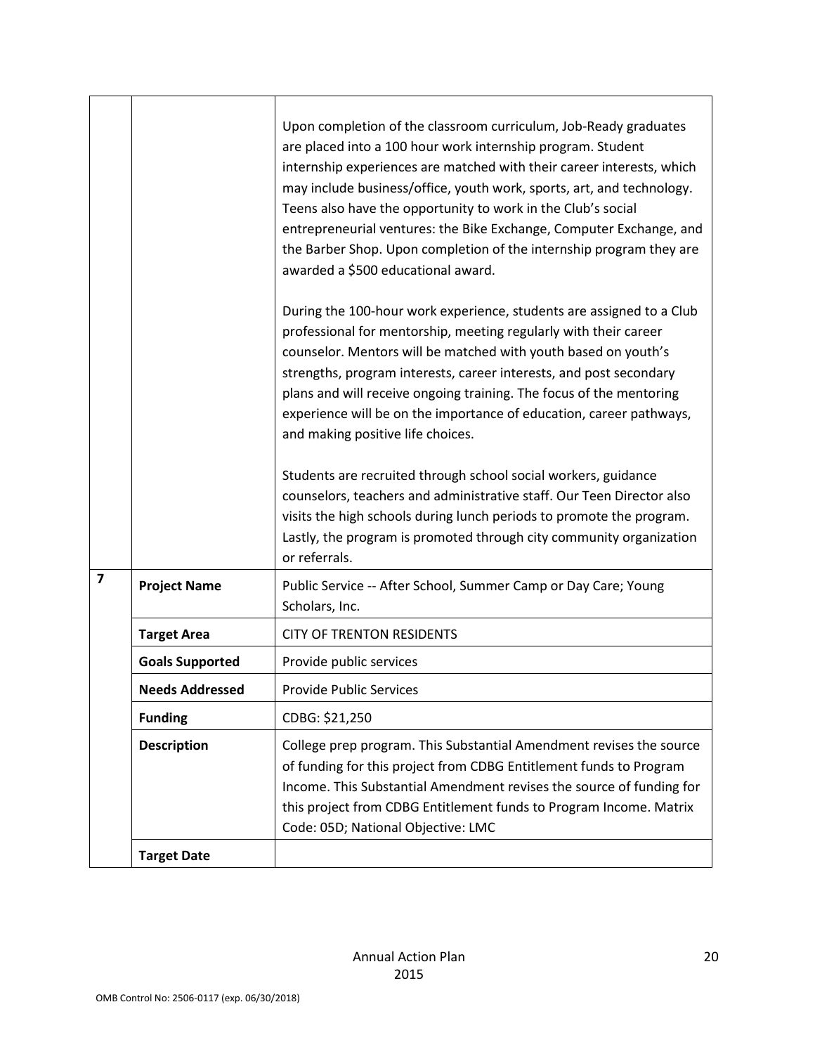|   |   |   |
|---|---|---|
| | | Upon completion of the classroom curriculum, Job-Ready graduates are placed into a 100 hour work internship program. Student internship experiences are matched with their career interests, which may include business/office, youth work, sports, art, and technology. Teens also have the opportunity to work in the Club's social entrepreneurial ventures: the Bike Exchange, Computer Exchange, and the Barber Shop. Upon completion of the internship program they are awarded a $500 educational award.<br><br>During the 100-hour work experience, students are assigned to a Club professional for mentorship, meeting regularly with their career counselor. Mentors will be matched with youth based on youth's strengths, program interests, career interests, and post secondary plans and will receive ongoing training. The focus of the mentoring experience will be on the importance of education, career pathways, and making positive life choices.<br><br>Students are recruited through school social workers, guidance counselors, teachers and administrative staff. Our Teen Director also visits the high schools during lunch periods to promote the program. Lastly, the program is promoted through city community organization or referrals. |
| **7** | **Project Name** | Public Service -- After School, Summer Camp or Day Care; Young Scholars, Inc. |
| | **Target Area** | CITY OF TRENTON RESIDENTS |
| | **Goals Supported** | Provide public services |
| | **Needs Addressed** | Provide Public Services |
| | **Funding** | CDBG: $21,250 |
| | **Description** | College prep program. This Substantial Amendment revises the source of funding for this project from CDBG Entitlement funds to Program Income. This Substantial Amendment revises the source of funding for this project from CDBG Entitlement funds to Program Income. Matrix Code: 05D; National Objective: LMC |
| | **Target Date** | |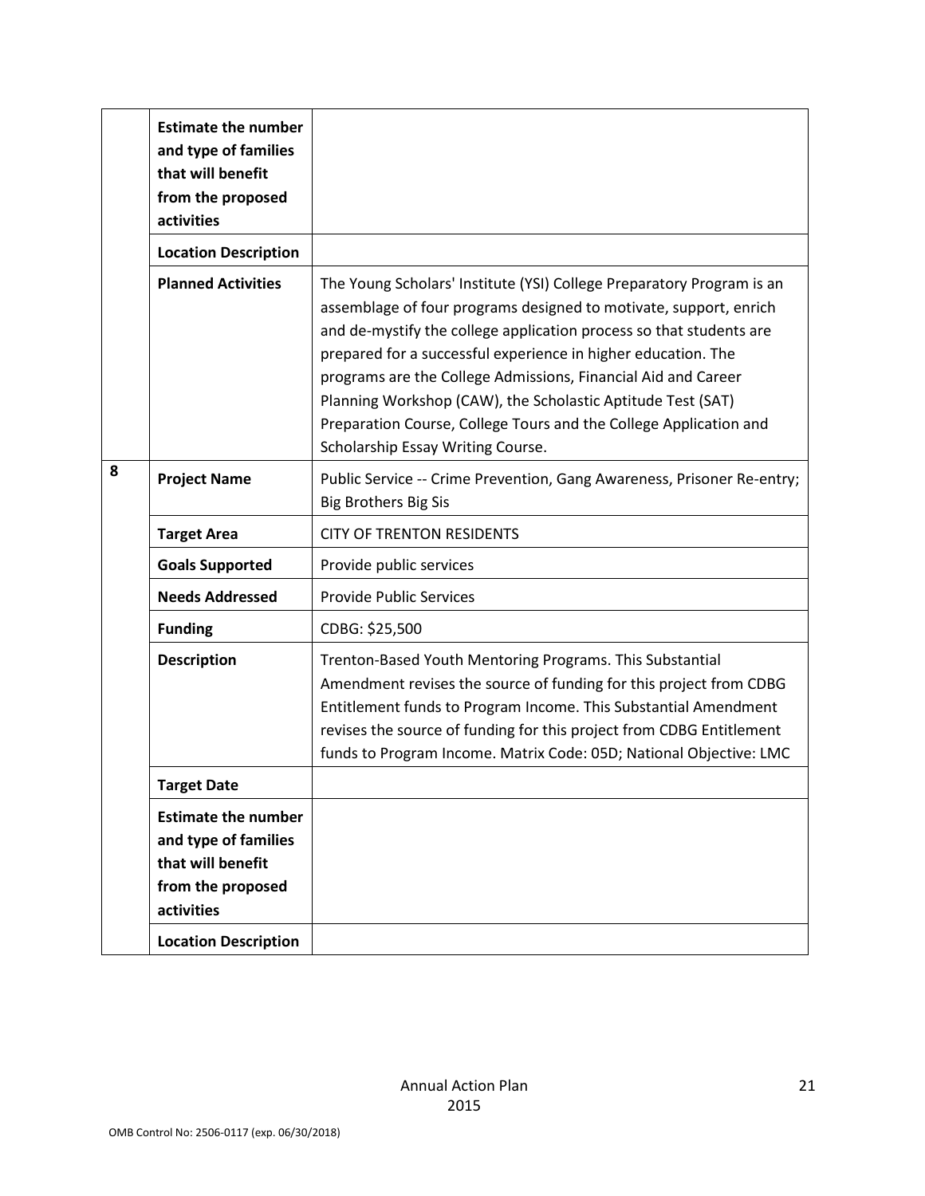|   |   |   |
|---|---|---|
|   | **Estimate the number and type of families that will benefit from the proposed activities** |   |
|   | **Location Description** |   |
|   | **Planned Activities** | The Young Scholars' Institute (YSI) College Preparatory Program is an assemblage of four programs designed to motivate, support, enrich and de-mystify the college application process so that students are prepared for a successful experience in higher education. The programs are the College Admissions, Financial Aid and Career Planning Workshop (CAW), the Scholastic Aptitude Test (SAT) Preparation Course, College Tours and the College Application and Scholarship Essay Writing Course. |
| 8 | **Project Name** | Public Service -- Crime Prevention, Gang Awareness, Prisoner Re-entry; Big Brothers Big Sis |
|   | **Target Area** | CITY OF TRENTON RESIDENTS |
|   | **Goals Supported** | Provide public services |
|   | **Needs Addressed** | Provide Public Services |
|   | **Funding** | CDBG: $25,500 |
|   | **Description** | Trenton-Based Youth Mentoring Programs. This Substantial Amendment revises the source of funding for this project from CDBG Entitlement funds to Program Income. This Substantial Amendment revises the source of funding for this project from CDBG Entitlement funds to Program Income. Matrix Code: 05D; National Objective: LMC |
|   | **Target Date** |   |
|   | **Estimate the number and type of families that will benefit from the proposed activities** |   |
|   | **Location Description** |   |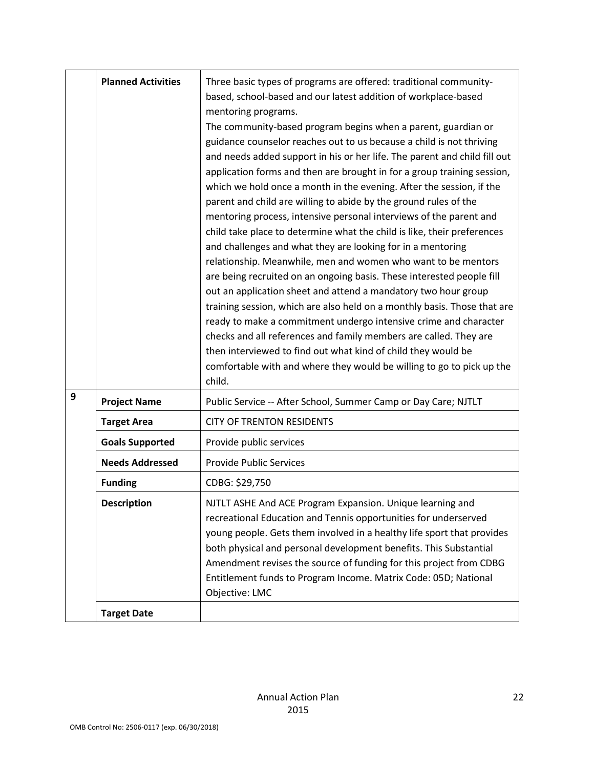| | | |
|---|---|---|
| | **Planned Activities** | Three basic types of programs are offered: traditional community-based, school-based and our latest addition of workplace-based mentoring programs.<br>The community-based program begins when a parent, guardian or guidance counselor reaches out to us because a child is not thriving and needs added support in his or her life. The parent and child fill out application forms and then are brought in for a group training session, which we hold once a month in the evening. After the session, if the parent and child are willing to abide by the ground rules of the mentoring process, intensive personal interviews of the parent and child take place to determine what the child is like, their preferences and challenges and what they are looking for in a mentoring relationship. Meanwhile, men and women who want to be mentors are being recruited on an ongoing basis. These interested people fill out an application sheet and attend a mandatory two hour group training session, which are also held on a monthly basis. Those that are ready to make a commitment undergo intensive crime and character checks and all references and family members are called. They are then interviewed to find out what kind of child they would be comfortable with and where they would be willing to go to pick up the child. |
| **9** | **Project Name** | Public Service -- After School, Summer Camp or Day Care; NJTLT |
| | **Target Area** | CITY OF TRENTON RESIDENTS |
| | **Goals Supported** | Provide public services |
| | **Needs Addressed** | Provide Public Services |
| | **Funding** | CDBG: $29,750 |
| | **Description** | NJTLT ASHE And ACE Program Expansion. Unique learning and recreational Education and Tennis opportunities for underserved young people. Gets them involved in a healthy life sport that provides both physical and personal development benefits. This Substantial Amendment revises the source of funding for this project from CDBG Entitlement funds to Program Income. Matrix Code: 05D; National Objective: LMC |
| | **Target Date** | |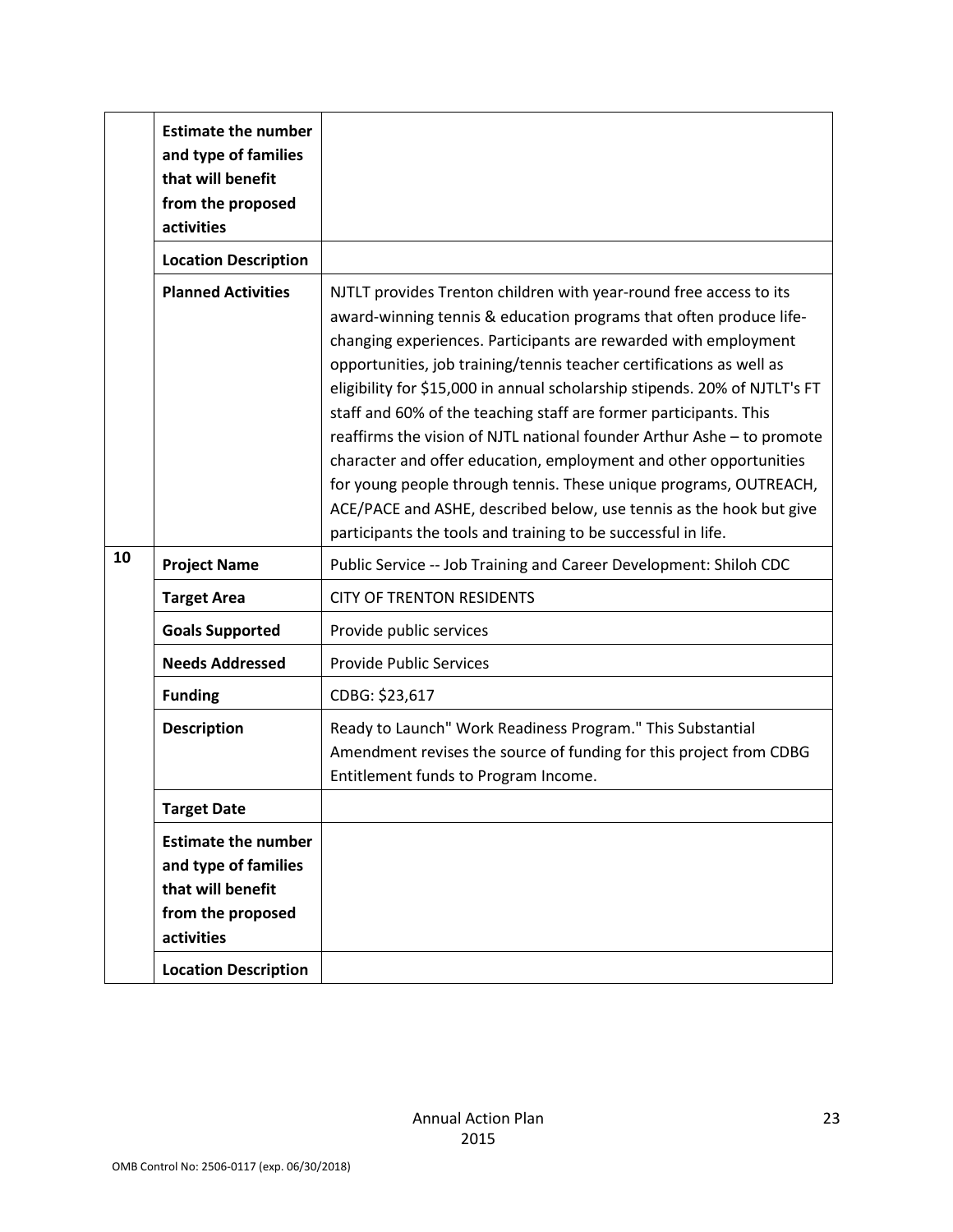| | | |
|---|---|---|
| | **Estimate the number and type of families that will benefit from the proposed activities** | |
| | **Location Description** | |
| | **Planned Activities** | NJTLT provides Trenton children with year-round free access to its award-winning tennis & education programs that often produce life-changing experiences. Participants are rewarded with employment opportunities, job training/tennis teacher certifications as well as eligibility for $15,000 in annual scholarship stipends. 20% of NJTLT's FT staff and 60% of the teaching staff are former participants. This reaffirms the vision of NJTL national founder Arthur Ashe – to promote character and offer education, employment and other opportunities for young people through tennis. These unique programs, OUTREACH, ACE/PACE and ASHE, described below, use tennis as the hook but give participants the tools and training to be successful in life. |
| 10 | **Project Name** | Public Service -- Job Training and Career Development: Shiloh CDC |
| | **Target Area** | CITY OF TRENTON RESIDENTS |
| | **Goals Supported** | Provide public services |
| | **Needs Addressed** | Provide Public Services |
| | **Funding** | CDBG: $23,617 |
| | **Description** | Ready to Launch" Work Readiness Program." This Substantial Amendment revises the source of funding for this project from CDBG Entitlement funds to Program Income. |
| | **Target Date** | |
| | **Estimate the number and type of families that will benefit from the proposed activities** | |
| | **Location Description** | |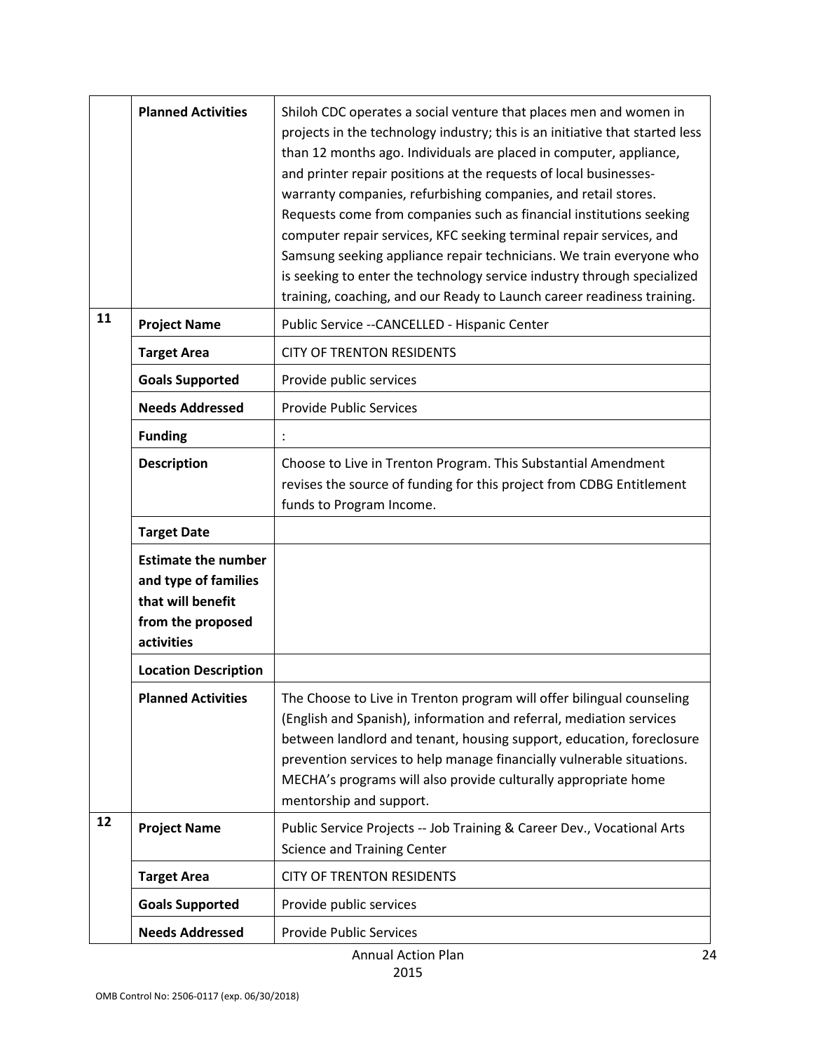| | | |
|---|---|---|
| | **Planned Activities** | Shiloh CDC operates a social venture that places men and women in projects in the technology industry; this is an initiative that started less than 12 months ago. Individuals are placed in computer, appliance, and printer repair positions at the requests of local businesses- warranty companies, refurbishing companies, and retail stores. Requests come from companies such as financial institutions seeking computer repair services, KFC seeking terminal repair services, and Samsung seeking appliance repair technicians. We train everyone who is seeking to enter the technology service industry through specialized training, coaching, and our Ready to Launch career readiness training. |
| **11** | **Project Name** | Public Service --CANCELLED - Hispanic Center |
| | **Target Area** | CITY OF TRENTON RESIDENTS |
| | **Goals Supported** | Provide public services |
| | **Needs Addressed** | Provide Public Services |
| | **Funding** | : |
| | **Description** | Choose to Live in Trenton Program. This Substantial Amendment revises the source of funding for this project from CDBG Entitlement funds to Program Income. |
| | **Target Date** | |
| | **Estimate the number and type of families that will benefit from the proposed activities** | |
| | **Location Description** | |
| | **Planned Activities** | The Choose to Live in Trenton program will offer bilingual counseling (English and Spanish), information and referral, mediation services between landlord and tenant, housing support, education, foreclosure prevention services to help manage financially vulnerable situations. MECHA's programs will also provide culturally appropriate home mentorship and support. |
| **12** | **Project Name** | Public Service Projects -- Job Training & Career Dev., Vocational Arts Science and Training Center |
| | **Target Area** | CITY OF TRENTON RESIDENTS |
| | **Goals Supported** | Provide public services |
| | **Needs Addressed** | Provide Public Services |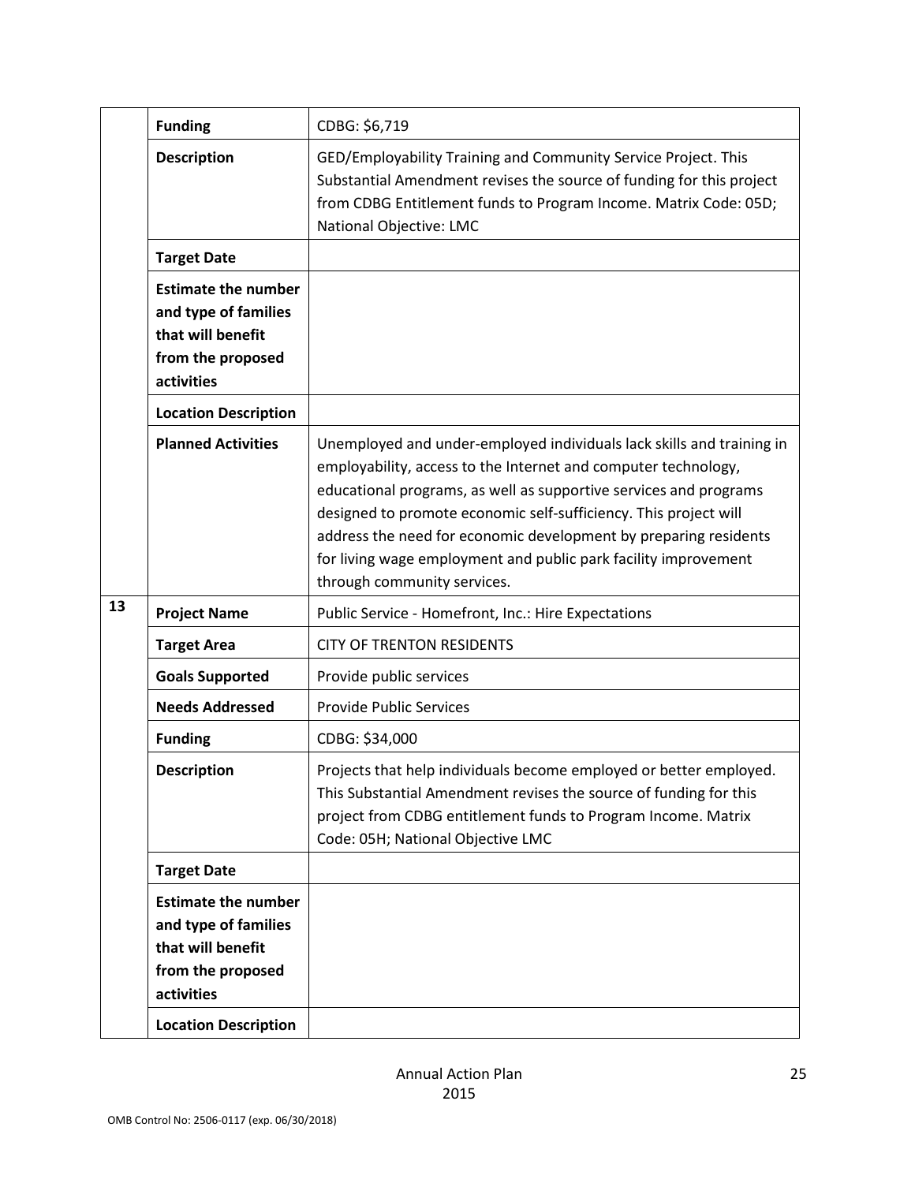| | | |
|---|---|---|
| | **Funding** | CDBG: $6,719 |
| | **Description** | GED/Employability Training and Community Service Project. This Substantial Amendment revises the source of funding for this project from CDBG Entitlement funds to Program Income. Matrix Code: 05D; National Objective: LMC |
| | **Target Date** | |
| | **Estimate the number and type of families that will benefit from the proposed activities** | |
| | **Location Description** | |
| | **Planned Activities** | Unemployed and under-employed individuals lack skills and training in employability, access to the Internet and computer technology, educational programs, as well as supportive services and programs designed to promote economic self-sufficiency. This project will address the need for economic development by preparing residents for living wage employment and public park facility improvement through community services. |
| **13** | **Project Name** | Public Service - Homefront, Inc.: Hire Expectations |
| | **Target Area** | CITY OF TRENTON RESIDENTS |
| | **Goals Supported** | Provide public services |
| | **Needs Addressed** | Provide Public Services |
| | **Funding** | CDBG: $34,000 |
| | **Description** | Projects that help individuals become employed or better employed. This Substantial Amendment revises the source of funding for this project from CDBG entitlement funds to Program Income. Matrix Code: 05H; National Objective LMC |
| | **Target Date** | |
| | **Estimate the number and type of families that will benefit from the proposed activities** | |
| | **Location Description** | |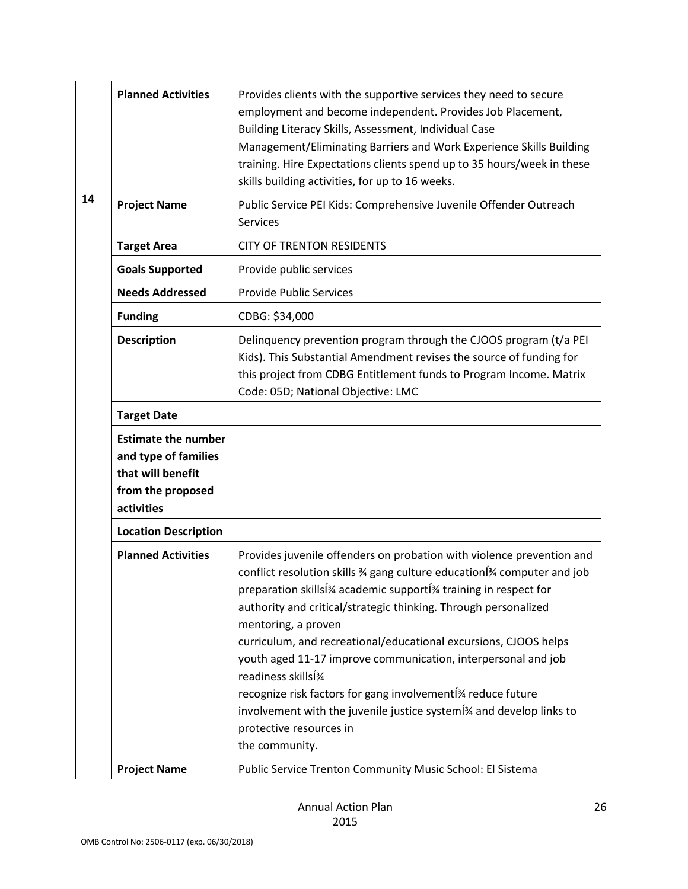| | | |
|---|---|---|
| | **Planned Activities** | Provides clients with the supportive services they need to secure employment and become independent. Provides Job Placement, Building Literacy Skills, Assessment, Individual Case Management/Eliminating Barriers and Work Experience Skills Building training. Hire Expectations clients spend up to 35 hours/week in these skills building activities, for up to 16 weeks. |
| 14 | **Project Name** | Public Service PEI Kids: Comprehensive Juvenile Offender Outreach Services |
| | **Target Area** | CITY OF TRENTON RESIDENTS |
| | **Goals Supported** | Provide public services |
| | **Needs Addressed** | Provide Public Services |
| | **Funding** | CDBG: $34,000 |
| | **Description** | Delinquency prevention program through the CJOOS program (t/a PEI Kids). This Substantial Amendment revises the source of funding for this project from CDBG Entitlement funds to Program Income. Matrix Code: 05D; National Objective: LMC |
| | **Target Date** | |
| | **Estimate the number and type of families that will benefit from the proposed activities** | |
| | **Location Description** | |
| | **Planned Activities** | Provides juvenile offenders on probation with violence prevention and conflict resolution skills ¾ gang culture educationÍ¾ computer and job preparation skillsÍ¾ academic supportÍ¾ training in respect for authority and critical/strategic thinking. Through personalized mentoring, a proven curriculum, and recreational/educational excursions, CJOOS helps youth aged 11-17 improve communication, interpersonal and job readiness skillsÍ¾ recognize risk factors for gang involvementÍ¾ reduce future involvement with the juvenile justice systemÍ¾ and develop links to protective resources in the community. |
| | **Project Name** | Public Service Trenton Community Music School: El Sistema |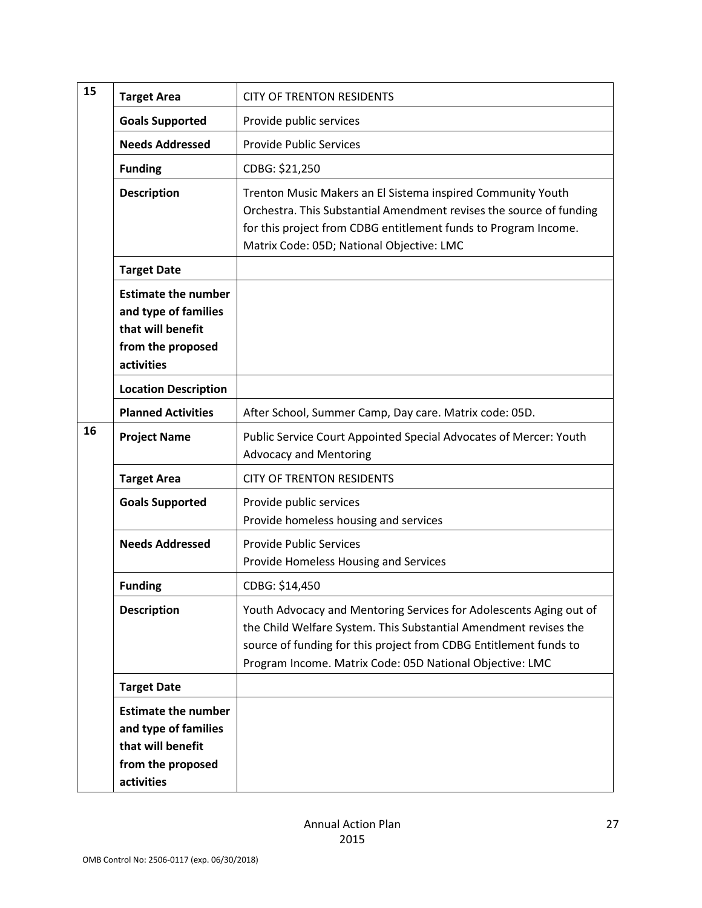| | | |
|---|---|---|
| 15 | **Target Area** | CITY OF TRENTON RESIDENTS |
| | **Goals Supported** | Provide public services |
| | **Needs Addressed** | Provide Public Services |
| | **Funding** | CDBG: $21,250 |
| | **Description** | Trenton Music Makers an El Sistema inspired Community Youth Orchestra. This Substantial Amendment revises the source of funding for this project from CDBG entitlement funds to Program Income. Matrix Code: 05D; National Objective: LMC |
| | **Target Date** | |
| | **Estimate the number and type of families that will benefit from the proposed activities** | |
| | **Location Description** | |
| | **Planned Activities** | After School, Summer Camp, Day care. Matrix code: 05D. |
| 16 | **Project Name** | Public Service Court Appointed Special Advocates of Mercer: Youth Advocacy and Mentoring |
| | **Target Area** | CITY OF TRENTON RESIDENTS |
| | **Goals Supported** | Provide public services<br>Provide homeless housing and services |
| | **Needs Addressed** | Provide Public Services<br>Provide Homeless Housing and Services |
| | **Funding** | CDBG: $14,450 |
| | **Description** | Youth Advocacy and Mentoring Services for Adolescents Aging out of the Child Welfare System. This Substantial Amendment revises the source of funding for this project from CDBG Entitlement funds to Program Income. Matrix Code: 05D National Objective: LMC |
| | **Target Date** | |
| | **Estimate the number and type of families that will benefit from the proposed activities** | |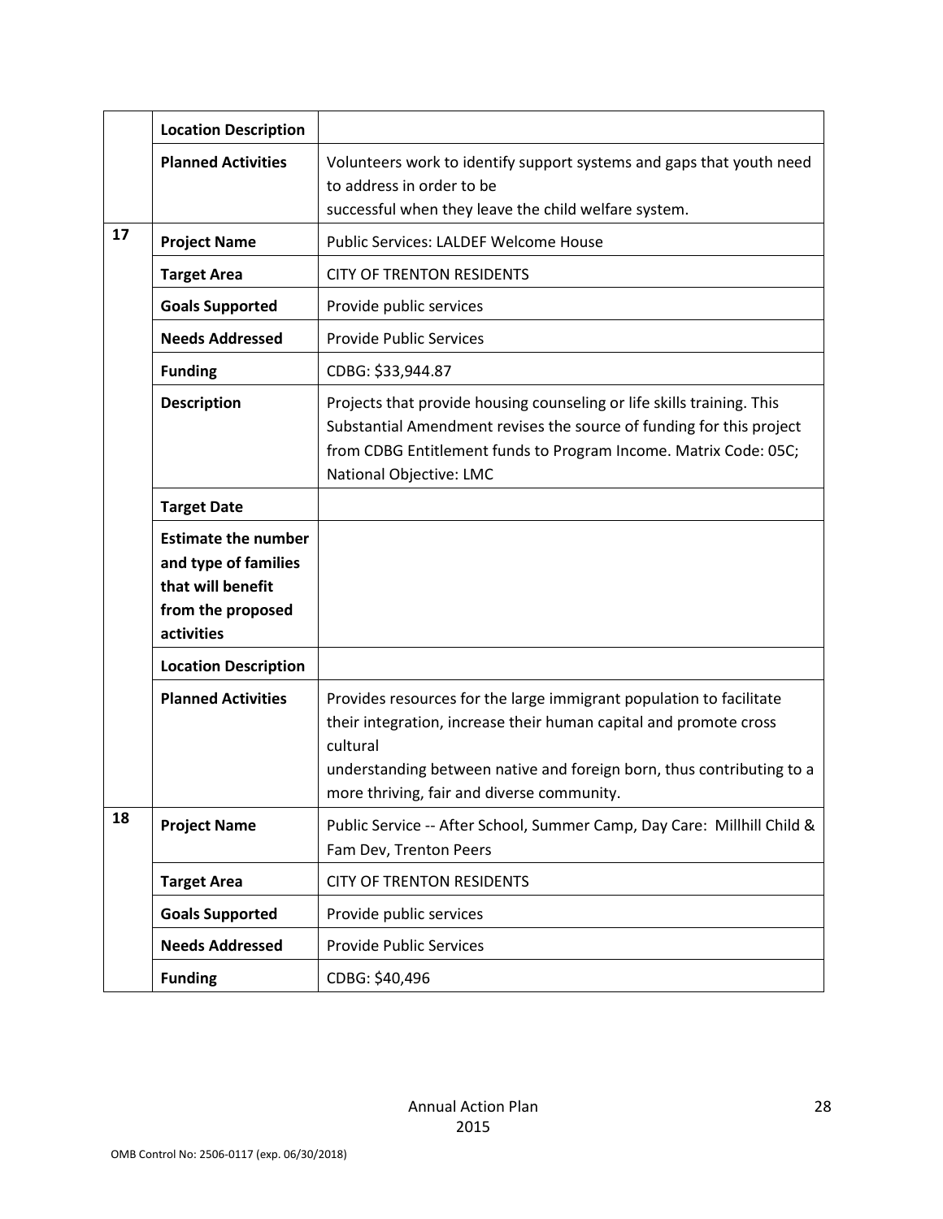| | | |
|---|---|---|
| | **Location Description** | |
| | **Planned Activities** | Volunteers work to identify support systems and gaps that youth need to address in order to be successful when they leave the child welfare system. |
| **17** | **Project Name** | Public Services: LALDEF Welcome House |
| | **Target Area** | CITY OF TRENTON RESIDENTS |
| | **Goals Supported** | Provide public services |
| | **Needs Addressed** | Provide Public Services |
| | **Funding** | CDBG: $33,944.87 |
| | **Description** | Projects that provide housing counseling or life skills training. This Substantial Amendment revises the source of funding for this project from CDBG Entitlement funds to Program Income. Matrix Code: 05C; National Objective: LMC |
| | **Target Date** | |
| | **Estimate the number and type of families that will benefit from the proposed activities** | |
| | **Location Description** | |
| | **Planned Activities** | Provides resources for the large immigrant population to facilitate their integration, increase their human capital and promote cross cultural understanding between native and foreign born, thus contributing to a more thriving, fair and diverse community. |
| **18** | **Project Name** | Public Service -- After School, Summer Camp, Day Care: Millhill Child & Fam Dev, Trenton Peers |
| | **Target Area** | CITY OF TRENTON RESIDENTS |
| | **Goals Supported** | Provide public services |
| | **Needs Addressed** | Provide Public Services |
| | **Funding** | CDBG: $40,496 |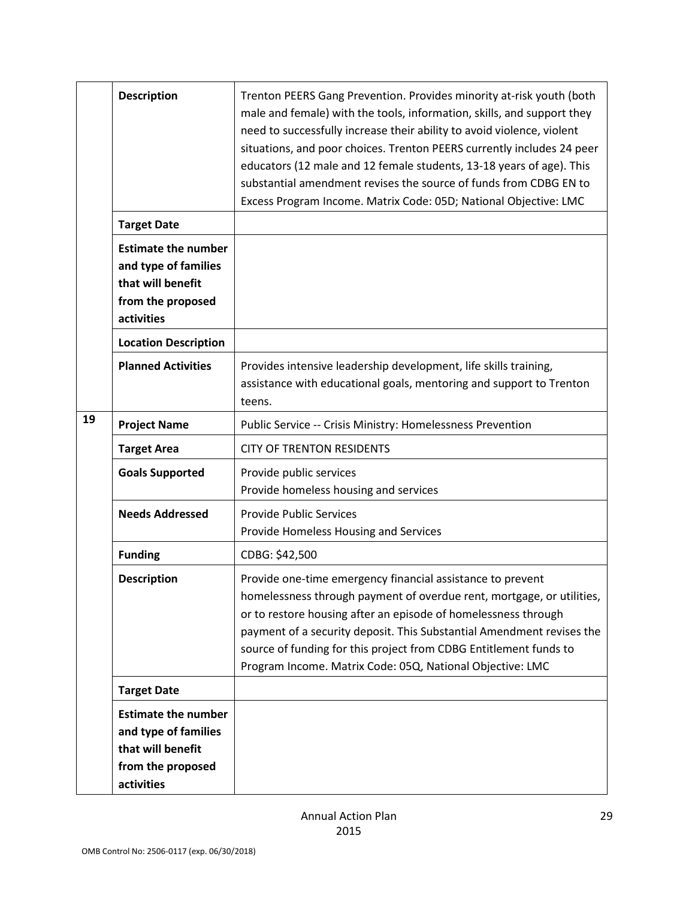| | | |
|---|---|---|
| | **Description** | Trenton PEERS Gang Prevention. Provides minority at-risk youth (both male and female) with the tools, information, skills, and support they need to successfully increase their ability to avoid violence, violent situations, and poor choices. Trenton PEERS currently includes 24 peer educators (12 male and 12 female students, 13-18 years of age). This substantial amendment revises the source of funds from CDBG EN to Excess Program Income. Matrix Code: 05D; National Objective: LMC |
| | **Target Date** | |
| | **Estimate the number and type of families that will benefit from the proposed activities** | |
| | **Location Description** | |
| | **Planned Activities** | Provides intensive leadership development, life skills training, assistance with educational goals, mentoring and support to Trenton teens. |
| **19** | **Project Name** | Public Service -- Crisis Ministry: Homelessness Prevention |
| | **Target Area** | CITY OF TRENTON RESIDENTS |
| | **Goals Supported** | Provide public services<br>Provide homeless housing and services |
| | **Needs Addressed** | Provide Public Services<br>Provide Homeless Housing and Services |
| | **Funding** | CDBG: $42,500 |
| | **Description** | Provide one-time emergency financial assistance to prevent homelessness through payment of overdue rent, mortgage, or utilities, or to restore housing after an episode of homelessness through payment of a security deposit. This Substantial Amendment revises the source of funding for this project from CDBG Entitlement funds to Program Income. Matrix Code: 05Q, National Objective: LMC |
| | **Target Date** | |
| | **Estimate the number and type of families that will benefit from the proposed activities** | |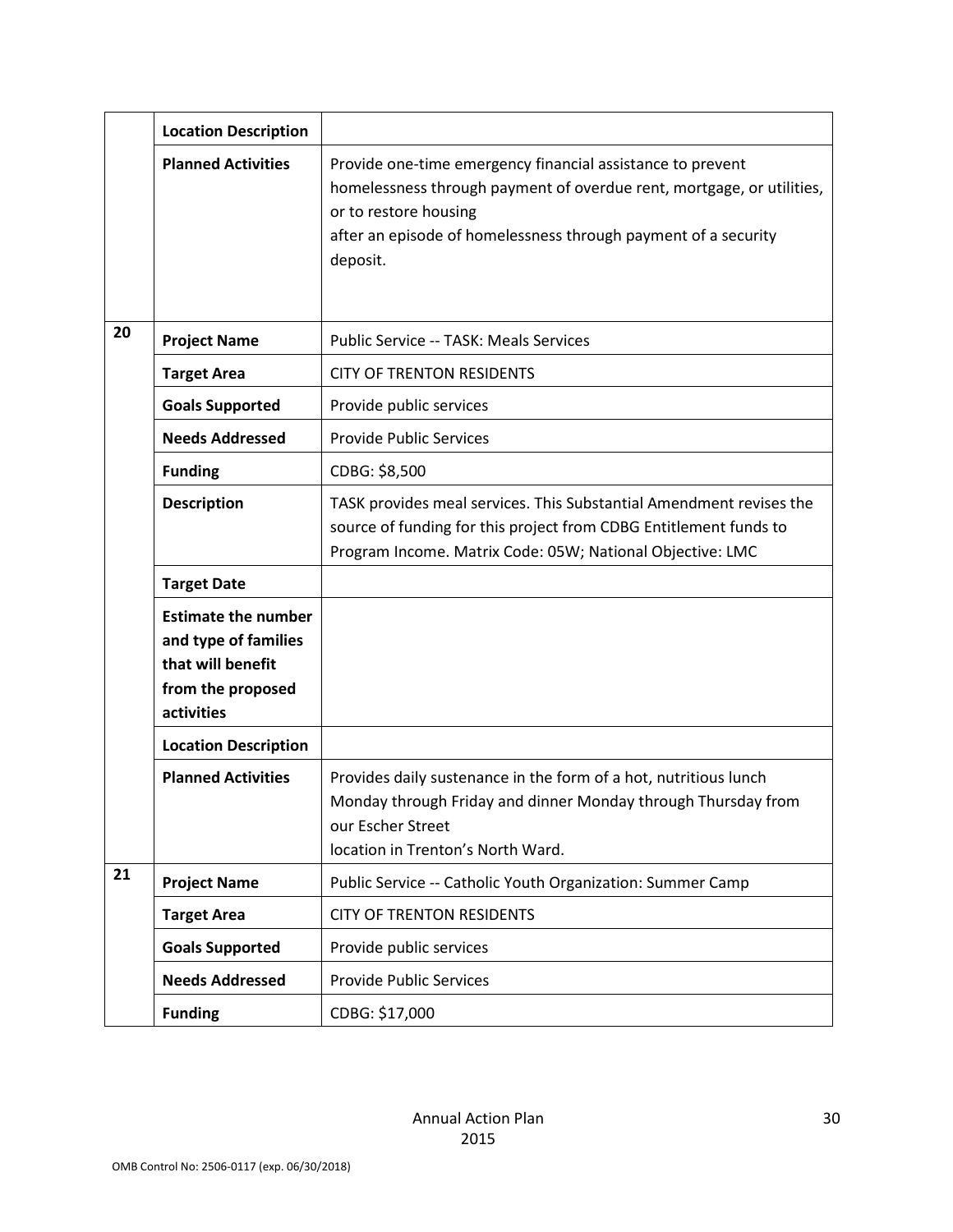| | | |
|---|---|---|
| | **Location Description** | |
| | **Planned Activities** | Provide one-time emergency financial assistance to prevent homelessness through payment of overdue rent, mortgage, or utilities, or to restore housing after an episode of homelessness through payment of a security deposit. |
| **20** | **Project Name** | Public Service -- TASK: Meals Services |
| | **Target Area** | CITY OF TRENTON RESIDENTS |
| | **Goals Supported** | Provide public services |
| | **Needs Addressed** | Provide Public Services |
| | **Funding** | CDBG: $8,500 |
| | **Description** | TASK provides meal services. This Substantial Amendment revises the source of funding for this project from CDBG Entitlement funds to Program Income. Matrix Code: 05W; National Objective: LMC |
| | **Target Date** | |
| | **Estimate the number and type of families that will benefit from the proposed activities** | |
| | **Location Description** | |
| | **Planned Activities** | Provides daily sustenance in the form of a hot, nutritious lunch Monday through Friday and dinner Monday through Thursday from our Escher Street location in Trenton's North Ward. |
| **21** | **Project Name** | Public Service -- Catholic Youth Organization: Summer Camp |
| | **Target Area** | CITY OF TRENTON RESIDENTS |
| | **Goals Supported** | Provide public services |
| | **Needs Addressed** | Provide Public Services |
| | **Funding** | CDBG: $17,000 |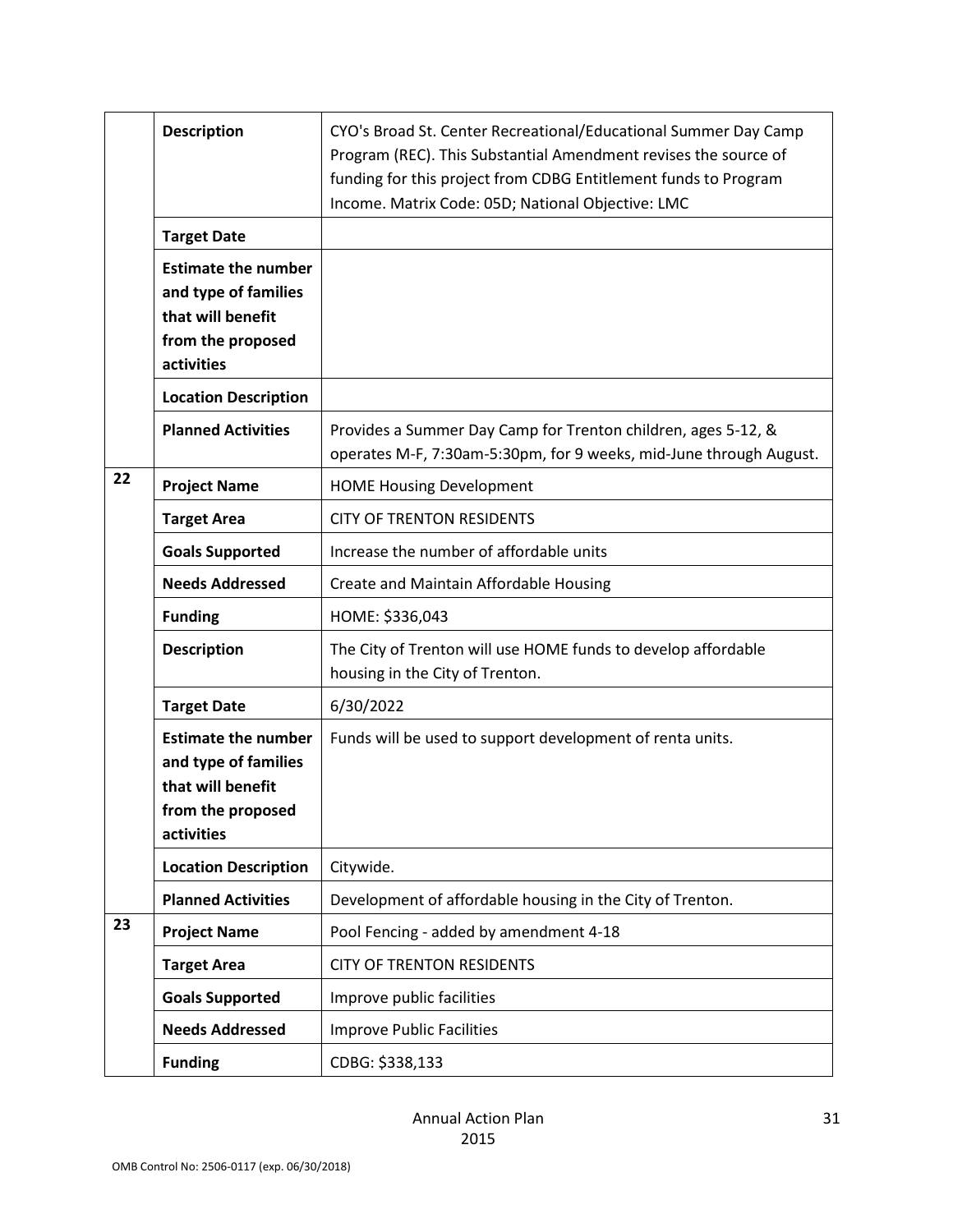| | | |
|---|---|---|
| | **Description** | CYO's Broad St. Center Recreational/Educational Summer Day Camp Program (REC). This Substantial Amendment revises the source of funding for this project from CDBG Entitlement funds to Program Income. Matrix Code: 05D; National Objective: LMC |
| | **Target Date** | |
| | **Estimate the number and type of families that will benefit from the proposed activities** | |
| | **Location Description** | |
| | **Planned Activities** | Provides a Summer Day Camp for Trenton children, ages 5-12, & operates M-F, 7:30am-5:30pm, for 9 weeks, mid-June through August. |
| **22** | **Project Name** | HOME Housing Development |
| | **Target Area** | CITY OF TRENTON RESIDENTS |
| | **Goals Supported** | Increase the number of affordable units |
| | **Needs Addressed** | Create and Maintain Affordable Housing |
| | **Funding** | HOME: $336,043 |
| | **Description** | The City of Trenton will use HOME funds to develop affordable housing in the City of Trenton. |
| | **Target Date** | 6/30/2022 |
| | **Estimate the number and type of families that will benefit from the proposed activities** | Funds will be used to support development of renta units. |
| | **Location Description** | Citywide. |
| | **Planned Activities** | Development of affordable housing in the City of Trenton. |
| **23** | **Project Name** | Pool Fencing - added by amendment 4-18 |
| | **Target Area** | CITY OF TRENTON RESIDENTS |
| | **Goals Supported** | Improve public facilities |
| | **Needs Addressed** | Improve Public Facilities |
| | **Funding** | CDBG: $338,133 |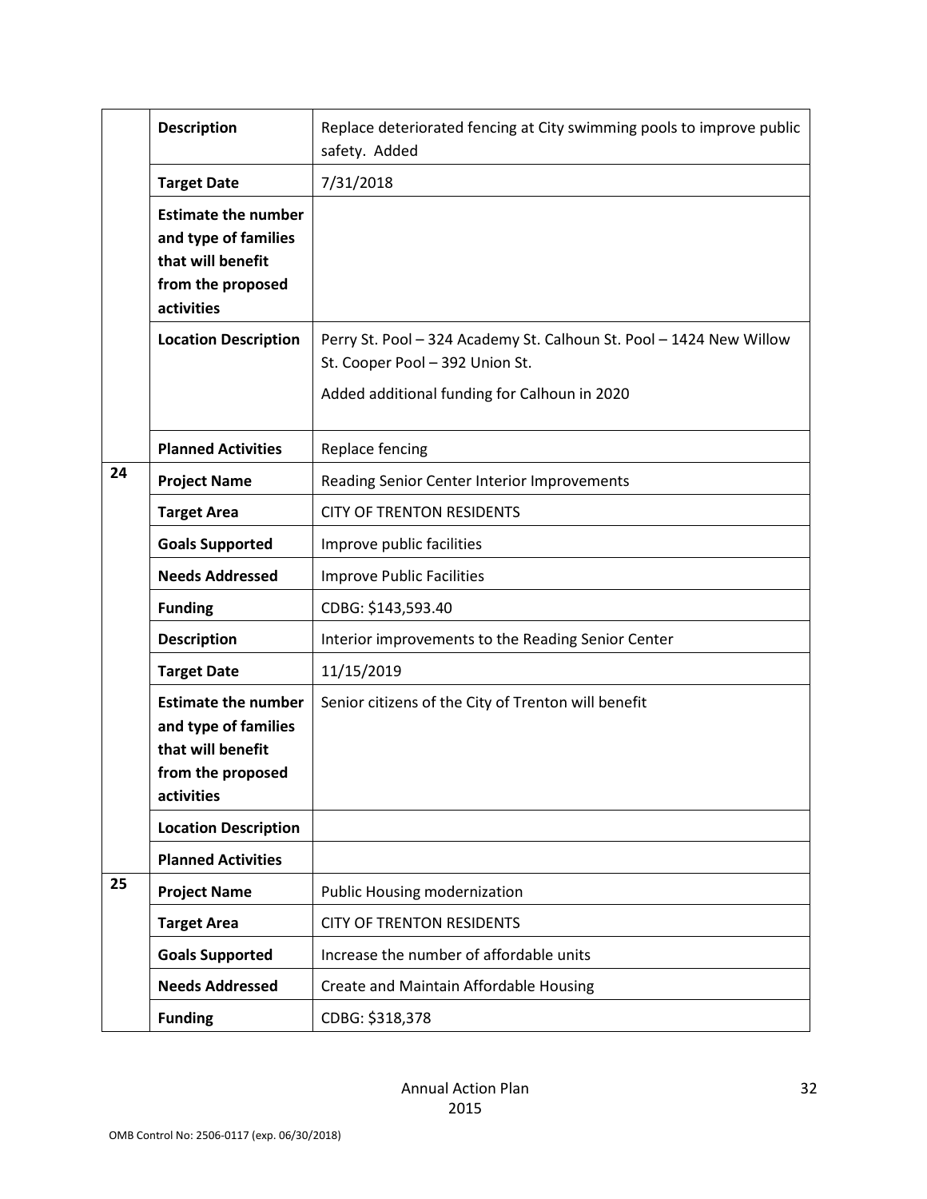|  |  |  |
|---|---|---|
|  | **Description** | Replace deteriorated fencing at City swimming pools to improve public safety. Added |
|  | **Target Date** | 7/31/2018 |
|  | **Estimate the number and type of families that will benefit from the proposed activities** |  |
|  | **Location Description** | Perry St. Pool – 324 Academy St. Calhoun St. Pool – 1424 New Willow St. Cooper Pool – 392 Union St.<br><br>Added additional funding for Calhoun in 2020 |
|  | **Planned Activities** | Replace fencing |
| **24** | **Project Name** | Reading Senior Center Interior Improvements |
|  | **Target Area** | CITY OF TRENTON RESIDENTS |
|  | **Goals Supported** | Improve public facilities |
|  | **Needs Addressed** | Improve Public Facilities |
|  | **Funding** | CDBG: $143,593.40 |
|  | **Description** | Interior improvements to the Reading Senior Center |
|  | **Target Date** | 11/15/2019 |
|  | **Estimate the number and type of families that will benefit from the proposed activities** | Senior citizens of the City of Trenton will benefit |
|  | **Location Description** |  |
|  | **Planned Activities** |  |
| **25** | **Project Name** | Public Housing modernization |
|  | **Target Area** | CITY OF TRENTON RESIDENTS |
|  | **Goals Supported** | Increase the number of affordable units |
|  | **Needs Addressed** | Create and Maintain Affordable Housing |
|  | **Funding** | CDBG: $318,378 |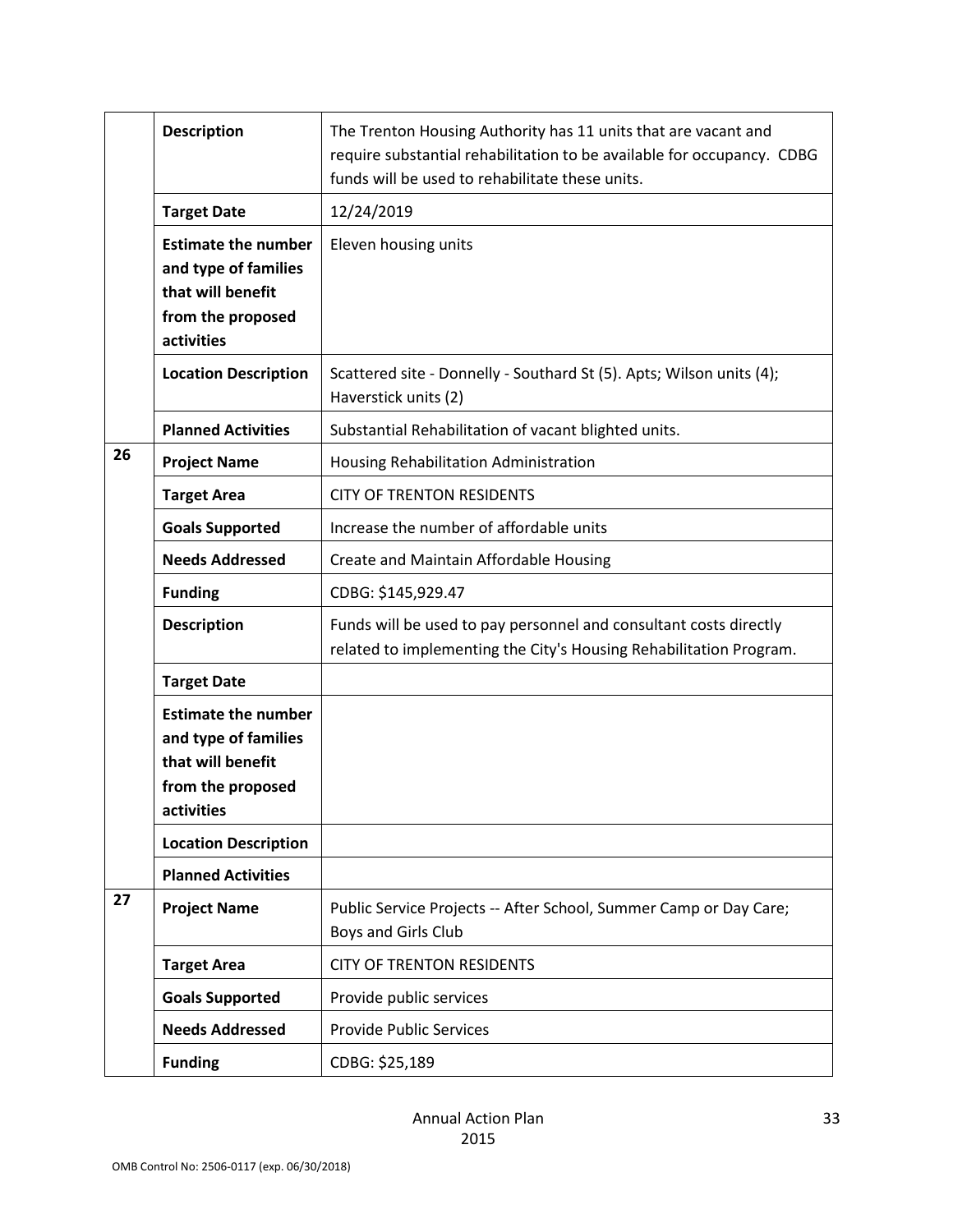| | | |
|---|---|---|
| | **Description** | The Trenton Housing Authority has 11 units that are vacant and require substantial rehabilitation to be available for occupancy. CDBG funds will be used to rehabilitate these units. |
| | **Target Date** | 12/24/2019 |
| | **Estimate the number and type of families that will benefit from the proposed activities** | Eleven housing units |
| | **Location Description** | Scattered site - Donnelly - Southard St (5). Apts; Wilson units (4); Haverstick units (2) |
| | **Planned Activities** | Substantial Rehabilitation of vacant blighted units. |
| 26 | **Project Name** | Housing Rehabilitation Administration |
| | **Target Area** | CITY OF TRENTON RESIDENTS |
| | **Goals Supported** | Increase the number of affordable units |
| | **Needs Addressed** | Create and Maintain Affordable Housing |
| | **Funding** | CDBG: $145,929.47 |
| | **Description** | Funds will be used to pay personnel and consultant costs directly related to implementing the City's Housing Rehabilitation Program. |
| | **Target Date** | |
| | **Estimate the number and type of families that will benefit from the proposed activities** | |
| | **Location Description** | |
| | **Planned Activities** | |
| 27 | **Project Name** | Public Service Projects -- After School, Summer Camp or Day Care; Boys and Girls Club |
| | **Target Area** | CITY OF TRENTON RESIDENTS |
| | **Goals Supported** | Provide public services |
| | **Needs Addressed** | Provide Public Services |
| | **Funding** | CDBG: $25,189 |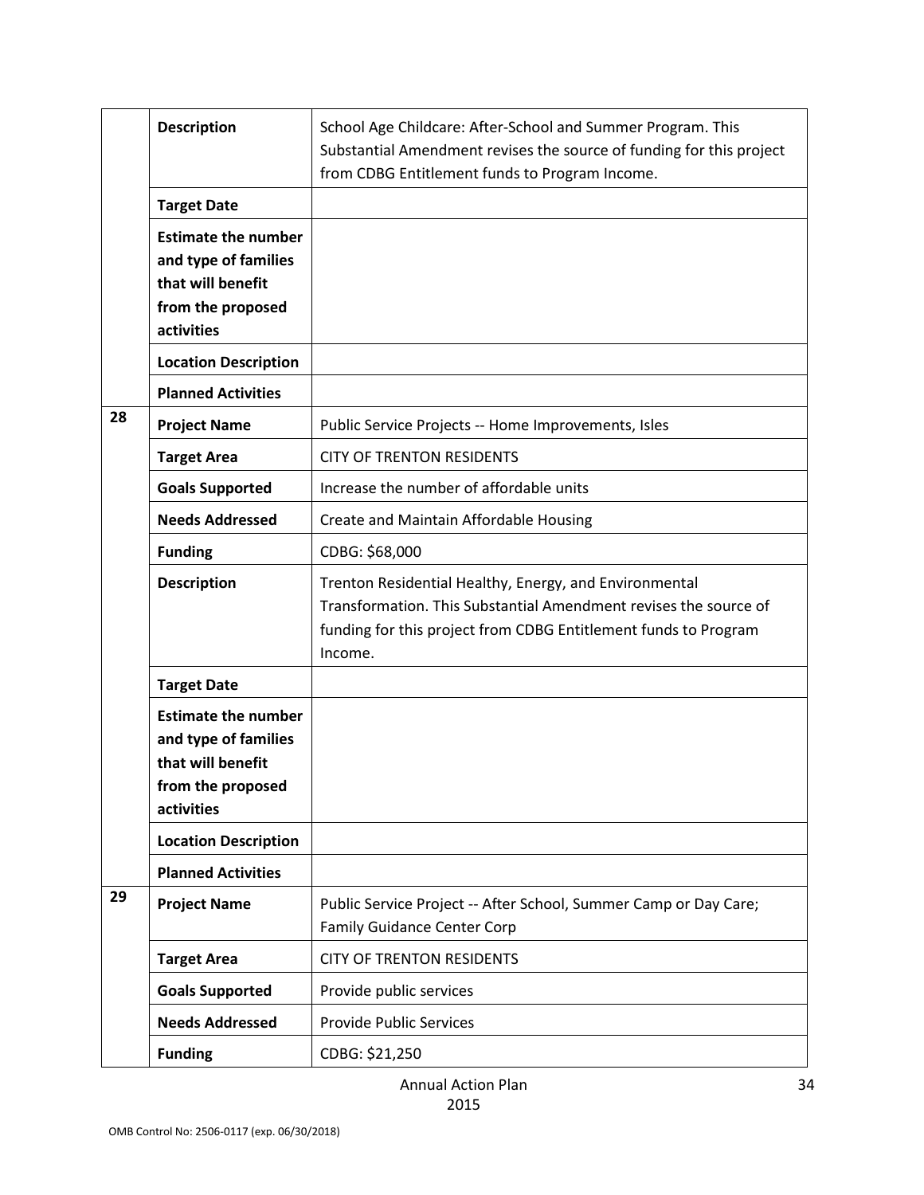| | | |
|---|---|---|
| | **Description** | School Age Childcare: After-School and Summer Program. This Substantial Amendment revises the source of funding for this project from CDBG Entitlement funds to Program Income. |
| | **Target Date** | |
| | **Estimate the number and type of families that will benefit from the proposed activities** | |
| | **Location Description** | |
| | **Planned Activities** | |
| 28 | **Project Name** | Public Service Projects -- Home Improvements, Isles |
| | **Target Area** | CITY OF TRENTON RESIDENTS |
| | **Goals Supported** | Increase the number of affordable units |
| | **Needs Addressed** | Create and Maintain Affordable Housing |
| | **Funding** | CDBG: $68,000 |
| | **Description** | Trenton Residential Healthy, Energy, and Environmental Transformation. This Substantial Amendment revises the source of funding for this project from CDBG Entitlement funds to Program Income. |
| | **Target Date** | |
| | **Estimate the number and type of families that will benefit from the proposed activities** | |
| | **Location Description** | |
| | **Planned Activities** | |
| 29 | **Project Name** | Public Service Project -- After School, Summer Camp or Day Care; Family Guidance Center Corp |
| | **Target Area** | CITY OF TRENTON RESIDENTS |
| | **Goals Supported** | Provide public services |
| | **Needs Addressed** | Provide Public Services |
| | **Funding** | CDBG: $21,250 |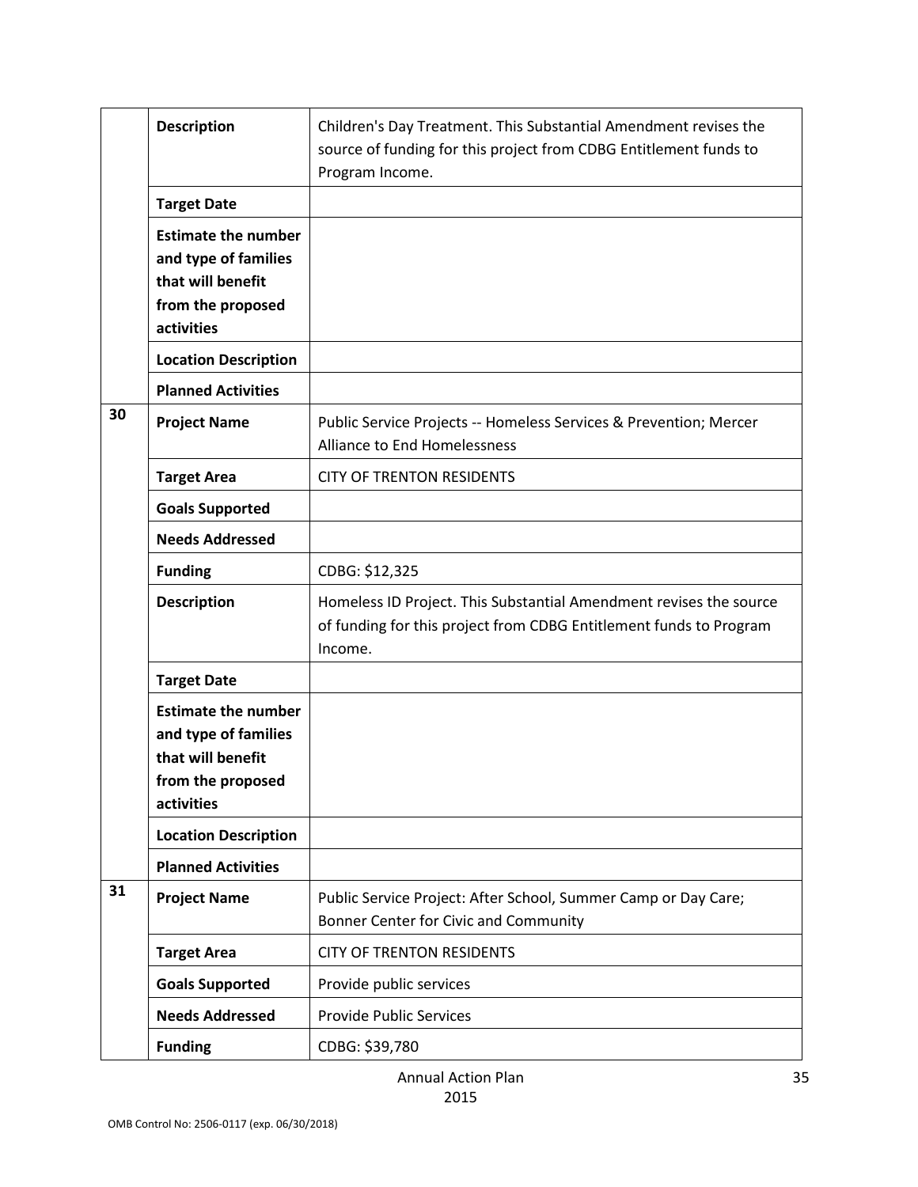| | | |
|---|---|---|
| | **Description** | Children's Day Treatment. This Substantial Amendment revises the source of funding for this project from CDBG Entitlement funds to Program Income. |
| | **Target Date** | |
| | **Estimate the number and type of families that will benefit from the proposed activities** | |
| | **Location Description** | |
| | **Planned Activities** | |
| 30 | **Project Name** | Public Service Projects -- Homeless Services & Prevention; Mercer Alliance to End Homelessness |
| | **Target Area** | CITY OF TRENTON RESIDENTS |
| | **Goals Supported** | |
| | **Needs Addressed** | |
| | **Funding** | CDBG: $12,325 |
| | **Description** | Homeless ID Project. This Substantial Amendment revises the source of funding for this project from CDBG Entitlement funds to Program Income. |
| | **Target Date** | |
| | **Estimate the number and type of families that will benefit from the proposed activities** | |
| | **Location Description** | |
| | **Planned Activities** | |
| 31 | **Project Name** | Public Service Project: After School, Summer Camp or Day Care; Bonner Center for Civic and Community |
| | **Target Area** | CITY OF TRENTON RESIDENTS |
| | **Goals Supported** | Provide public services |
| | **Needs Addressed** | Provide Public Services |
| | **Funding** | CDBG: $39,780 |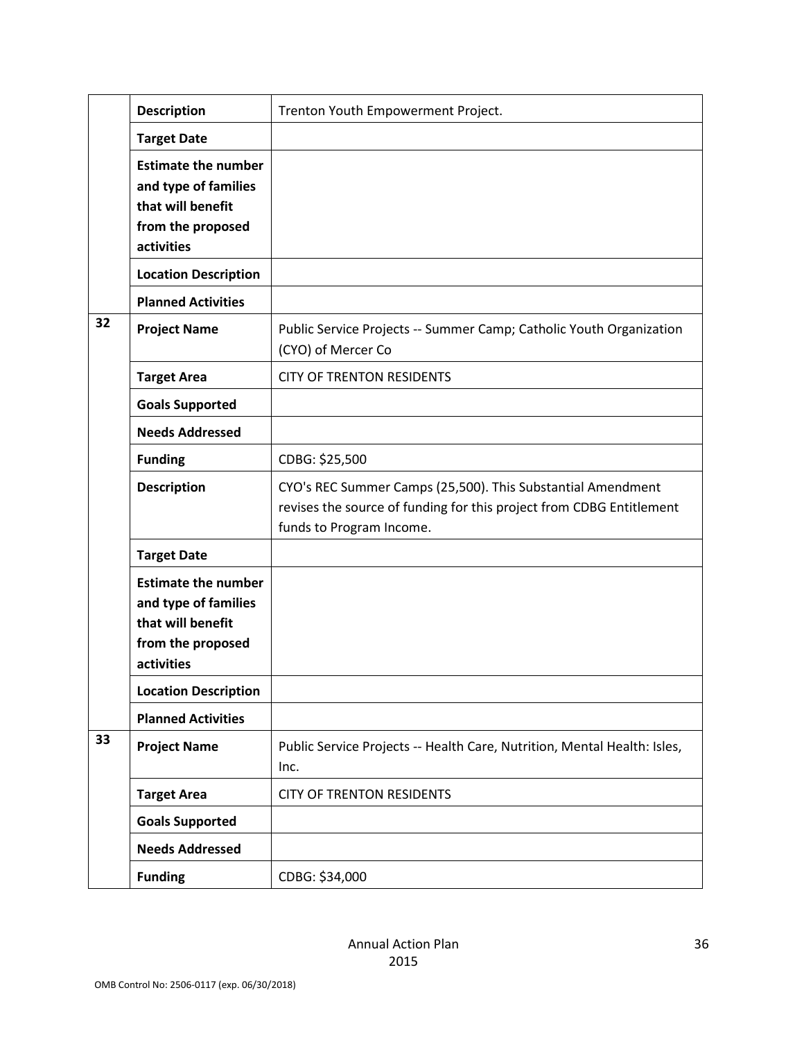| | | |
|---|---|---|
| | **Description** | Trenton Youth Empowerment Project. |
| | **Target Date** | |
| | **Estimate the number and type of families that will benefit from the proposed activities** | |
| | **Location Description** | |
| | **Planned Activities** | |
| 32 | **Project Name** | Public Service Projects -- Summer Camp; Catholic Youth Organization (CYO) of Mercer Co |
| | **Target Area** | CITY OF TRENTON RESIDENTS |
| | **Goals Supported** | |
| | **Needs Addressed** | |
| | **Funding** | CDBG: $25,500 |
| | **Description** | CYO's REC Summer Camps (25,500). This Substantial Amendment revises the source of funding for this project from CDBG Entitlement funds to Program Income. |
| | **Target Date** | |
| | **Estimate the number and type of families that will benefit from the proposed activities** | |
| | **Location Description** | |
| | **Planned Activities** | |
| 33 | **Project Name** | Public Service Projects -- Health Care, Nutrition, Mental Health: Isles, Inc. |
| | **Target Area** | CITY OF TRENTON RESIDENTS |
| | **Goals Supported** | |
| | **Needs Addressed** | |
| | **Funding** | CDBG: $34,000 |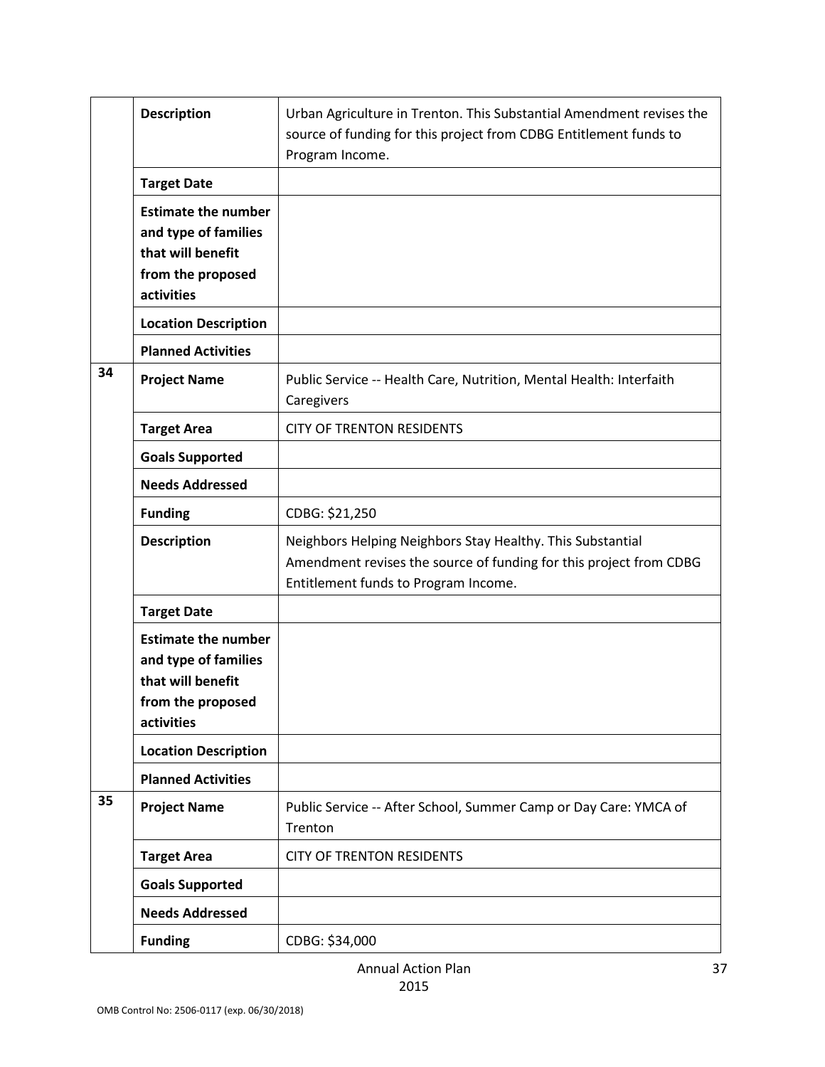| | | |
|---|---|---|
| | **Description** | Urban Agriculture in Trenton. This Substantial Amendment revises the source of funding for this project from CDBG Entitlement funds to Program Income. |
| | **Target Date** | |
| | **Estimate the number and type of families that will benefit from the proposed activities** | |
| | **Location Description** | |
| | **Planned Activities** | |
| 34 | **Project Name** | Public Service -- Health Care, Nutrition, Mental Health: Interfaith Caregivers |
| | **Target Area** | CITY OF TRENTON RESIDENTS |
| | **Goals Supported** | |
| | **Needs Addressed** | |
| | **Funding** | CDBG: $21,250 |
| | **Description** | Neighbors Helping Neighbors Stay Healthy. This Substantial Amendment revises the source of funding for this project from CDBG Entitlement funds to Program Income. |
| | **Target Date** | |
| | **Estimate the number and type of families that will benefit from the proposed activities** | |
| | **Location Description** | |
| | **Planned Activities** | |
| 35 | **Project Name** | Public Service -- After School, Summer Camp or Day Care: YMCA of Trenton |
| | **Target Area** | CITY OF TRENTON RESIDENTS |
| | **Goals Supported** | |
| | **Needs Addressed** | |
| | **Funding** | CDBG: $34,000 |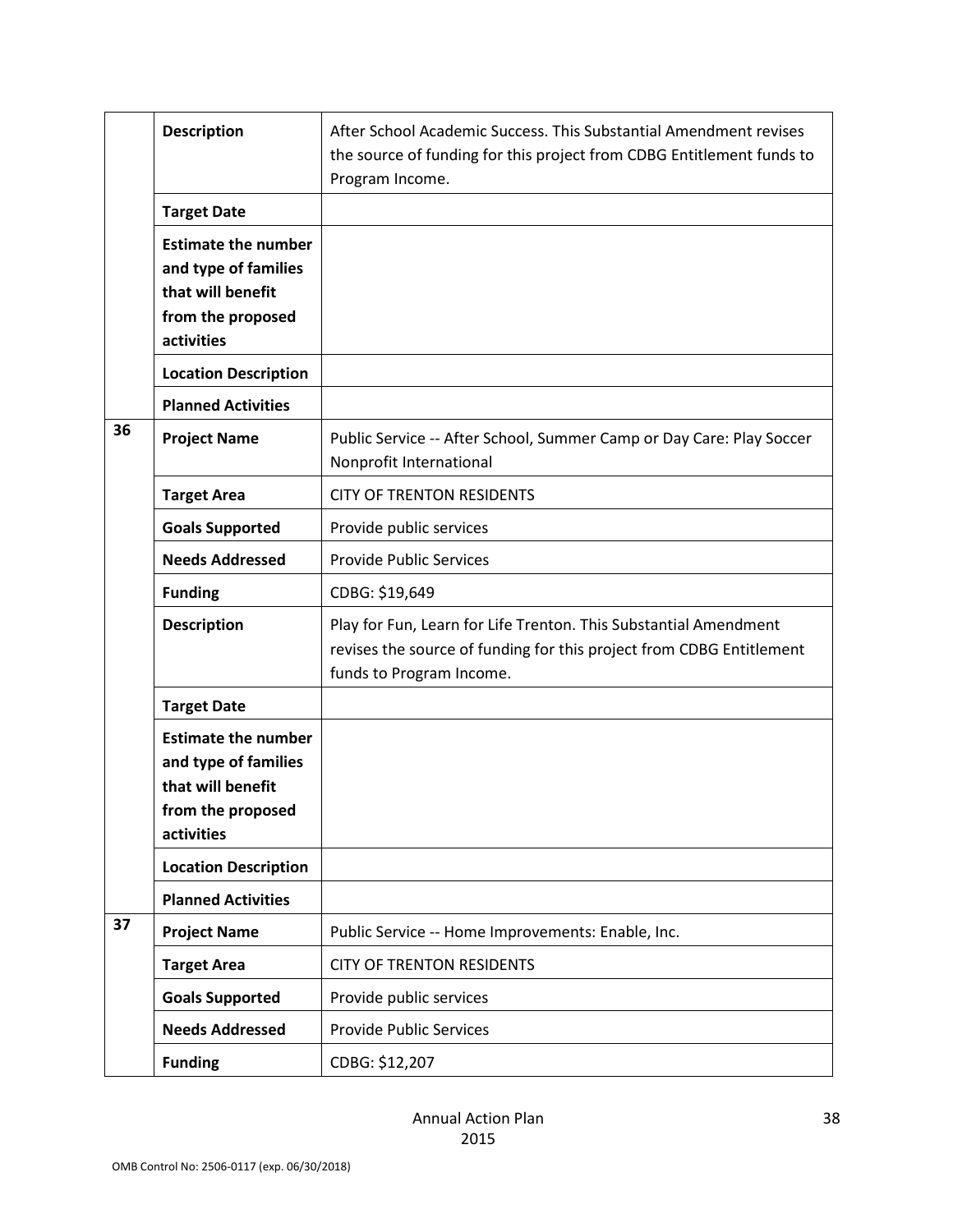| | | |
|---|---|---|
| | **Description** | After School Academic Success. This Substantial Amendment revises the source of funding for this project from CDBG Entitlement funds to Program Income. |
| | **Target Date** | |
| | **Estimate the number and type of families that will benefit from the proposed activities** | |
| | **Location Description** | |
| | **Planned Activities** | |
| **36** | **Project Name** | Public Service -- After School, Summer Camp or Day Care: Play Soccer Nonprofit International |
| | **Target Area** | CITY OF TRENTON RESIDENTS |
| | **Goals Supported** | Provide public services |
| | **Needs Addressed** | Provide Public Services |
| | **Funding** | CDBG: $19,649 |
| | **Description** | Play for Fun, Learn for Life Trenton. This Substantial Amendment revises the source of funding for this project from CDBG Entitlement funds to Program Income. |
| | **Target Date** | |
| | **Estimate the number and type of families that will benefit from the proposed activities** | |
| | **Location Description** | |
| | **Planned Activities** | |
| **37** | **Project Name** | Public Service -- Home Improvements: Enable, Inc. |
| | **Target Area** | CITY OF TRENTON RESIDENTS |
| | **Goals Supported** | Provide public services |
| | **Needs Addressed** | Provide Public Services |
| | **Funding** | CDBG: $12,207 |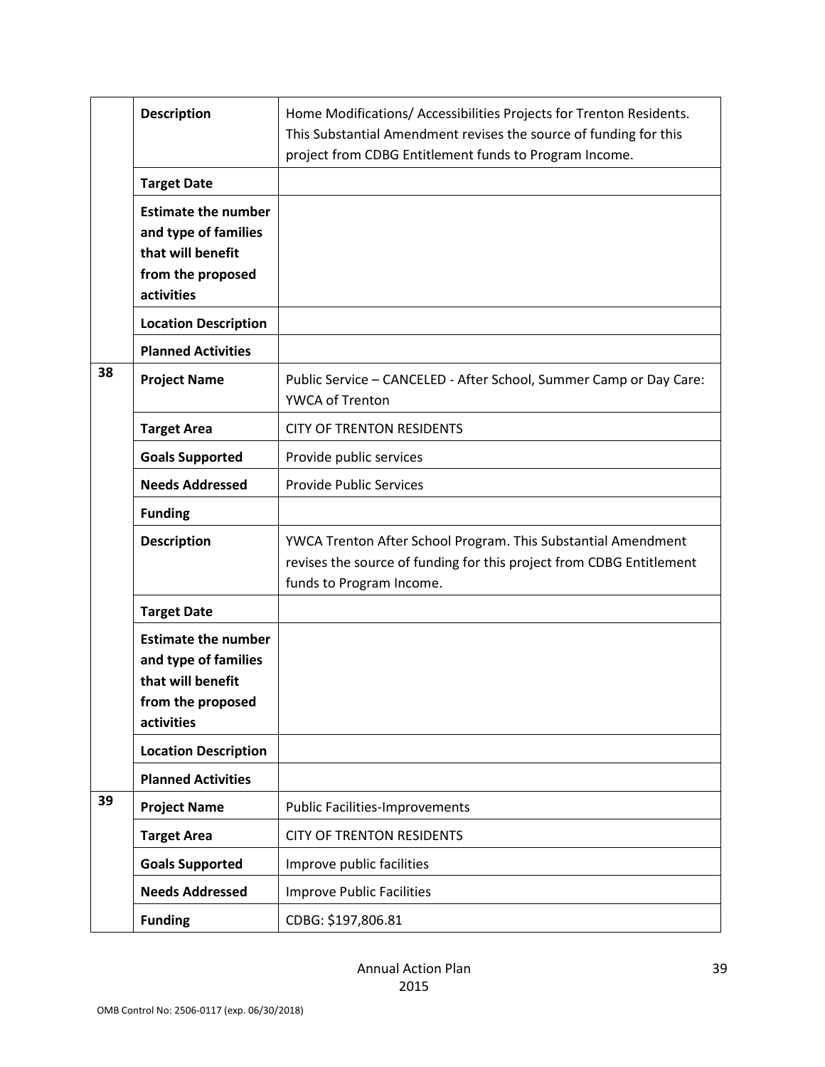| | | |
|---|---|---|
| | **Description** | Home Modifications/ Accessibilities Projects for Trenton Residents. This Substantial Amendment revises the source of funding for this project from CDBG Entitlement funds to Program Income. |
| | **Target Date** | |
| | **Estimate the number and type of families that will benefit from the proposed activities** | |
| | **Location Description** | |
| | **Planned Activities** | |
| 38 | **Project Name** | Public Service – CANCELED - After School, Summer Camp or Day Care: YWCA of Trenton |
| | **Target Area** | CITY OF TRENTON RESIDENTS |
| | **Goals Supported** | Provide public services |
| | **Needs Addressed** | Provide Public Services |
| | **Funding** | |
| | **Description** | YWCA Trenton After School Program. This Substantial Amendment revises the source of funding for this project from CDBG Entitlement funds to Program Income. |
| | **Target Date** | |
| | **Estimate the number and type of families that will benefit from the proposed activities** | |
| | **Location Description** | |
| | **Planned Activities** | |
| 39 | **Project Name** | Public Facilities-Improvements |
| | **Target Area** | CITY OF TRENTON RESIDENTS |
| | **Goals Supported** | Improve public facilities |
| | **Needs Addressed** | Improve Public Facilities |
| | **Funding** | CDBG: $197,806.81 |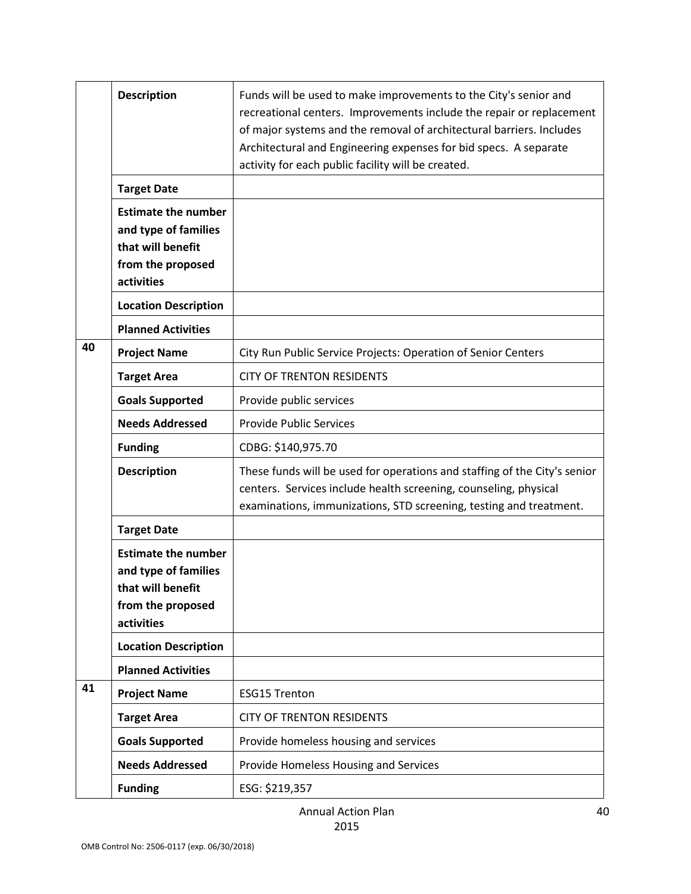| | | |
|---|---|---|
| | **Description** | Funds will be used to make improvements to the City's senior and recreational centers. Improvements include the repair or replacement of major systems and the removal of architectural barriers. Includes Architectural and Engineering expenses for bid specs. A separate activity for each public facility will be created. |
| | **Target Date** | |
| | **Estimate the number and type of families that will benefit from the proposed activities** | |
| | **Location Description** | |
| | **Planned Activities** | |
| 40 | **Project Name** | City Run Public Service Projects: Operation of Senior Centers |
| | **Target Area** | CITY OF TRENTON RESIDENTS |
| | **Goals Supported** | Provide public services |
| | **Needs Addressed** | Provide Public Services |
| | **Funding** | CDBG: $140,975.70 |
| | **Description** | These funds will be used for operations and staffing of the City's senior centers. Services include health screening, counseling, physical examinations, immunizations, STD screening, testing and treatment. |
| | **Target Date** | |
| | **Estimate the number and type of families that will benefit from the proposed activities** | |
| | **Location Description** | |
| | **Planned Activities** | |
| 41 | **Project Name** | ESG15 Trenton |
| | **Target Area** | CITY OF TRENTON RESIDENTS |
| | **Goals Supported** | Provide homeless housing and services |
| | **Needs Addressed** | Provide Homeless Housing and Services |
| | **Funding** | ESG: $219,357 |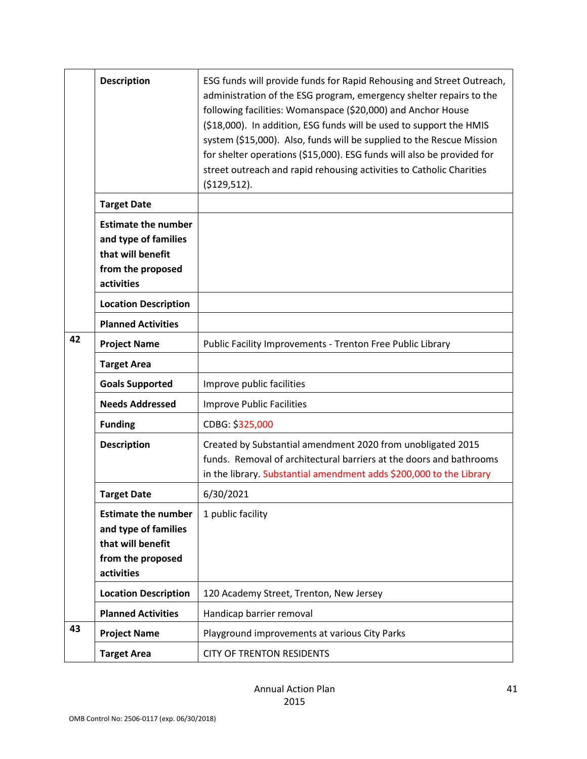| | | |
|---|---|---|
| | **Description** | ESG funds will provide funds for Rapid Rehousing and Street Outreach, administration of the ESG program, emergency shelter repairs to the following facilities: Womanspace ($20,000) and Anchor House ($18,000). In addition, ESG funds will be used to support the HMIS system ($15,000). Also, funds will be supplied to the Rescue Mission for shelter operations ($15,000). ESG funds will also be provided for street outreach and rapid rehousing activities to Catholic Charities ($129,512). |
| | **Target Date** | |
| | **Estimate the number and type of families that will benefit from the proposed activities** | |
| | **Location Description** | |
| | **Planned Activities** | |
| 42 | **Project Name** | Public Facility Improvements - Trenton Free Public Library |
| | **Target Area** | |
| | **Goals Supported** | Improve public facilities |
| | **Needs Addressed** | Improve Public Facilities |
| | **Funding** | CDBG: $325,000 |
| | **Description** | Created by Substantial amendment 2020 from unobligated 2015 funds. Removal of architectural barriers at the doors and bathrooms in the library. Substantial amendment adds $200,000 to the Library |
| | **Target Date** | 6/30/2021 |
| | **Estimate the number and type of families that will benefit from the proposed activities** | 1 public facility |
| | **Location Description** | 120 Academy Street, Trenton, New Jersey |
| | **Planned Activities** | Handicap barrier removal |
| 43 | **Project Name** | Playground improvements at various City Parks |
| | **Target Area** | CITY OF TRENTON RESIDENTS |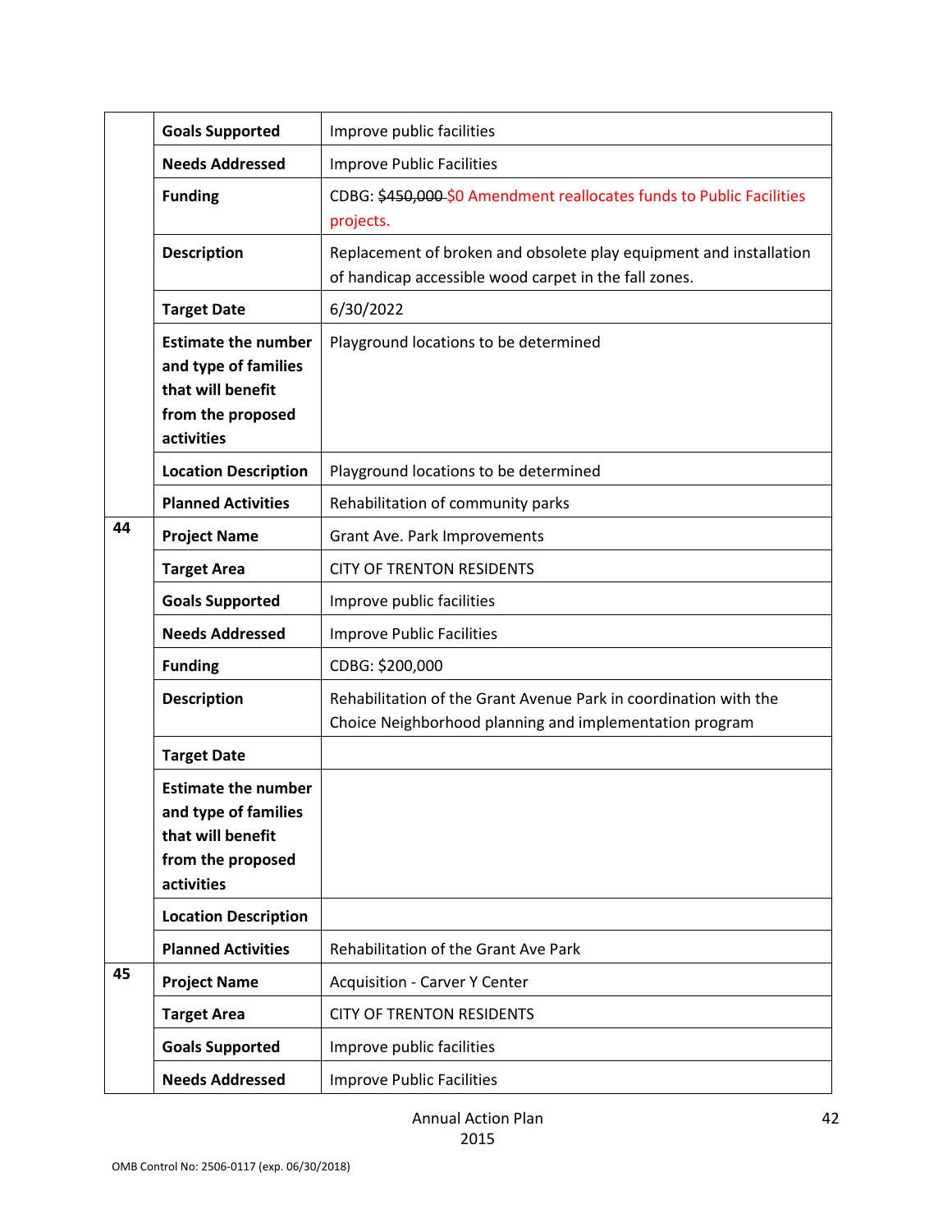| | | |
|---|---|---|
| | **Goals Supported** | Improve public facilities |
| | **Needs Addressed** | Improve Public Facilities |
| | **Funding** | CDBG: ~~$450,000~~ $0 Amendment reallocates funds to Public Facilities projects. |
| | **Description** | Replacement of broken and obsolete play equipment and installation of handicap accessible wood carpet in the fall zones. |
| | **Target Date** | 6/30/2022 |
| | **Estimate the number and type of families that will benefit from the proposed activities** | Playground locations to be determined |
| | **Location Description** | Playground locations to be determined |
| | **Planned Activities** | Rehabilitation of community parks |
| **44** | **Project Name** | Grant Ave. Park Improvements |
| | **Target Area** | CITY OF TRENTON RESIDENTS |
| | **Goals Supported** | Improve public facilities |
| | **Needs Addressed** | Improve Public Facilities |
| | **Funding** | CDBG: $200,000 |
| | **Description** | Rehabilitation of the Grant Avenue Park in coordination with the Choice Neighborhood planning and implementation program |
| | **Target Date** | |
| | **Estimate the number and type of families that will benefit from the proposed activities** | |
| | **Location Description** | |
| | **Planned Activities** | Rehabilitation of the Grant Ave Park |
| **45** | **Project Name** | Acquisition - Carver Y Center |
| | **Target Area** | CITY OF TRENTON RESIDENTS |
| | **Goals Supported** | Improve public facilities |
| | **Needs Addressed** | Improve Public Facilities |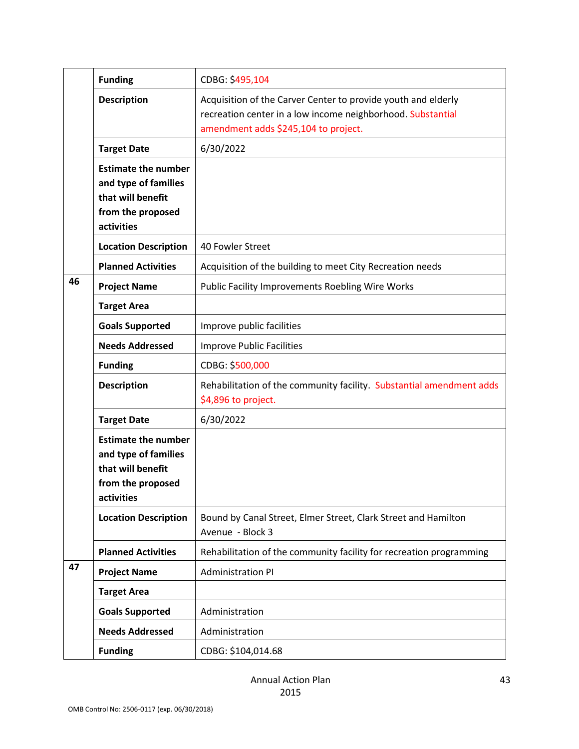| | | |
|---|---|---|
| | **Funding** | CDBG: $495,104 |
| | **Description** | Acquisition of the Carver Center to provide youth and elderly recreation center in a low income neighborhood. Substantial amendment adds $245,104 to project. |
| | **Target Date** | 6/30/2022 |
| | **Estimate the number and type of families that will benefit from the proposed activities** | |
| | **Location Description** | 40 Fowler Street |
| | **Planned Activities** | Acquisition of the building to meet City Recreation needs |
| **46** | **Project Name** | Public Facility Improvements Roebling Wire Works |
| | **Target Area** | |
| | **Goals Supported** | Improve public facilities |
| | **Needs Addressed** | Improve Public Facilities |
| | **Funding** | CDBG: $500,000 |
| | **Description** | Rehabilitation of the community facility. Substantial amendment adds $4,896 to project. |
| | **Target Date** | 6/30/2022 |
| | **Estimate the number and type of families that will benefit from the proposed activities** | |
| | **Location Description** | Bound by Canal Street, Elmer Street, Clark Street and Hamilton Avenue - Block 3 |
| | **Planned Activities** | Rehabilitation of the community facility for recreation programming |
| **47** | **Project Name** | Administration PI |
| | **Target Area** | |
| | **Goals Supported** | Administration |
| | **Needs Addressed** | Administration |
| | **Funding** | CDBG: $104,014.68 |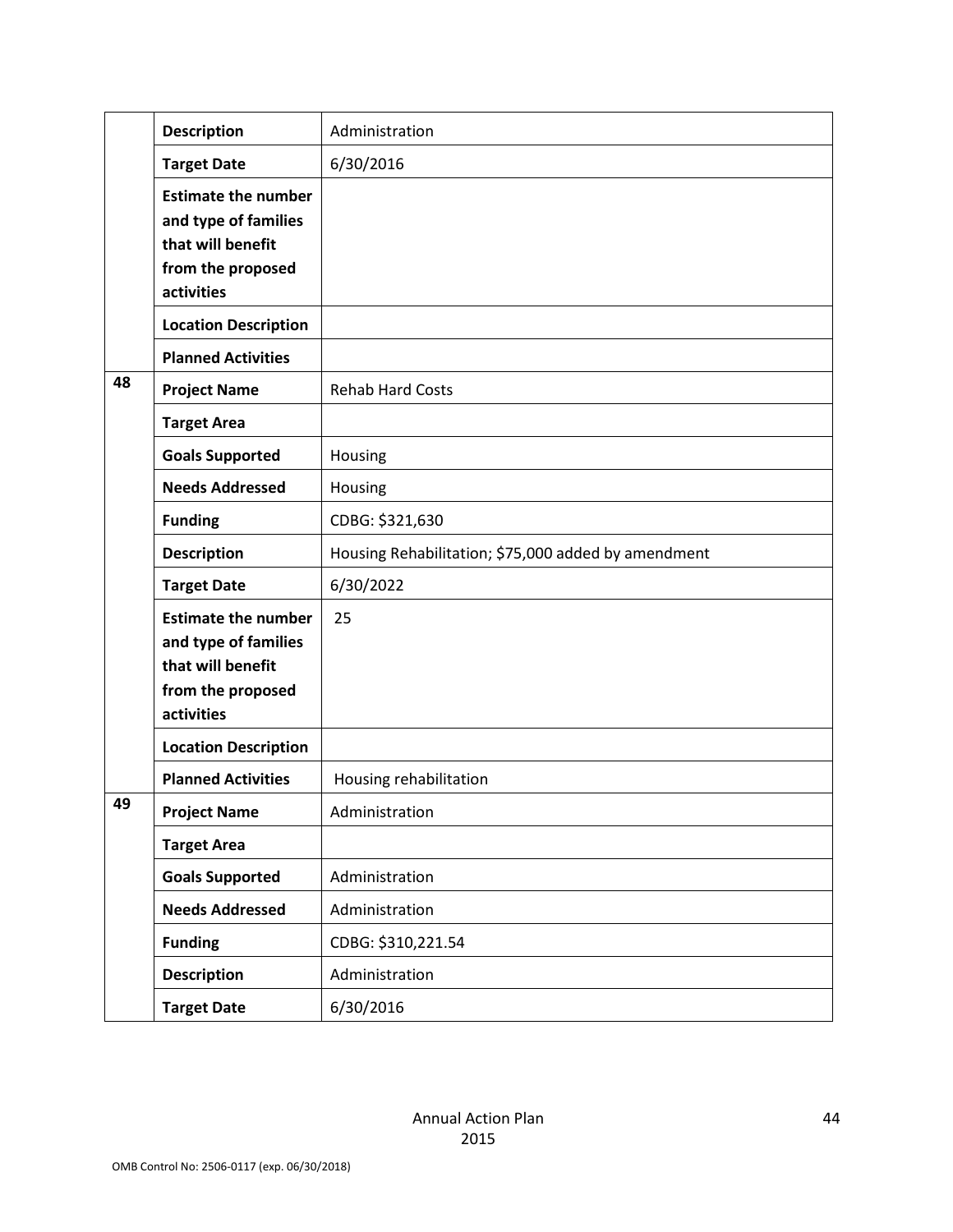| | | |
|---|---|---|
| | **Description** | Administration |
| | **Target Date** | 6/30/2016 |
| | **Estimate the number and type of families that will benefit from the proposed activities** | |
| | **Location Description** | |
| | **Planned Activities** | |
| **48** | **Project Name** | Rehab Hard Costs |
| | **Target Area** | |
| | **Goals Supported** | Housing |
| | **Needs Addressed** | Housing |
| | **Funding** | CDBG: $321,630 |
| | **Description** | Housing Rehabilitation; $75,000 added by amendment |
| | **Target Date** | 6/30/2022 |
| | **Estimate the number and type of families that will benefit from the proposed activities** | 25 |
| | **Location Description** | |
| | **Planned Activities** | Housing rehabilitation |
| **49** | **Project Name** | Administration |
| | **Target Area** | |
| | **Goals Supported** | Administration |
| | **Needs Addressed** | Administration |
| | **Funding** | CDBG: $310,221.54 |
| | **Description** | Administration |
| | **Target Date** | 6/30/2016 |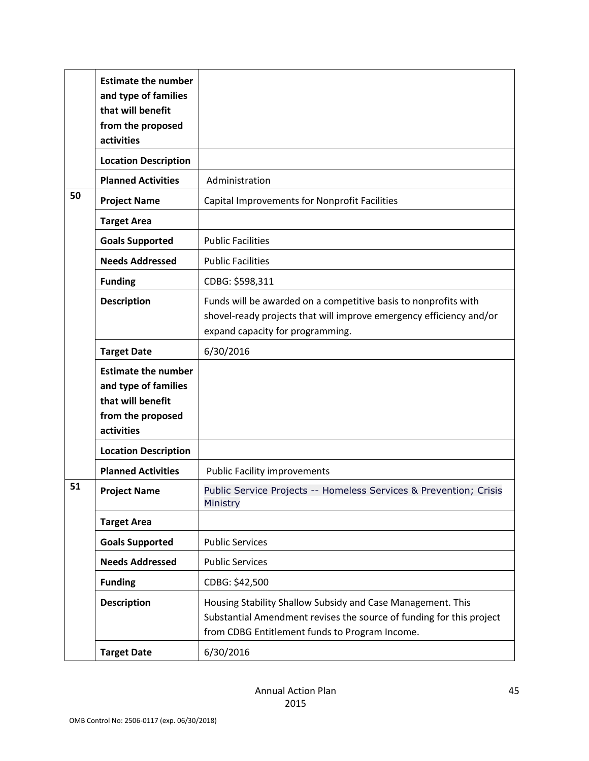|  |  |  |
| --- | --- | --- |
|  | **Estimate the number and type of families that will benefit from the proposed activities** |  |
|  | **Location Description** |  |
|  | **Planned Activities** | Administration |
| 50 | **Project Name** | Capital Improvements for Nonprofit Facilities |
|  | **Target Area** |  |
|  | **Goals Supported** | Public Facilities |
|  | **Needs Addressed** | Public Facilities |
|  | **Funding** | CDBG: $598,311 |
|  | **Description** | Funds will be awarded on a competitive basis to nonprofits with shovel-ready projects that will improve emergency efficiency and/or expand capacity for programming. |
|  | **Target Date** | 6/30/2016 |
|  | **Estimate the number and type of families that will benefit from the proposed activities** |  |
|  | **Location Description** |  |
|  | **Planned Activities** | Public Facility improvements |
| 51 | **Project Name** | Public Service Projects -- Homeless Services & Prevention; Crisis Ministry |
|  | **Target Area** |  |
|  | **Goals Supported** | Public Services |
|  | **Needs Addressed** | Public Services |
|  | **Funding** | CDBG: $42,500 |
|  | **Description** | Housing Stability Shallow Subsidy and Case Management. This Substantial Amendment revises the source of funding for this project from CDBG Entitlement funds to Program Income. |
|  | **Target Date** | 6/30/2016 |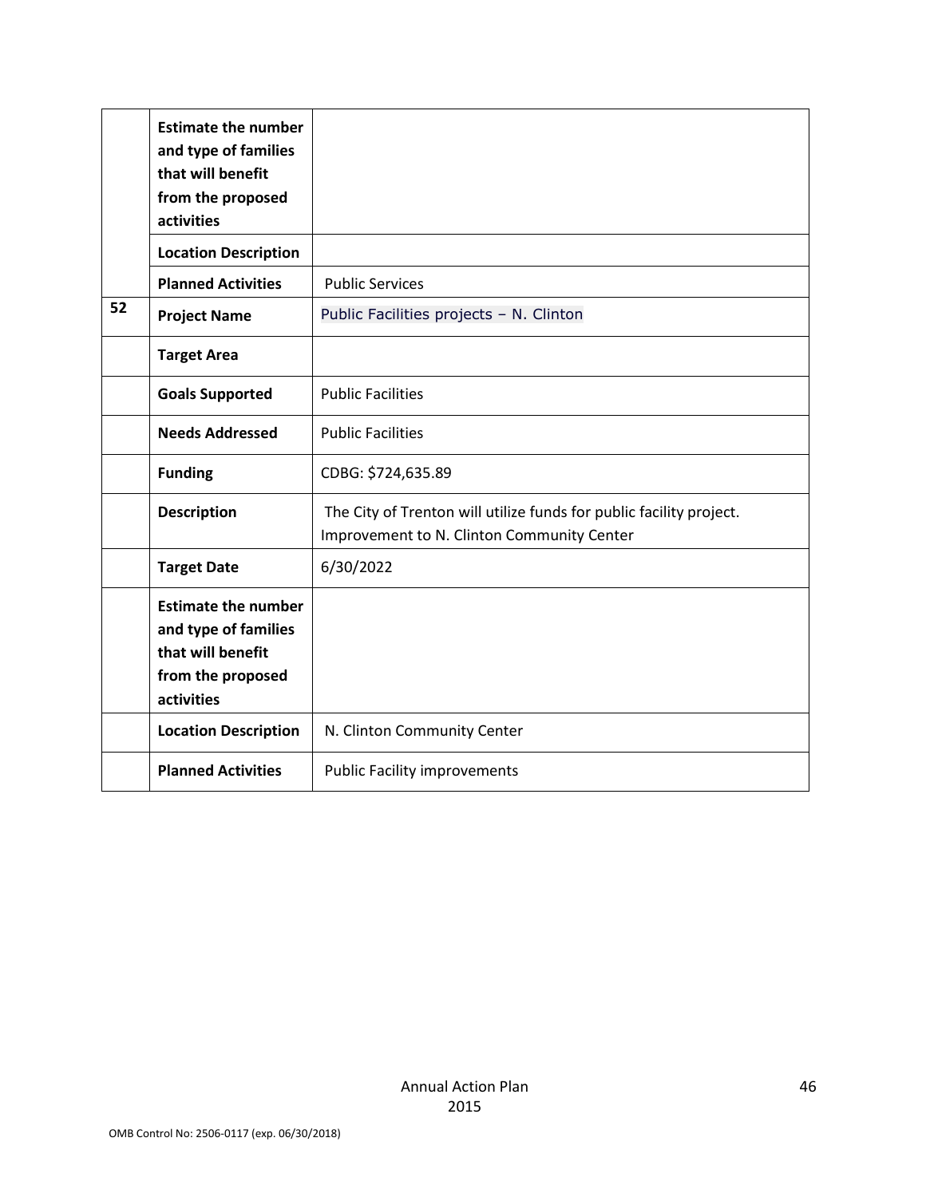| | | |
|---|---|---|
| | **Estimate the number and type of families that will benefit from the proposed activities** | |
| | **Location Description** | |
| | **Planned Activities** | Public Services |
| **52** | **Project Name** | Public Facilities projects – N. Clinton |
| | **Target Area** | |
| | **Goals Supported** | Public Facilities |
| | **Needs Addressed** | Public Facilities |
| | **Funding** | CDBG: $724,635.89 |
| | **Description** | The City of Trenton will utilize funds for public facility project. Improvement to N. Clinton Community Center |
| | **Target Date** | 6/30/2022 |
| | **Estimate the number and type of families that will benefit from the proposed activities** | |
| | **Location Description** | N. Clinton Community Center |
| | **Planned Activities** | Public Facility improvements |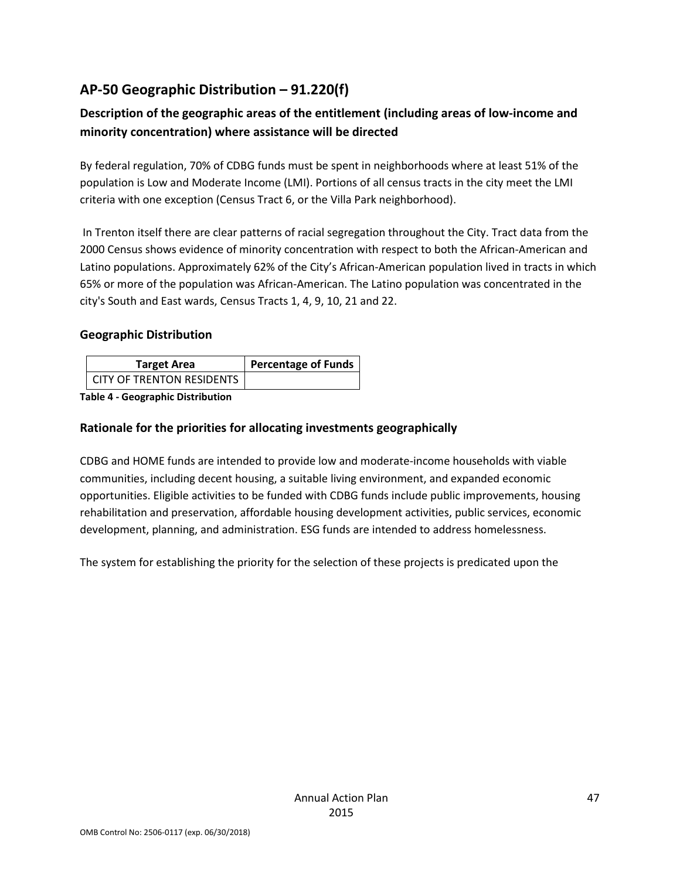## AP-50 Geographic Distribution – 91.220(f)

### Description of the geographic areas of the entitlement (including areas of low-income and minority concentration) where assistance will be directed

By federal regulation, 70% of CDBG funds must be spent in neighborhoods where at least 51% of the population is Low and Moderate Income (LMI). Portions of all census tracts in the city meet the LMI criteria with one exception (Census Tract 6, or the Villa Park neighborhood).

In Trenton itself there are clear patterns of racial segregation throughout the City. Tract data from the 2000 Census shows evidence of minority concentration with respect to both the African-American and Latino populations. Approximately 62% of the City's African-American population lived in tracts in which 65% or more of the population was African-American. The Latino population was concentrated in the city's South and East wards, Census Tracts 1, 4, 9, 10, 21 and 22.

### Geographic Distribution

| Target Area | Percentage of Funds |
| --- | --- |
| CITY OF TRENTON RESIDENTS | |

**Table 4 - Geographic Distribution**

### Rationale for the priorities for allocating investments geographically

CDBG and HOME funds are intended to provide low and moderate-income households with viable communities, including decent housing, a suitable living environment, and expanded economic opportunities. Eligible activities to be funded with CDBG funds include public improvements, housing rehabilitation and preservation, affordable housing development activities, public services, economic development, planning, and administration. ESG funds are intended to address homelessness.

The system for establishing the priority for the selection of these projects is predicated upon the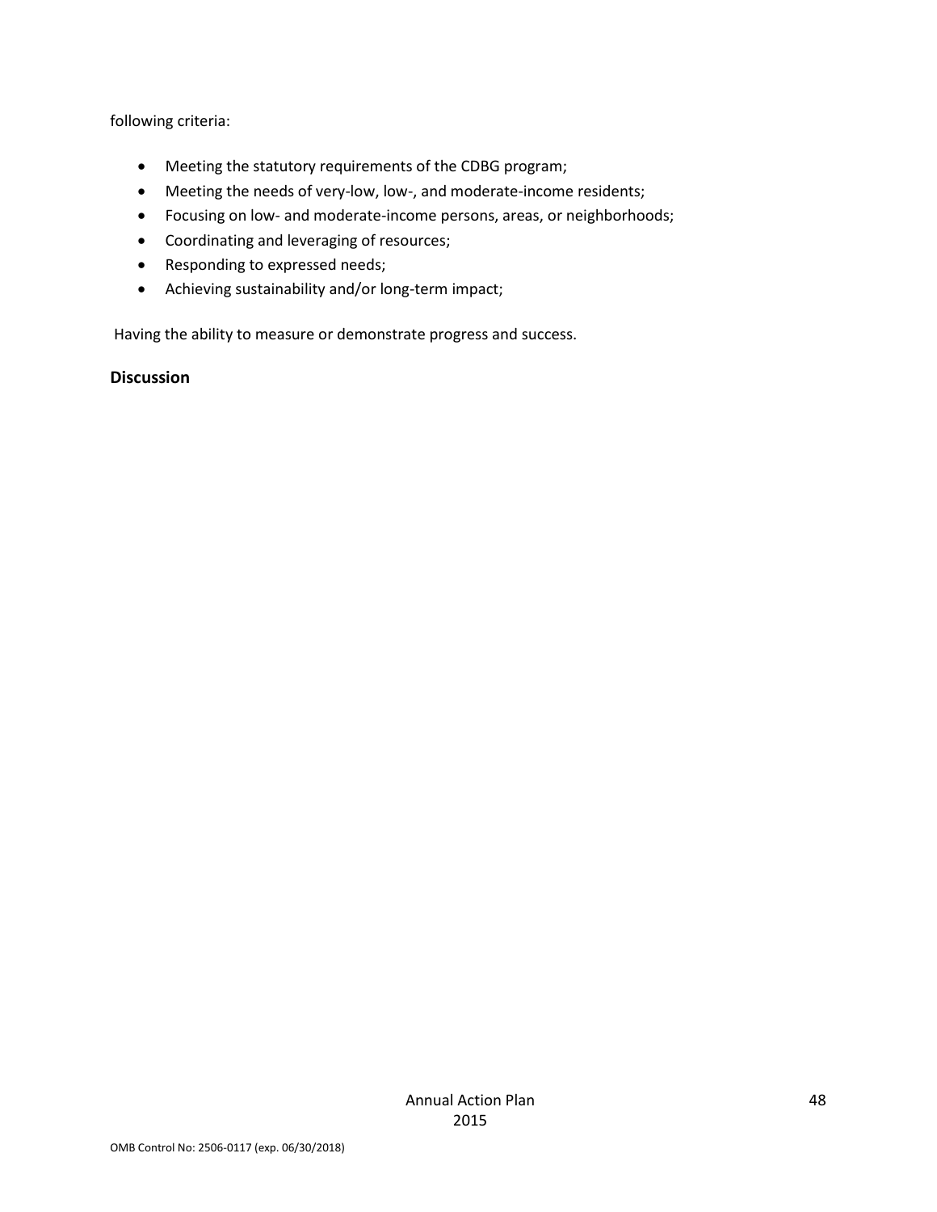following criteria:

- Meeting the statutory requirements of the CDBG program;
- Meeting the needs of very-low, low-, and moderate-income residents;
- Focusing on low- and moderate-income persons, areas, or neighborhoods;
- Coordinating and leveraging of resources;
- Responding to expressed needs;
- Achieving sustainability and/or long-term impact;

Having the ability to measure or demonstrate progress and success.

**Discussion**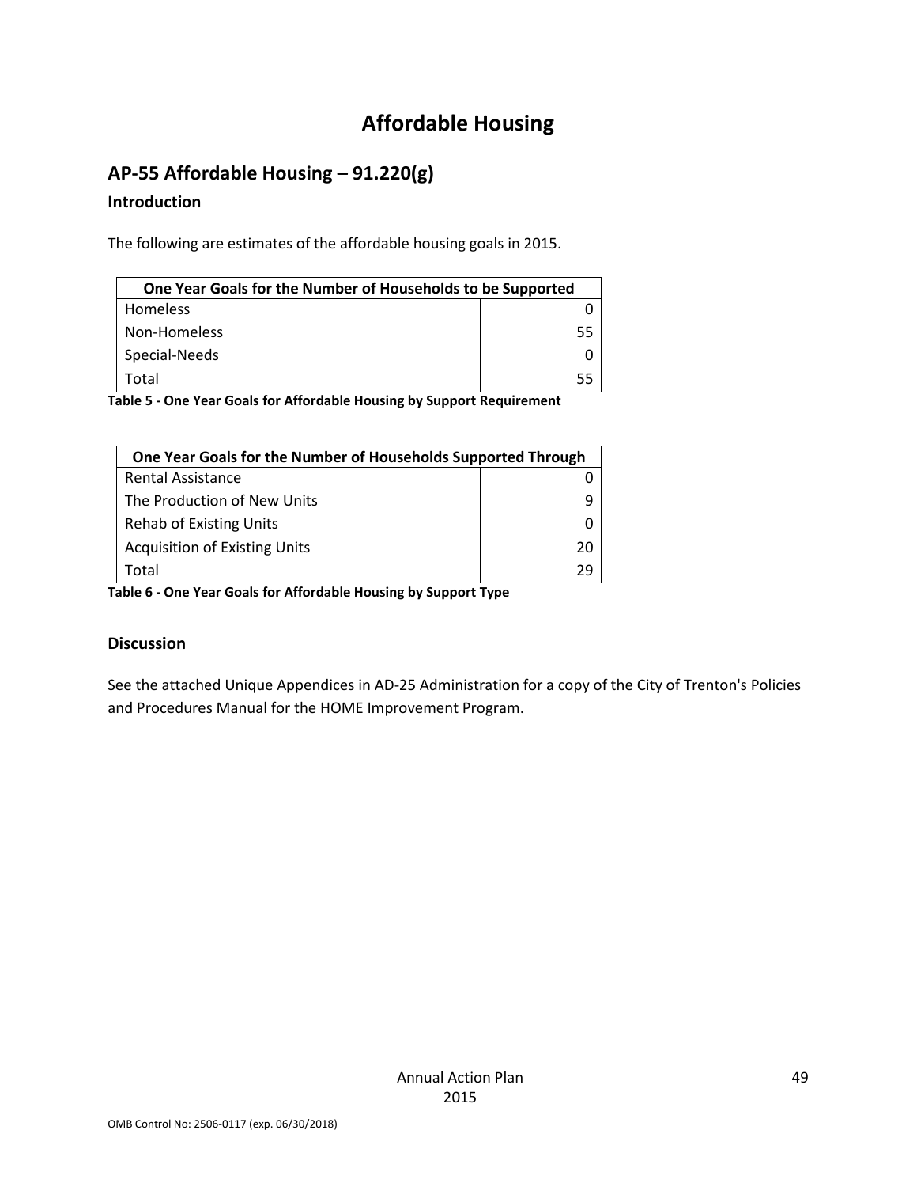# Affordable Housing

## AP-55 Affordable Housing – 91.220(g)

### Introduction

The following are estimates of the affordable housing goals in 2015.

| One Year Goals for the Number of Households to be Supported | |
|---|---|
| Homeless | 0 |
| Non-Homeless | 55 |
| Special-Needs | 0 |
| Total | 55 |

**Table 5 - One Year Goals for Affordable Housing by Support Requirement**

| One Year Goals for the Number of Households Supported Through | |
|---|---|
| Rental Assistance | 0 |
| The Production of New Units | 9 |
| Rehab of Existing Units | 0 |
| Acquisition of Existing Units | 20 |
| Total | 29 |

**Table 6 - One Year Goals for Affordable Housing by Support Type**

### Discussion

See the attached Unique Appendices in AD-25 Administration for a copy of the City of Trenton's Policies and Procedures Manual for the HOME Improvement Program.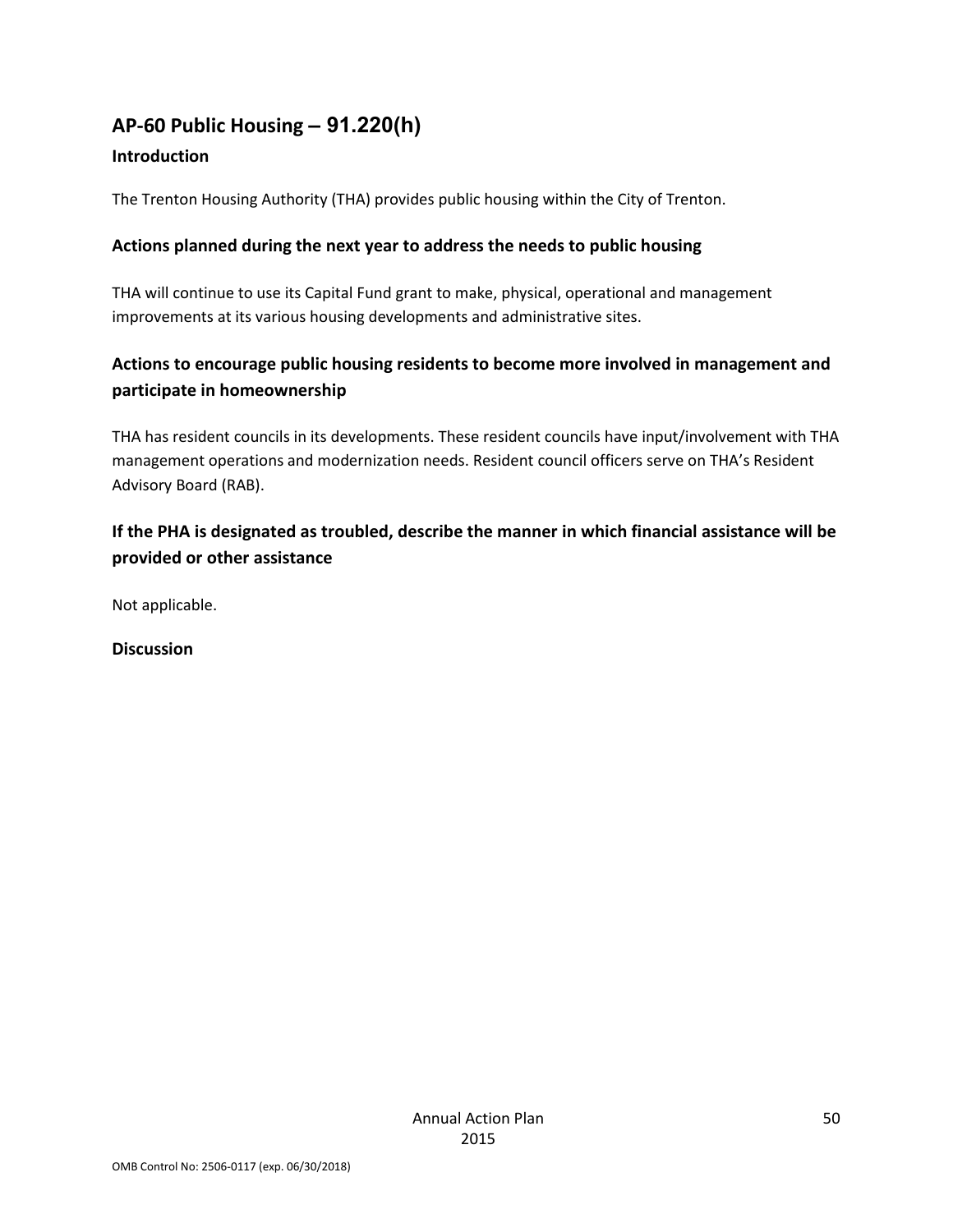## AP-60 Public Housing – 91.220(h)

### Introduction

The Trenton Housing Authority (THA) provides public housing within the City of Trenton.

### Actions planned during the next year to address the needs to public housing

THA will continue to use its Capital Fund grant to make, physical, operational and management improvements at its various housing developments and administrative sites.

### Actions to encourage public housing residents to become more involved in management and participate in homeownership

THA has resident councils in its developments. These resident councils have input/involvement with THA management operations and modernization needs. Resident council officers serve on THA's Resident Advisory Board (RAB).

### If the PHA is designated as troubled, describe the manner in which financial assistance will be provided or other assistance

Not applicable.

### Discussion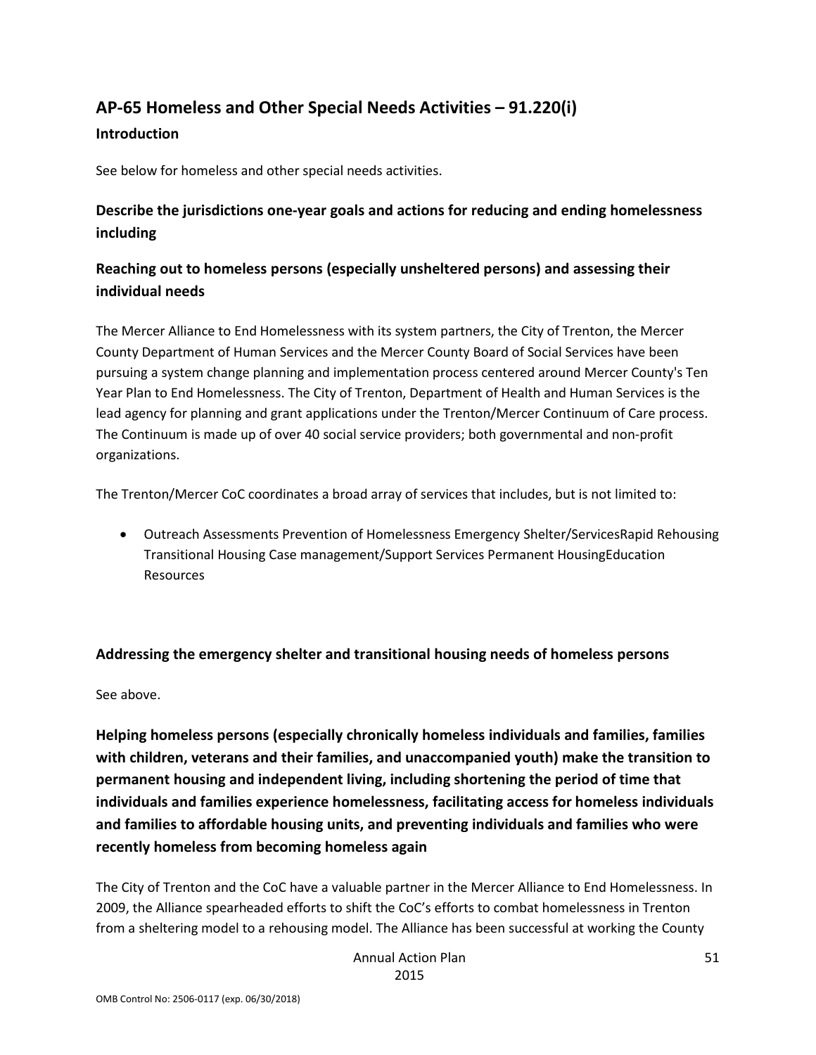## AP-65 Homeless and Other Special Needs Activities – 91.220(i)

### Introduction

See below for homeless and other special needs activities.

### Describe the jurisdictions one-year goals and actions for reducing and ending homelessness including

### Reaching out to homeless persons (especially unsheltered persons) and assessing their individual needs

The Mercer Alliance to End Homelessness with its system partners, the City of Trenton, the Mercer County Department of Human Services and the Mercer County Board of Social Services have been pursuing a system change planning and implementation process centered around Mercer County's Ten Year Plan to End Homelessness. The City of Trenton, Department of Health and Human Services is the lead agency for planning and grant applications under the Trenton/Mercer Continuum of Care process. The Continuum is made up of over 40 social service providers; both governmental and non-profit organizations.

The Trenton/Mercer CoC coordinates a broad array of services that includes, but is not limited to:

- Outreach Assessments Prevention of Homelessness Emergency Shelter/ServicesRapid Rehousing Transitional Housing Case management/Support Services Permanent HousingEducation Resources

### Addressing the emergency shelter and transitional housing needs of homeless persons

See above.

### Helping homeless persons (especially chronically homeless individuals and families, families with children, veterans and their families, and unaccompanied youth) make the transition to permanent housing and independent living, including shortening the period of time that individuals and families experience homelessness, facilitating access for homeless individuals and families to affordable housing units, and preventing individuals and families who were recently homeless from becoming homeless again

The City of Trenton and the CoC have a valuable partner in the Mercer Alliance to End Homelessness. In 2009, the Alliance spearheaded efforts to shift the CoC's efforts to combat homelessness in Trenton from a sheltering model to a rehousing model. The Alliance has been successful at working the County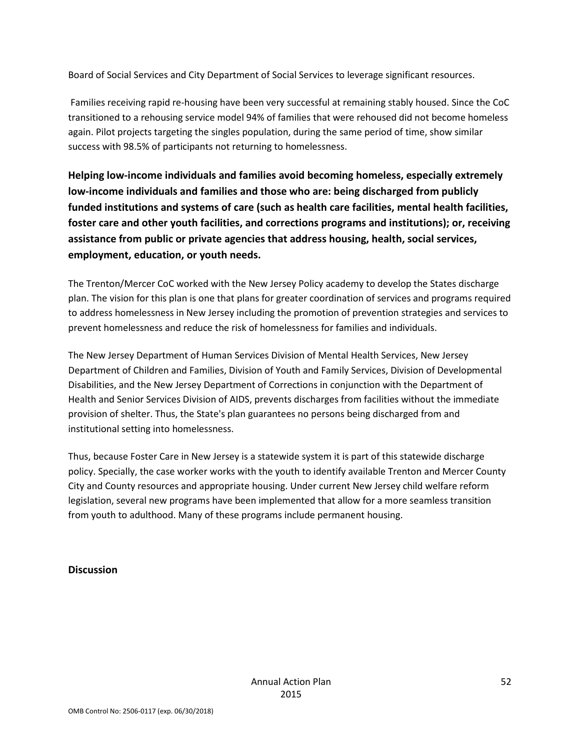Board of Social Services and City Department of Social Services to leverage significant resources.

Families receiving rapid re-housing have been very successful at remaining stably housed. Since the CoC transitioned to a rehousing service model 94% of families that were rehoused did not become homeless again. Pilot projects targeting the singles population, during the same period of time, show similar success with 98.5% of participants not returning to homelessness.

**Helping low-income individuals and families avoid becoming homeless, especially extremely low-income individuals and families and those who are: being discharged from publicly funded institutions and systems of care (such as health care facilities, mental health facilities, foster care and other youth facilities, and corrections programs and institutions); or, receiving assistance from public or private agencies that address housing, health, social services, employment, education, or youth needs.**

The Trenton/Mercer CoC worked with the New Jersey Policy academy to develop the States discharge plan. The vision for this plan is one that plans for greater coordination of services and programs required to address homelessness in New Jersey including the promotion of prevention strategies and services to prevent homelessness and reduce the risk of homelessness for families and individuals.

The New Jersey Department of Human Services Division of Mental Health Services, New Jersey Department of Children and Families, Division of Youth and Family Services, Division of Developmental Disabilities, and the New Jersey Department of Corrections in conjunction with the Department of Health and Senior Services Division of AIDS, prevents discharges from facilities without the immediate provision of shelter. Thus, the State's plan guarantees no persons being discharged from and institutional setting into homelessness.

Thus, because Foster Care in New Jersey is a statewide system it is part of this statewide discharge policy. Specially, the case worker works with the youth to identify available Trenton and Mercer County City and County resources and appropriate housing. Under current New Jersey child welfare reform legislation, several new programs have been implemented that allow for a more seamless transition from youth to adulthood. Many of these programs include permanent housing.

**Discussion**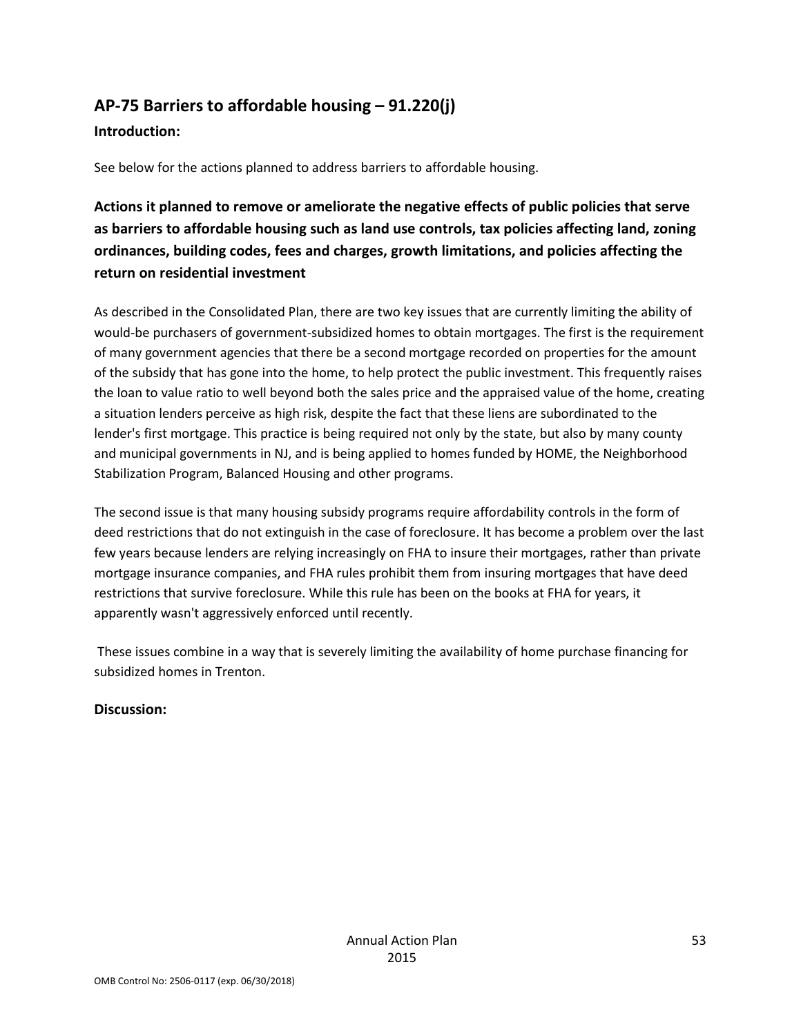## AP-75 Barriers to affordable housing – 91.220(j)

**Introduction:**

See below for the actions planned to address barriers to affordable housing.

### Actions it planned to remove or ameliorate the negative effects of public policies that serve as barriers to affordable housing such as land use controls, tax policies affecting land, zoning ordinances, building codes, fees and charges, growth limitations, and policies affecting the return on residential investment

As described in the Consolidated Plan, there are two key issues that are currently limiting the ability of would-be purchasers of government-subsidized homes to obtain mortgages. The first is the requirement of many government agencies that there be a second mortgage recorded on properties for the amount of the subsidy that has gone into the home, to help protect the public investment. This frequently raises the loan to value ratio to well beyond both the sales price and the appraised value of the home, creating a situation lenders perceive as high risk, despite the fact that these liens are subordinated to the lender's first mortgage. This practice is being required not only by the state, but also by many county and municipal governments in NJ, and is being applied to homes funded by HOME, the Neighborhood Stabilization Program, Balanced Housing and other programs.

The second issue is that many housing subsidy programs require affordability controls in the form of deed restrictions that do not extinguish in the case of foreclosure. It has become a problem over the last few years because lenders are relying increasingly on FHA to insure their mortgages, rather than private mortgage insurance companies, and FHA rules prohibit them from insuring mortgages that have deed restrictions that survive foreclosure. While this rule has been on the books at FHA for years, it apparently wasn't aggressively enforced until recently.

These issues combine in a way that is severely limiting the availability of home purchase financing for subsidized homes in Trenton.

**Discussion:**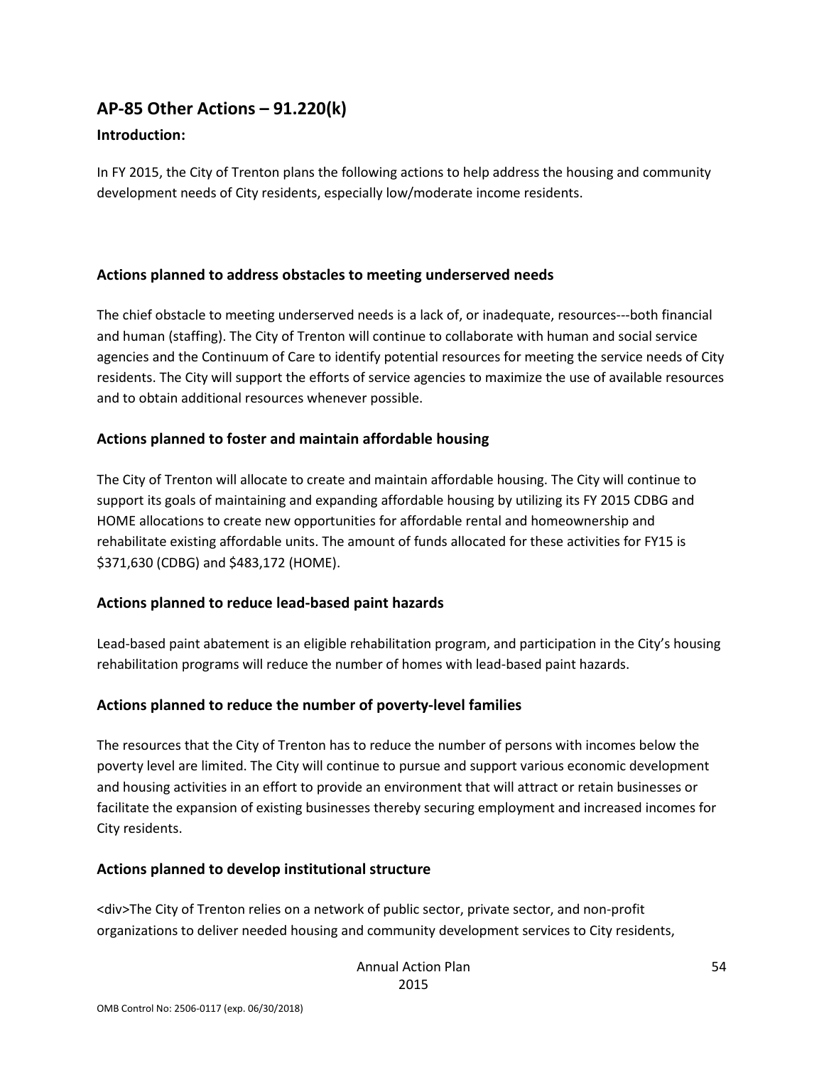## AP-85 Other Actions – 91.220(k)

### Introduction:

In FY 2015, the City of Trenton plans the following actions to help address the housing and community development needs of City residents, especially low/moderate income residents.

### Actions planned to address obstacles to meeting underserved needs

The chief obstacle to meeting underserved needs is a lack of, or inadequate, resources---both financial and human (staffing). The City of Trenton will continue to collaborate with human and social service agencies and the Continuum of Care to identify potential resources for meeting the service needs of City residents. The City will support the efforts of service agencies to maximize the use of available resources and to obtain additional resources whenever possible.

### Actions planned to foster and maintain affordable housing

The City of Trenton will allocate to create and maintain affordable housing. The City will continue to support its goals of maintaining and expanding affordable housing by utilizing its FY 2015 CDBG and HOME allocations to create new opportunities for affordable rental and homeownership and rehabilitate existing affordable units. The amount of funds allocated for these activities for FY15 is $371,630 (CDBG) and $483,172 (HOME).

### Actions planned to reduce lead-based paint hazards

Lead-based paint abatement is an eligible rehabilitation program, and participation in the City's housing rehabilitation programs will reduce the number of homes with lead-based paint hazards.

### Actions planned to reduce the number of poverty-level families

The resources that the City of Trenton has to reduce the number of persons with incomes below the poverty level are limited. The City will continue to pursue and support various economic development and housing activities in an effort to provide an environment that will attract or retain businesses or facilitate the expansion of existing businesses thereby securing employment and increased incomes for City residents.

### Actions planned to develop institutional structure

<div>The City of Trenton relies on a network of public sector, private sector, and non-profit organizations to deliver needed housing and community development services to City residents,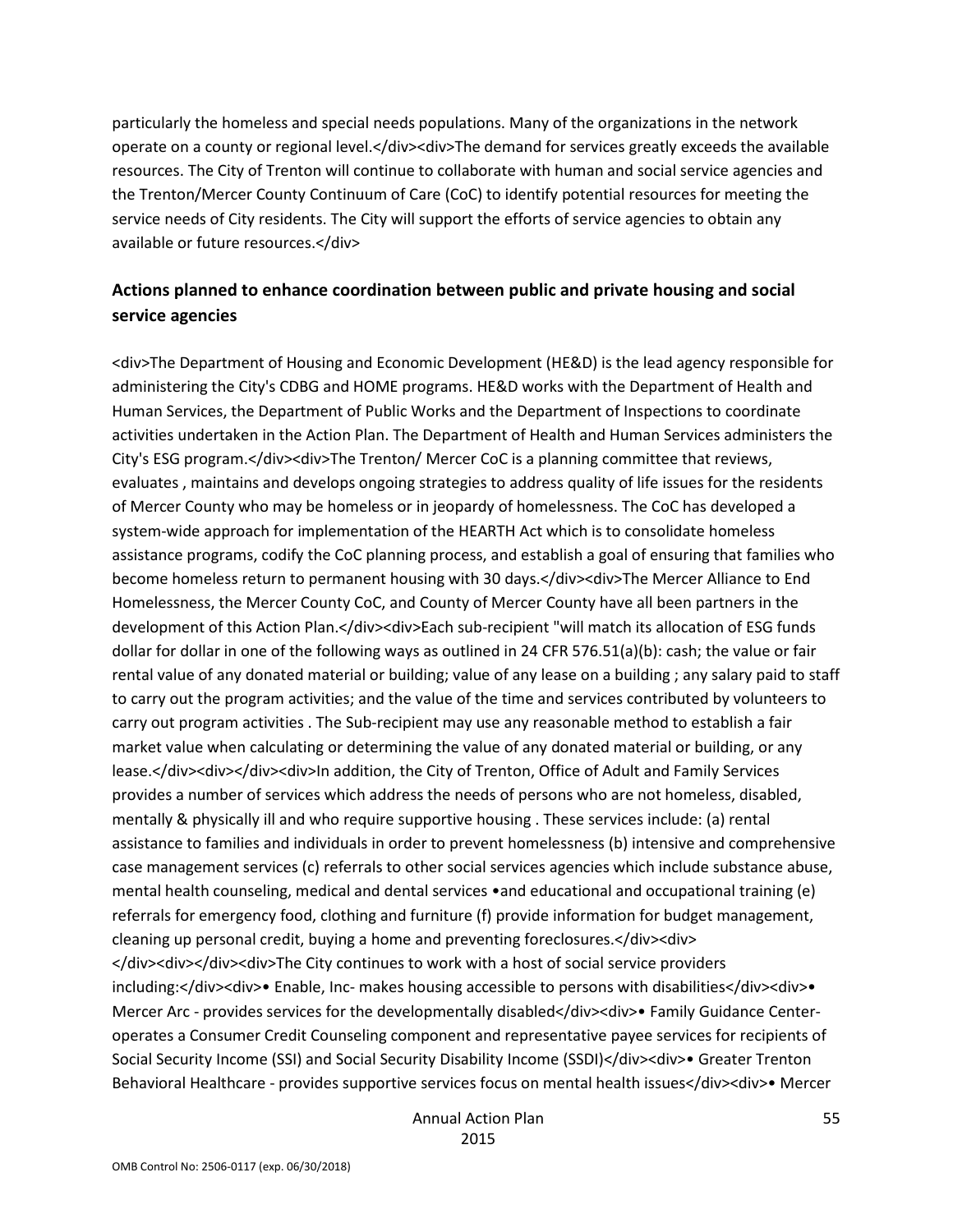particularly the homeless and special needs populations. Many of the organizations in the network operate on a county or regional level.</div><div>The demand for services greatly exceeds the available resources. The City of Trenton will continue to collaborate with human and social service agencies and the Trenton/Mercer County Continuum of Care (CoC) to identify potential resources for meeting the service needs of City residents. The City will support the efforts of service agencies to obtain any available or future resources.</div>

## Actions planned to enhance coordination between public and private housing and social service agencies

<div>The Department of Housing and Economic Development (HE&D) is the lead agency responsible for administering the City's CDBG and HOME programs. HE&D works with the Department of Health and Human Services, the Department of Public Works and the Department of Inspections to coordinate activities undertaken in the Action Plan. The Department of Health and Human Services administers the City's ESG program.</div><div>The Trenton/ Mercer CoC is a planning committee that reviews, evaluates , maintains and develops ongoing strategies to address quality of life issues for the residents of Mercer County who may be homeless or in jeopardy of homelessness. The CoC has developed a system-wide approach for implementation of the HEARTH Act which is to consolidate homeless assistance programs, codify the CoC planning process, and establish a goal of ensuring that families who become homeless return to permanent housing with 30 days.</div><div>The Mercer Alliance to End Homelessness, the Mercer County CoC, and County of Mercer County have all been partners in the development of this Action Plan.</div><div>Each sub-recipient "will match its allocation of ESG funds dollar for dollar in one of the following ways as outlined in 24 CFR 576.51(a)(b): cash; the value or fair rental value of any donated material or building; value of any lease on a building ; any salary paid to staff to carry out the program activities; and the value of the time and services contributed by volunteers to carry out program activities . The Sub-recipient may use any reasonable method to establish a fair market value when calculating or determining the value of any donated material or building, or any lease.</div><div></div><div>In addition, the City of Trenton, Office of Adult and Family Services provides a number of services which address the needs of persons who are not homeless, disabled, mentally & physically ill and who require supportive housing . These services include: (a) rental assistance to families and individuals in order to prevent homelessness (b) intensive and comprehensive case management services (c) referrals to other social services agencies which include substance abuse, mental health counseling, medical and dental services •and educational and occupational training (e) referrals for emergency food, clothing and furniture (f) provide information for budget management, cleaning up personal credit, buying a home and preventing foreclosures.</div><div> </div><div></div><div>The City continues to work with a host of social service providers including:</div><div>• Enable, Inc- makes housing accessible to persons with disabilities</div><div>• Mercer Arc - provides services for the developmentally disabled</div><div>• Family Guidance Center- operates a Consumer Credit Counseling component and representative payee services for recipients of Social Security Income (SSI) and Social Security Disability Income (SSDI)</div><div>• Greater Trenton Behavioral Healthcare - provides supportive services focus on mental health issues</div><div>• Mercer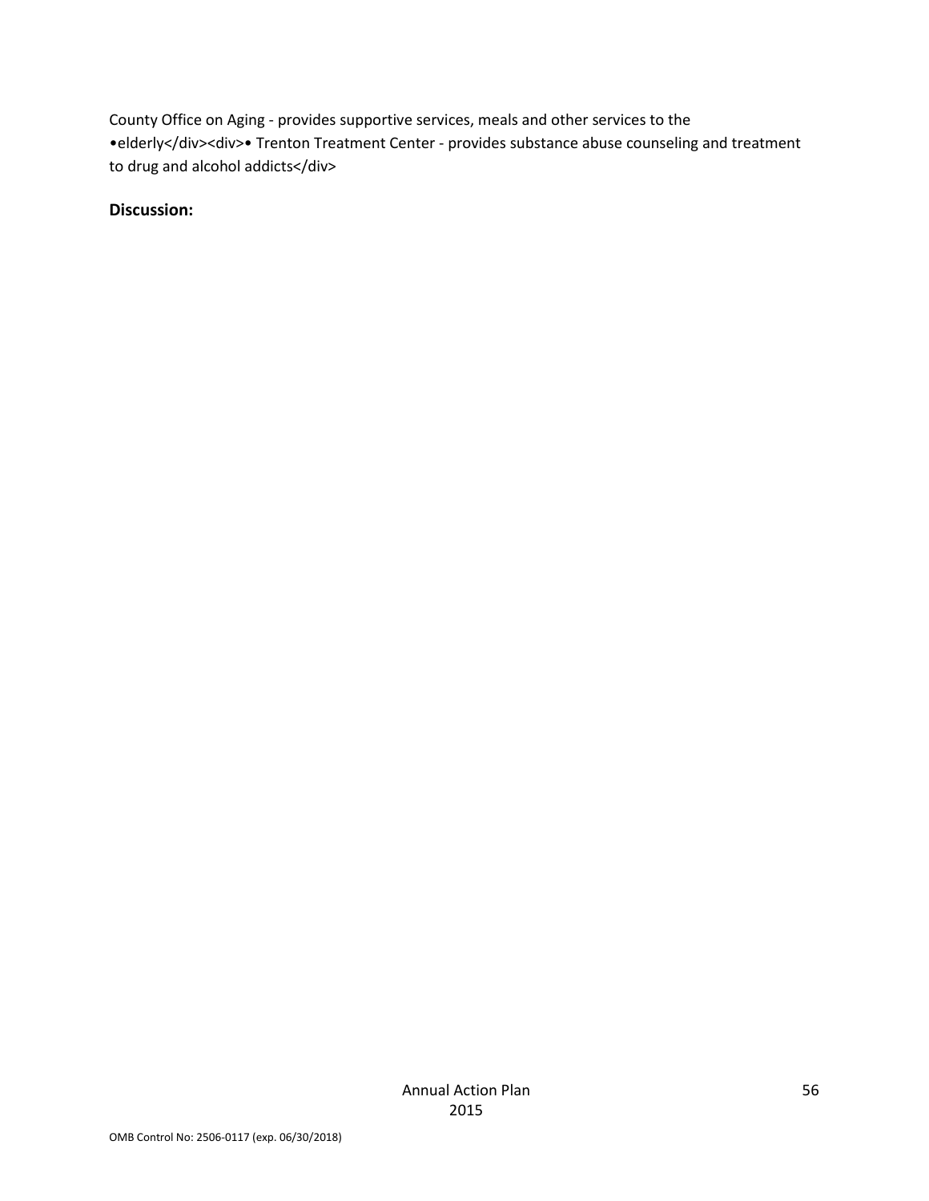County Office on Aging - provides supportive services, meals and other services to the •elderly</div><div>• Trenton Treatment Center - provides substance abuse counseling and treatment to drug and alcohol addicts</div>

**Discussion:**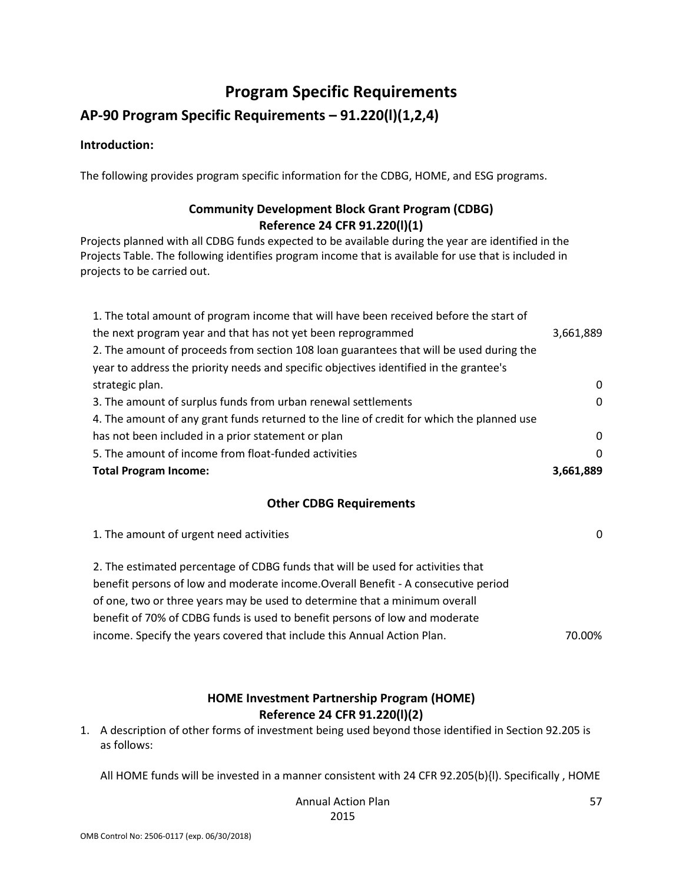# Program Specific Requirements

## AP-90 Program Specific Requirements – 91.220(l)(1,2,4)

**Introduction:**

The following provides program specific information for the CDBG, HOME, and ESG programs.

### Community Development Block Grant Program (CDBG)
### Reference 24 CFR 91.220(l)(1)

Projects planned with all CDBG funds expected to be available during the year are identified in the Projects Table. The following identifies program income that is available for use that is included in projects to be carried out.

| | |
|---|---|
| 1. The total amount of program income that will have been received before the start of the next program year and that has not yet been reprogrammed | 3,661,889 |
| 2. The amount of proceeds from section 108 loan guarantees that will be used during the year to address the priority needs and specific objectives identified in the grantee's strategic plan. | 0 |
| 3. The amount of surplus funds from urban renewal settlements | 0 |
| 4. The amount of any grant funds returned to the line of credit for which the planned use has not been included in a prior statement or plan | 0 |
| 5. The amount of income from float-funded activities | 0 |
| **Total Program Income:** | **3,661,889** |

### Other CDBG Requirements

| | |
|---|---|
| 1. The amount of urgent need activities | 0 |
| 2. The estimated percentage of CDBG funds that will be used for activities that benefit persons of low and moderate income.Overall Benefit - A consecutive period of one, two or three years may be used to determine that a minimum overall benefit of 70% of CDBG funds is used to benefit persons of low and moderate income. Specify the years covered that include this Annual Action Plan. | 70.00% |

### HOME Investment Partnership Program (HOME)
### Reference 24 CFR 91.220(l)(2)

1. A description of other forms of investment being used beyond those identified in Section 92.205 is as follows:

   All HOME funds will be invested in a manner consistent with 24 CFR 92.205(b){l). Specifically , HOME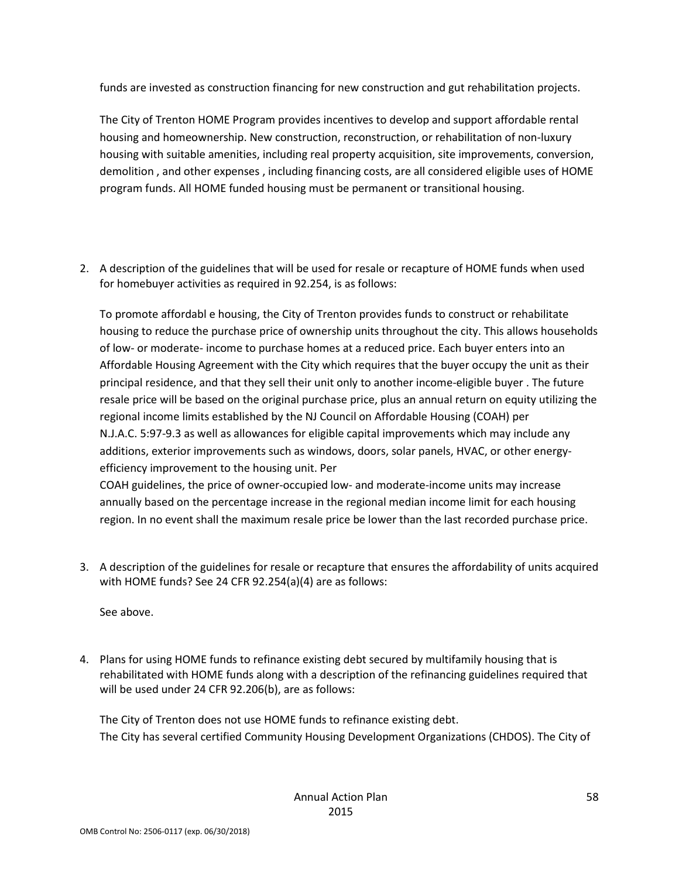funds are invested as construction financing for new construction and gut rehabilitation projects.

The City of Trenton HOME Program provides incentives to develop and support affordable rental housing and homeownership. New construction, reconstruction, or rehabilitation of non-luxury housing with suitable amenities, including real property acquisition, site improvements, conversion, demolition , and other expenses , including financing costs, are all considered eligible uses of HOME program funds. All HOME funded housing must be permanent or transitional housing.

2. A description of the guidelines that will be used for resale or recapture of HOME funds when used for homebuyer activities as required in 92.254, is as follows:

   To promote affordabl e housing, the City of Trenton provides funds to construct or rehabilitate housing to reduce the purchase price of ownership units throughout the city. This allows households of low- or moderate- income to purchase homes at a reduced price. Each buyer enters into an Affordable Housing Agreement with the City which requires that the buyer occupy the unit as their principal residence, and that they sell their unit only to another income-eligible buyer . The future resale price will be based on the original purchase price, plus an annual return on equity utilizing the regional income limits established by the NJ Council on Affordable Housing (COAH) per N.J.A.C. 5:97-9.3 as well as allowances for eligible capital improvements which may include any additions, exterior improvements such as windows, doors, solar panels, HVAC, or other energy-efficiency improvement to the housing unit. Per
   COAH guidelines, the price of owner-occupied low- and moderate-income units may increase annually based on the percentage increase in the regional median income limit for each housing region. In no event shall the maximum resale price be lower than the last recorded purchase price.

3. A description of the guidelines for resale or recapture that ensures the affordability of units acquired with HOME funds? See 24 CFR 92.254(a)(4) are as follows:

   See above.

4. Plans for using HOME funds to refinance existing debt secured by multifamily housing that is rehabilitated with HOME funds along with a description of the refinancing guidelines required that will be used under 24 CFR 92.206(b), are as follows:

   The City of Trenton does not use HOME funds to refinance existing debt.
   The City has several certified Community Housing Development Organizations (CHDOS). The City of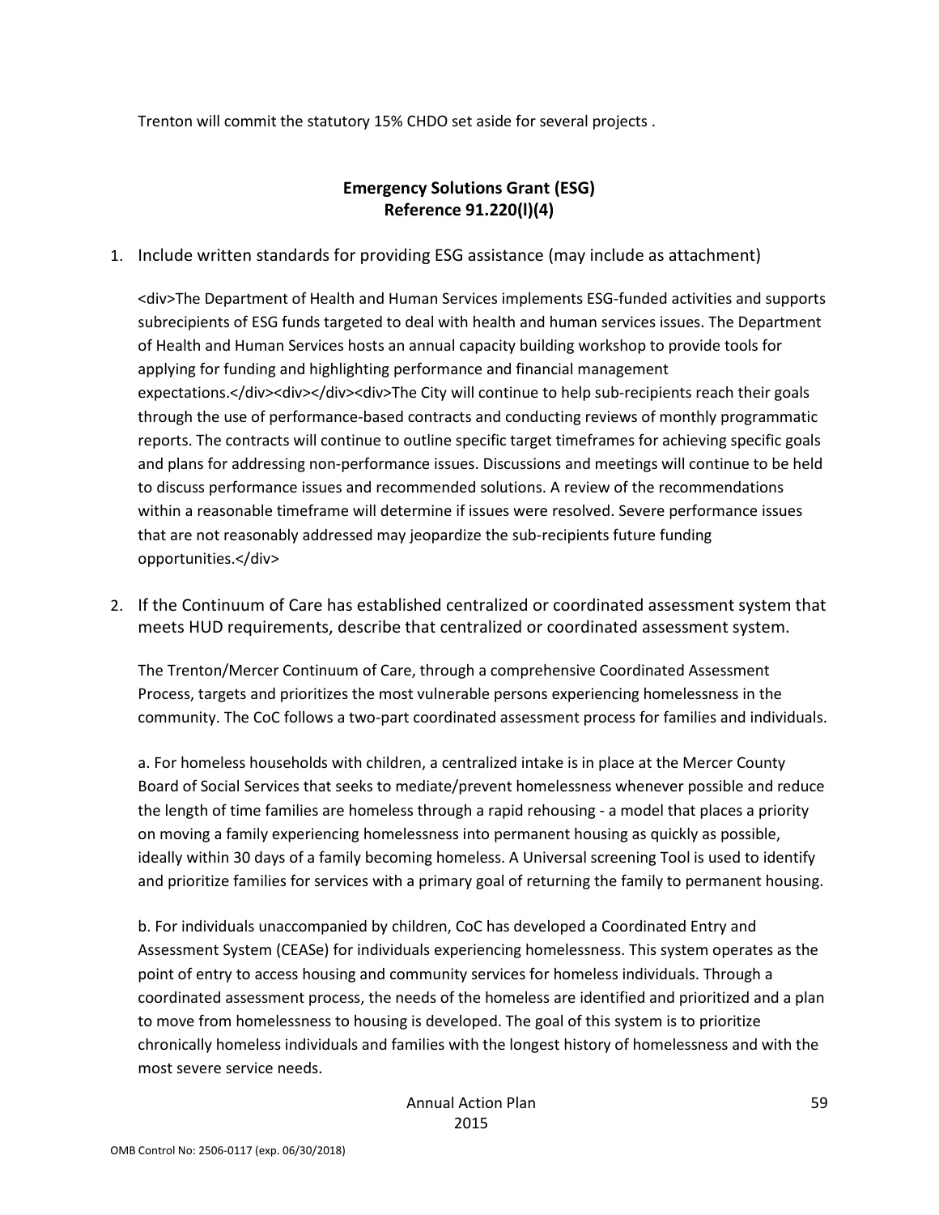Trenton will commit the statutory 15% CHDO set aside for several projects .

## Emergency Solutions Grant (ESG)
## Reference 91.220(l)(4)

1. Include written standards for providing ESG assistance (may include as attachment)

   <div>The Department of Health and Human Services implements ESG-funded activities and supports subrecipients of ESG funds targeted to deal with health and human services issues. The Department of Health and Human Services hosts an annual capacity building workshop to provide tools for applying for funding and highlighting performance and financial management expectations.</div><div></div><div>The City will continue to help sub-recipients reach their goals through the use of performance-based contracts and conducting reviews of monthly programmatic reports. The contracts will continue to outline specific target timeframes for achieving specific goals and plans for addressing non-performance issues. Discussions and meetings will continue to be held to discuss performance issues and recommended solutions. A review of the recommendations within a reasonable timeframe will determine if issues were resolved. Severe performance issues that are not reasonably addressed may jeopardize the sub-recipients future funding opportunities.</div>

2. If the Continuum of Care has established centralized or coordinated assessment system that meets HUD requirements, describe that centralized or coordinated assessment system.

   The Trenton/Mercer Continuum of Care, through a comprehensive Coordinated Assessment Process, targets and prioritizes the most vulnerable persons experiencing homelessness in the community. The CoC follows a two-part coordinated assessment process for families and individuals.

   a. For homeless households with children, a centralized intake is in place at the Mercer County Board of Social Services that seeks to mediate/prevent homelessness whenever possible and reduce the length of time families are homeless through a rapid rehousing - a model that places a priority on moving a family experiencing homelessness into permanent housing as quickly as possible, ideally within 30 days of a family becoming homeless. A Universal screening Tool is used to identify and prioritize families for services with a primary goal of returning the family to permanent housing.

   b. For individuals unaccompanied by children, CoC has developed a Coordinated Entry and Assessment System (CEASe) for individuals experiencing homelessness. This system operates as the point of entry to access housing and community services for homeless individuals. Through a coordinated assessment process, the needs of the homeless are identified and prioritized and a plan to move from homelessness to housing is developed. The goal of this system is to prioritize chronically homeless individuals and families with the longest history of homelessness and with the most severe service needs.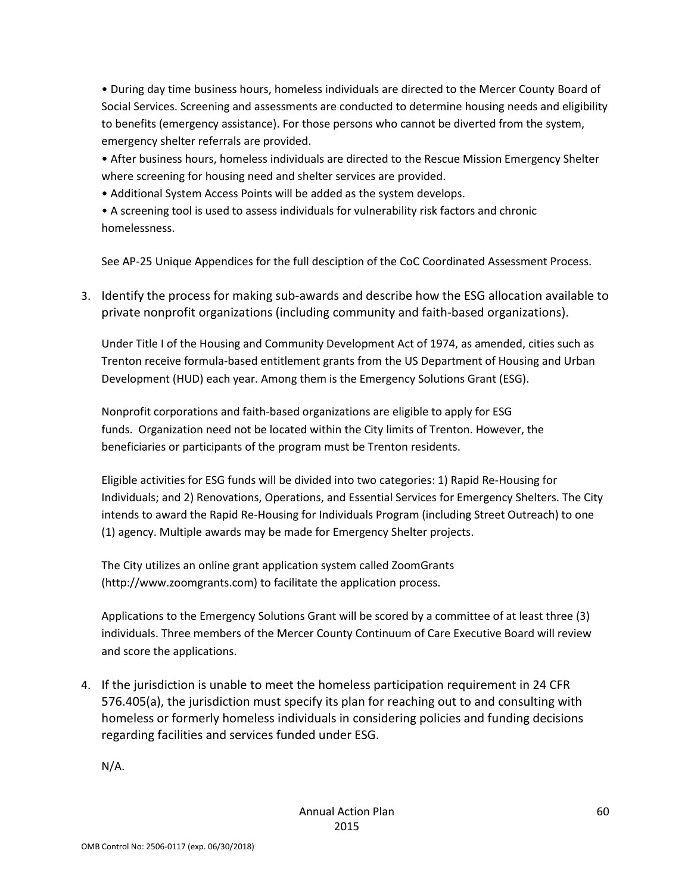- During day time business hours, homeless individuals are directed to the Mercer County Board of Social Services. Screening and assessments are conducted to determine housing needs and eligibility to benefits (emergency assistance). For those persons who cannot be diverted from the system, emergency shelter referrals are provided.
- After business hours, homeless individuals are directed to the Rescue Mission Emergency Shelter where screening for housing need and shelter services are provided.
- Additional System Access Points will be added as the system develops.
- A screening tool is used to assess individuals for vulnerability risk factors and chronic homelessness.

See AP-25 Unique Appendices for the full desciption of the CoC Coordinated Assessment Process.

3. Identify the process for making sub-awards and describe how the ESG allocation available to private nonprofit organizations (including community and faith-based organizations).

Under Title I of the Housing and Community Development Act of 1974, as amended, cities such as Trenton receive formula-based entitlement grants from the US Department of Housing and Urban Development (HUD) each year. Among them is the Emergency Solutions Grant (ESG).

Nonprofit corporations and faith-based organizations are eligible to apply for ESG funds. Organization need not be located within the City limits of Trenton. However, the beneficiaries or participants of the program must be Trenton residents.

Eligible activities for ESG funds will be divided into two categories: 1) Rapid Re-Housing for Individuals; and 2) Renovations, Operations, and Essential Services for Emergency Shelters. The City intends to award the Rapid Re-Housing for Individuals Program (including Street Outreach) to one (1) agency. Multiple awards may be made for Emergency Shelter projects.

The City utilizes an online grant application system called ZoomGrants (http://www.zoomgrants.com) to facilitate the application process.

Applications to the Emergency Solutions Grant will be scored by a committee of at least three (3) individuals. Three members of the Mercer County Continuum of Care Executive Board will review and score the applications.

4. If the jurisdiction is unable to meet the homeless participation requirement in 24 CFR 576.405(a), the jurisdiction must specify its plan for reaching out to and consulting with homeless or formerly homeless individuals in considering policies and funding decisions regarding facilities and services funded under ESG.

N/A.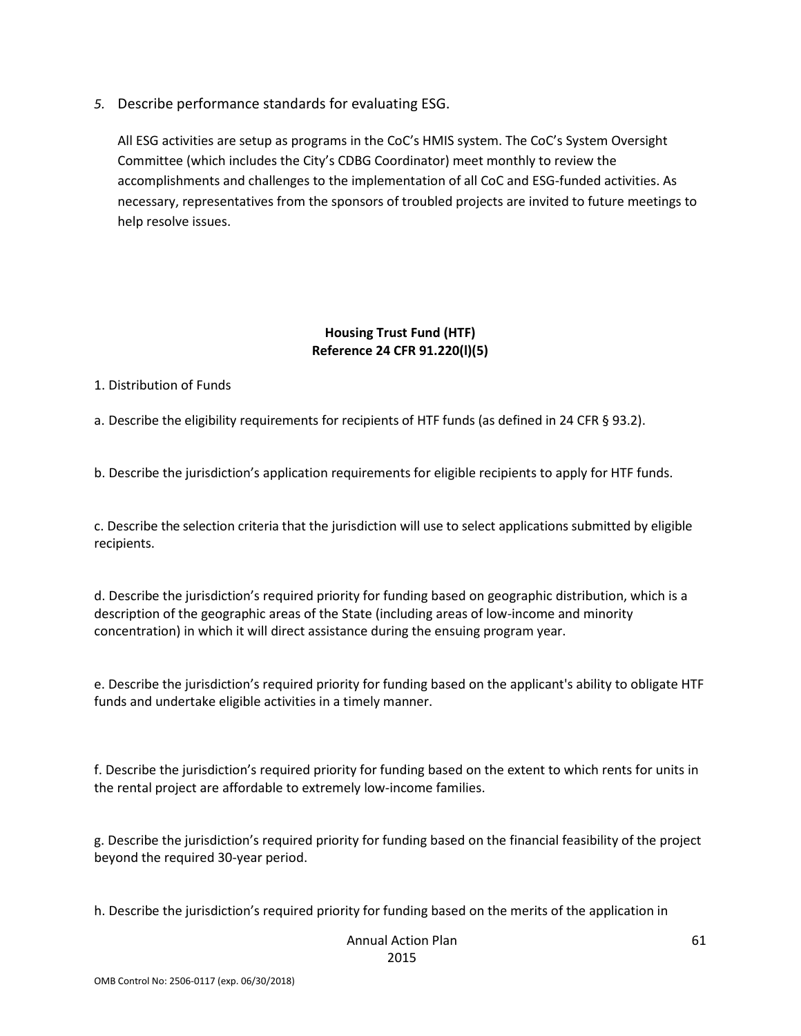*5.* Describe performance standards for evaluating ESG.

All ESG activities are setup as programs in the CoC's HMIS system. The CoC's System Oversight Committee (which includes the City's CDBG Coordinator) meet monthly to review the accomplishments and challenges to the implementation of all CoC and ESG-funded activities. As necessary, representatives from the sponsors of troubled projects are invited to future meetings to help resolve issues.

**Housing Trust Fund (HTF)**
**Reference 24 CFR 91.220(l)(5)**

1. Distribution of Funds

a. Describe the eligibility requirements for recipients of HTF funds (as defined in 24 CFR § 93.2).

b. Describe the jurisdiction's application requirements for eligible recipients to apply for HTF funds.

c. Describe the selection criteria that the jurisdiction will use to select applications submitted by eligible recipients.

d. Describe the jurisdiction's required priority for funding based on geographic distribution, which is a description of the geographic areas of the State (including areas of low-income and minority concentration) in which it will direct assistance during the ensuing program year.

e. Describe the jurisdiction's required priority for funding based on the applicant's ability to obligate HTF funds and undertake eligible activities in a timely manner.

f. Describe the jurisdiction's required priority for funding based on the extent to which rents for units in the rental project are affordable to extremely low-income families.

g. Describe the jurisdiction's required priority for funding based on the financial feasibility of the project beyond the required 30-year period.

h. Describe the jurisdiction's required priority for funding based on the merits of the application in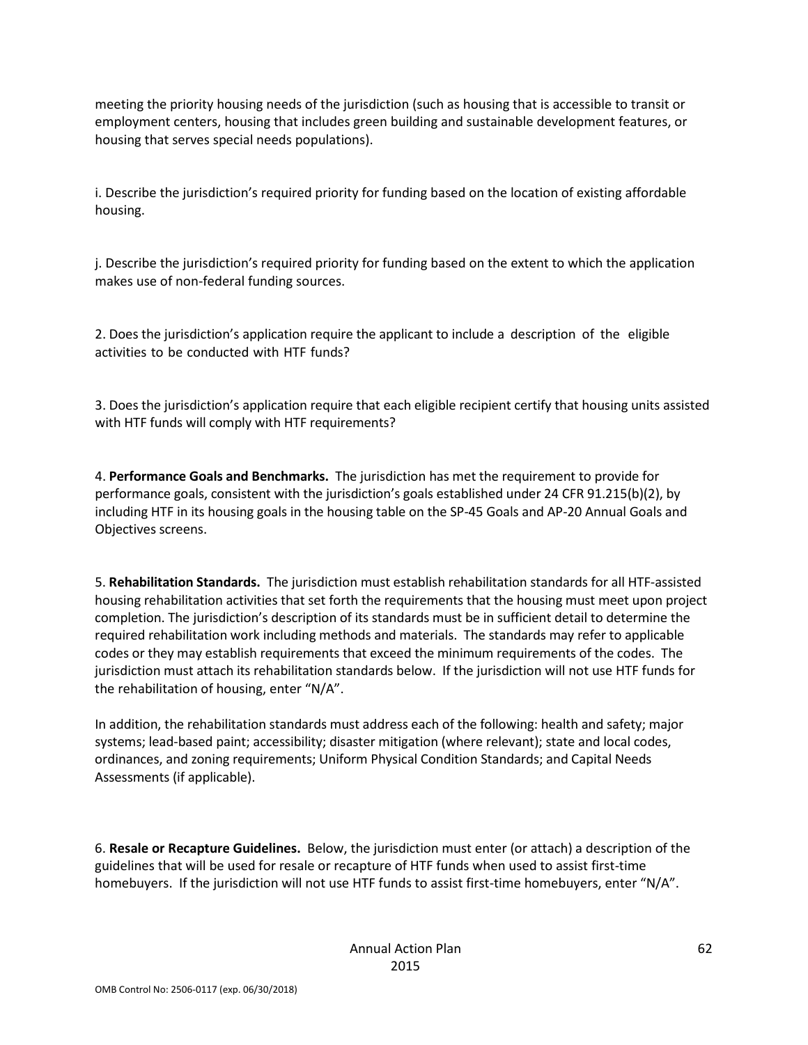meeting the priority housing needs of the jurisdiction (such as housing that is accessible to transit or employment centers, housing that includes green building and sustainable development features, or housing that serves special needs populations).

i. Describe the jurisdiction's required priority for funding based on the location of existing affordable housing.

j. Describe the jurisdiction's required priority for funding based on the extent to which the application makes use of non-federal funding sources.

2. Does the jurisdiction's application require the applicant to include a description of the eligible activities to be conducted with HTF funds?

3. Does the jurisdiction's application require that each eligible recipient certify that housing units assisted with HTF funds will comply with HTF requirements?

4. **Performance Goals and Benchmarks.** The jurisdiction has met the requirement to provide for performance goals, consistent with the jurisdiction's goals established under 24 CFR 91.215(b)(2), by including HTF in its housing goals in the housing table on the SP-45 Goals and AP-20 Annual Goals and Objectives screens.

5. **Rehabilitation Standards.** The jurisdiction must establish rehabilitation standards for all HTF-assisted housing rehabilitation activities that set forth the requirements that the housing must meet upon project completion. The jurisdiction's description of its standards must be in sufficient detail to determine the required rehabilitation work including methods and materials. The standards may refer to applicable codes or they may establish requirements that exceed the minimum requirements of the codes. The jurisdiction must attach its rehabilitation standards below. If the jurisdiction will not use HTF funds for the rehabilitation of housing, enter "N/A".

In addition, the rehabilitation standards must address each of the following: health and safety; major systems; lead-based paint; accessibility; disaster mitigation (where relevant); state and local codes, ordinances, and zoning requirements; Uniform Physical Condition Standards; and Capital Needs Assessments (if applicable).

6. **Resale or Recapture Guidelines.** Below, the jurisdiction must enter (or attach) a description of the guidelines that will be used for resale or recapture of HTF funds when used to assist first-time homebuyers. If the jurisdiction will not use HTF funds to assist first-time homebuyers, enter "N/A".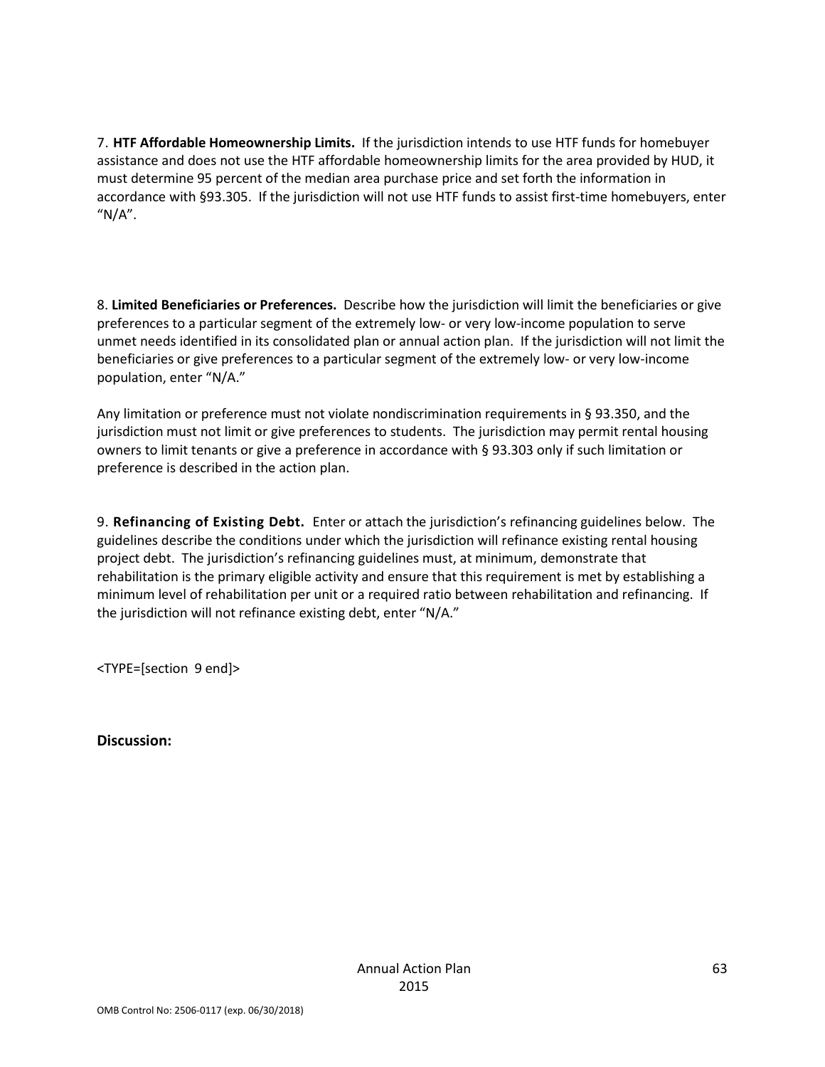7. **HTF Affordable Homeownership Limits.** If the jurisdiction intends to use HTF funds for homebuyer assistance and does not use the HTF affordable homeownership limits for the area provided by HUD, it must determine 95 percent of the median area purchase price and set forth the information in accordance with §93.305. If the jurisdiction will not use HTF funds to assist first-time homebuyers, enter "N/A".

8. **Limited Beneficiaries or Preferences.** Describe how the jurisdiction will limit the beneficiaries or give preferences to a particular segment of the extremely low- or very low-income population to serve unmet needs identified in its consolidated plan or annual action plan. If the jurisdiction will not limit the beneficiaries or give preferences to a particular segment of the extremely low- or very low-income population, enter "N/A."

Any limitation or preference must not violate nondiscrimination requirements in § 93.350, and the jurisdiction must not limit or give preferences to students. The jurisdiction may permit rental housing owners to limit tenants or give a preference in accordance with § 93.303 only if such limitation or preference is described in the action plan.

9. **Refinancing of Existing Debt.** Enter or attach the jurisdiction's refinancing guidelines below. The guidelines describe the conditions under which the jurisdiction will refinance existing rental housing project debt. The jurisdiction's refinancing guidelines must, at minimum, demonstrate that rehabilitation is the primary eligible activity and ensure that this requirement is met by establishing a minimum level of rehabilitation per unit or a required ratio between rehabilitation and refinancing. If the jurisdiction will not refinance existing debt, enter "N/A."

<TYPE=[section 9 end]>

**Discussion:**